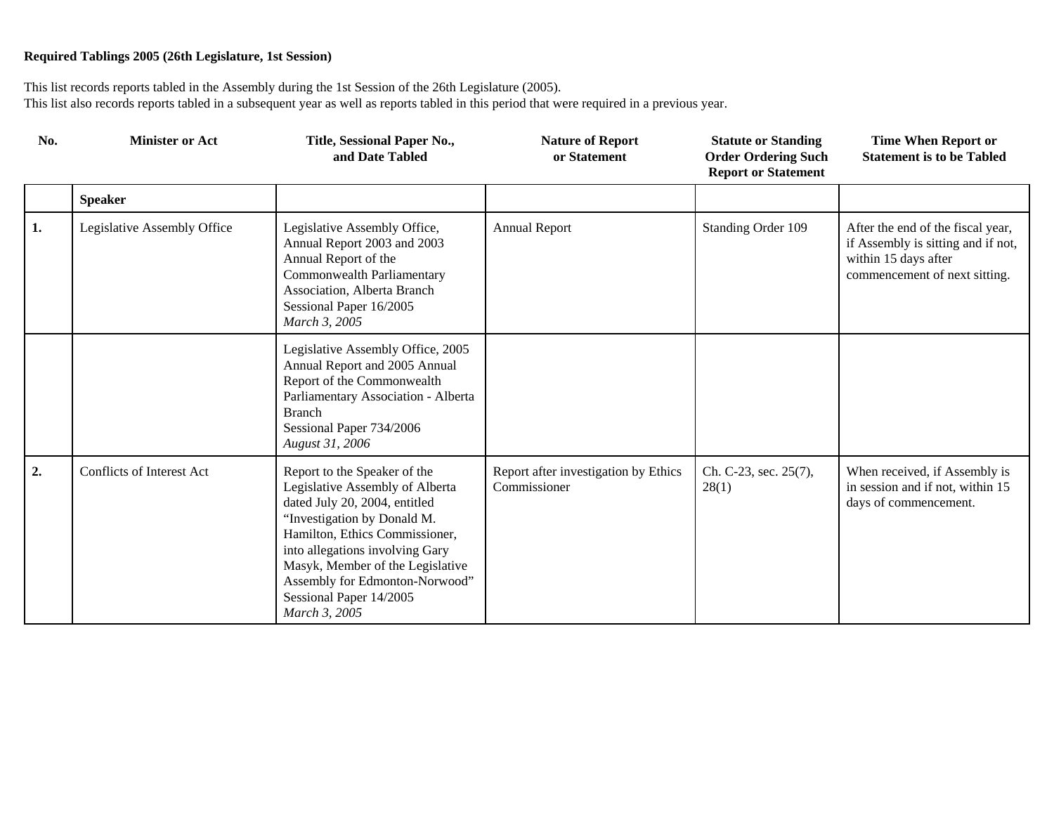**Required Tablings 2005 (26th Legislature, 1st Session)**

This list records reports tabled in the Assembly during the 1st Session of the 26th Legislature (2005).
This list also records reports tabled in a subsequent year as well as reports tabled in this period that were required in a previous year.

| No. | Minister or Act | Title, Sessional Paper No., and Date Tabled | Nature of Report or Statement | Statute or Standing Order Ordering Such Report or Statement | Time When Report or Statement is to be Tabled |
|---|---|---|---|---|---|
| | **Speaker** | | | | |
| **1.** | Legislative Assembly Office | Legislative Assembly Office, Annual Report 2003 and 2003 Annual Report of the Commonwealth Parliamentary Association, Alberta Branch<br>Sessional Paper 16/2005<br>*March 3, 2005* | Annual Report | Standing Order 109 | After the end of the fiscal year, if Assembly is sitting and if not, within 15 days after commencement of next sitting. |
| | | Legislative Assembly Office, 2005 Annual Report and 2005 Annual Report of the Commonwealth Parliamentary Association - Alberta Branch<br>Sessional Paper 734/2006<br>*August 31, 2006* | | | |
| **2.** | Conflicts of Interest Act | Report to the Speaker of the Legislative Assembly of Alberta dated July 20, 2004, entitled "Investigation by Donald M. Hamilton, Ethics Commissioner, into allegations involving Gary Masyk, Member of the Legislative Assembly for Edmonton-Norwood"<br>Sessional Paper 14/2005<br>*March 3, 2005* | Report after investigation by Ethics Commissioner | Ch. C-23, sec. 25(7), 28(1) | When received, if Assembly is in session and if not, within 15 days of commencement. |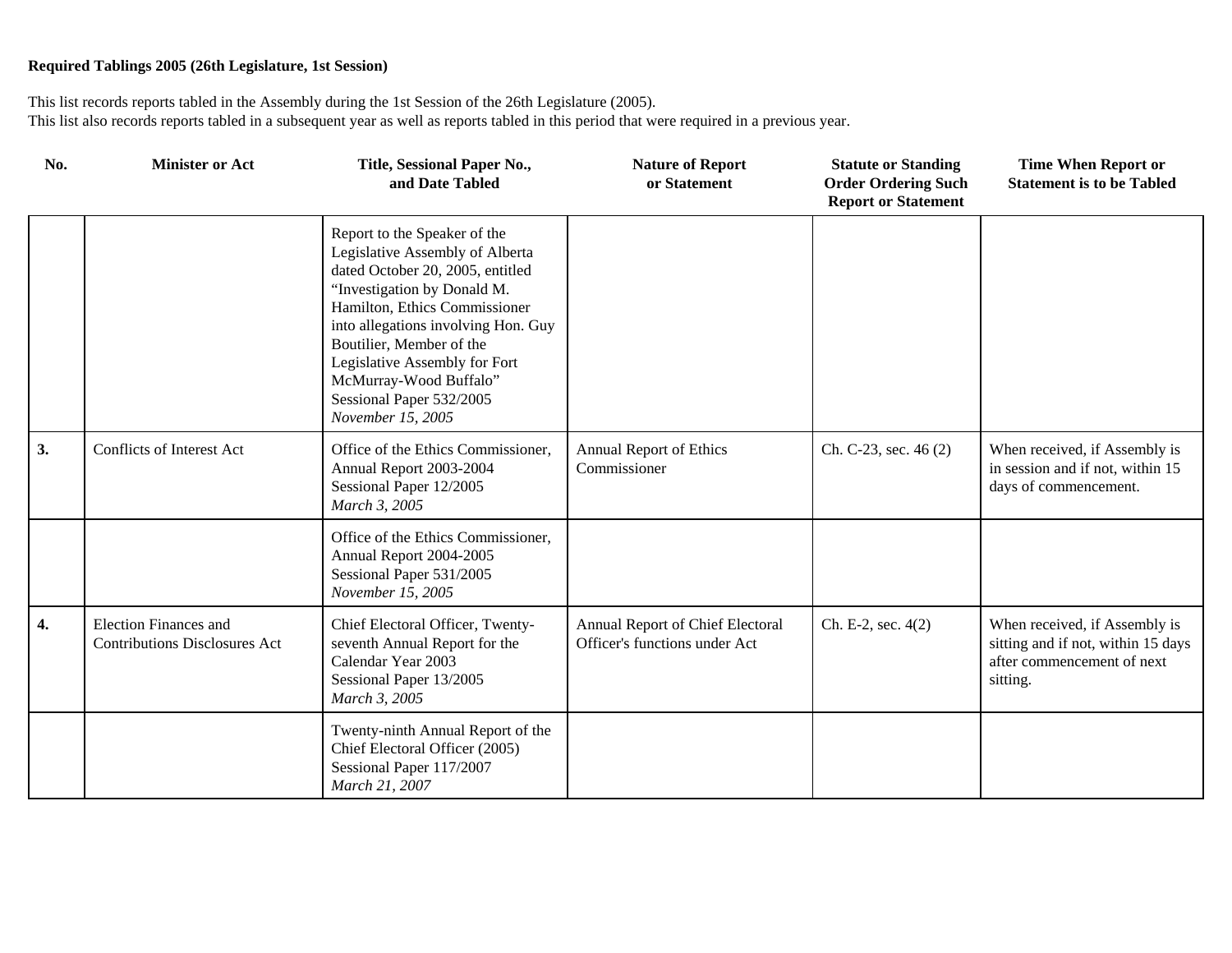**Required Tablings 2005 (26th Legislature, 1st Session)**

This list records reports tabled in the Assembly during the 1st Session of the 26th Legislature (2005).
This list also records reports tabled in a subsequent year as well as reports tabled in this period that were required in a previous year.

| No. | Minister or Act | Title, Sessional Paper No., and Date Tabled | Nature of Report or Statement | Statute or Standing Order Ordering Such Report or Statement | Time When Report or Statement is to be Tabled |
|---|---|---|---|---|---|
| | | Report to the Speaker of the Legislative Assembly of Alberta dated October 20, 2005, entitled "Investigation by Donald M. Hamilton, Ethics Commissioner into allegations involving Hon. Guy Boutilier, Member of the Legislative Assembly for Fort McMurray-Wood Buffalo" Sessional Paper 532/2005 *November 15, 2005* | | | |
| **3.** | Conflicts of Interest Act | Office of the Ethics Commissioner, Annual Report 2003-2004 Sessional Paper 12/2005 *March 3, 2005* | Annual Report of Ethics Commissioner | Ch. C-23, sec. 46 (2) | When received, if Assembly is in session and if not, within 15 days of commencement. |
| | | Office of the Ethics Commissioner, Annual Report 2004-2005 Sessional Paper 531/2005 *November 15, 2005* | | | |
| **4.** | Election Finances and Contributions Disclosures Act | Chief Electoral Officer, Twenty-seventh Annual Report for the Calendar Year 2003 Sessional Paper 13/2005 *March 3, 2005* | Annual Report of Chief Electoral Officer's functions under Act | Ch. E-2, sec. 4(2) | When received, if Assembly is sitting and if not, within 15 days after commencement of next sitting. |
| | | Twenty-ninth Annual Report of the Chief Electoral Officer (2005) Sessional Paper 117/2007 *March 21, 2007* | | | |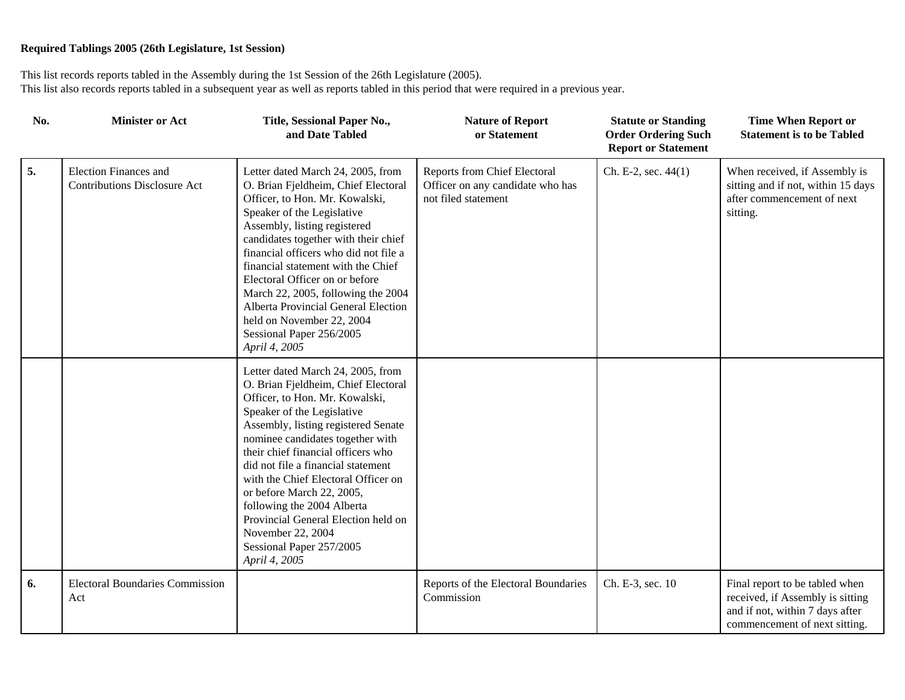**Required Tablings 2005 (26th Legislature, 1st Session)**

This list records reports tabled in the Assembly during the 1st Session of the 26th Legislature (2005).
This list also records reports tabled in a subsequent year as well as reports tabled in this period that were required in a previous year.

| No. | Minister or Act | Title, Sessional Paper No., and Date Tabled | Nature of Report or Statement | Statute or Standing Order Ordering Such Report or Statement | Time When Report or Statement is to be Tabled |
|---|---|---|---|---|---|
| **5.** | Election Finances and Contributions Disclosure Act | Letter dated March 24, 2005, from O. Brian Fjeldheim, Chief Electoral Officer, to Hon. Mr. Kowalski, Speaker of the Legislative Assembly, listing registered candidates together with their chief financial officers who did not file a financial statement with the Chief Electoral Officer on or before March 22, 2005, following the 2004 Alberta Provincial General Election held on November 22, 2004 Sessional Paper 256/2005 *April 4, 2005* | Reports from Chief Electoral Officer on any candidate who has not filed statement | Ch. E-2, sec. 44(1) | When received, if Assembly is sitting and if not, within 15 days after commencement of next sitting. |
| | | Letter dated March 24, 2005, from O. Brian Fjeldheim, Chief Electoral Officer, to Hon. Mr. Kowalski, Speaker of the Legislative Assembly, listing registered Senate nominee candidates together with their chief financial officers who did not file a financial statement with the Chief Electoral Officer on or before March 22, 2005, following the 2004 Alberta Provincial General Election held on November 22, 2004 Sessional Paper 257/2005 *April 4, 2005* | | | |
| **6.** | Electoral Boundaries Commission Act | | Reports of the Electoral Boundaries Commission | Ch. E-3, sec. 10 | Final report to be tabled when received, if Assembly is sitting and if not, within 7 days after commencement of next sitting. |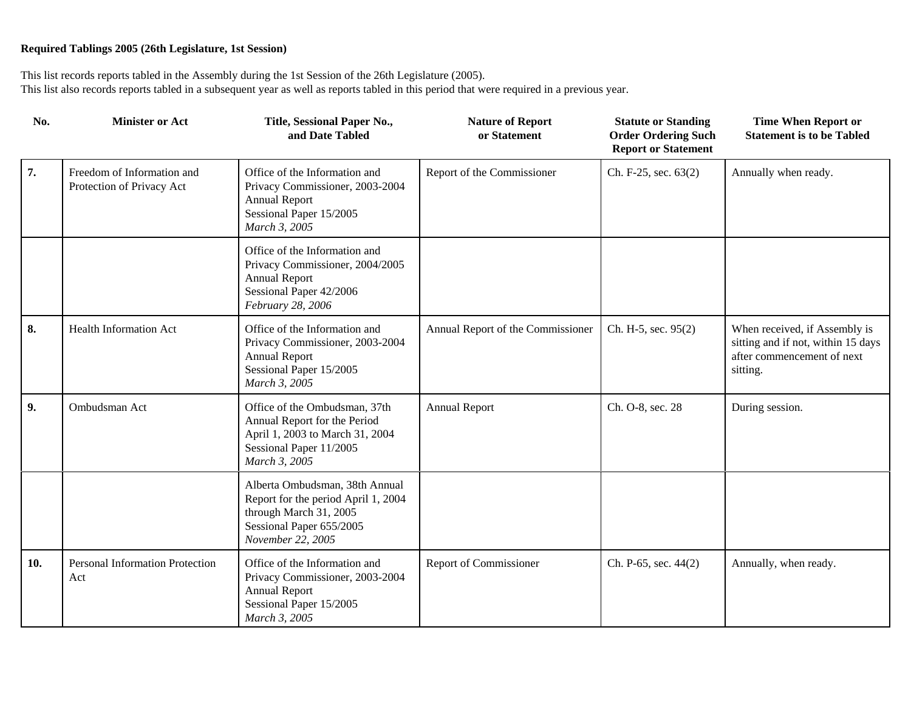**Required Tablings 2005 (26th Legislature, 1st Session)**

This list records reports tabled in the Assembly during the 1st Session of the 26th Legislature (2005).
This list also records reports tabled in a subsequent year as well as reports tabled in this period that were required in a previous year.

| No. | Minister or Act | Title, Sessional Paper No., and Date Tabled | Nature of Report or Statement | Statute or Standing Order Ordering Such Report or Statement | Time When Report or Statement is to be Tabled |
|---|---|---|---|---|---|
| **7.** | Freedom of Information and Protection of Privacy Act | Office of the Information and Privacy Commissioner, 2003-2004 Annual Report<br>Sessional Paper 15/2005<br>*March 3, 2005* | Report of the Commissioner | Ch. F-25, sec. 63(2) | Annually when ready. |
| | | Office of the Information and Privacy Commissioner, 2004/2005 Annual Report<br>Sessional Paper 42/2006<br>*February 28, 2006* | | | |
| **8.** | Health Information Act | Office of the Information and Privacy Commissioner, 2003-2004 Annual Report<br>Sessional Paper 15/2005<br>*March 3, 2005* | Annual Report of the Commissioner | Ch. H-5, sec. 95(2) | When received, if Assembly is sitting and if not, within 15 days after commencement of next sitting. |
| **9.** | Ombudsman Act | Office of the Ombudsman, 37th Annual Report for the Period April 1, 2003 to March 31, 2004<br>Sessional Paper 11/2005<br>*March 3, 2005* | Annual Report | Ch. O-8, sec. 28 | During session. |
| | | Alberta Ombudsman, 38th Annual Report for the period April 1, 2004 through March 31, 2005<br>Sessional Paper 655/2005<br>*November 22, 2005* | | | |
| **10.** | Personal Information Protection Act | Office of the Information and Privacy Commissioner, 2003-2004 Annual Report<br>Sessional Paper 15/2005<br>*March 3, 2005* | Report of Commissioner | Ch. P-65, sec. 44(2) | Annually, when ready. |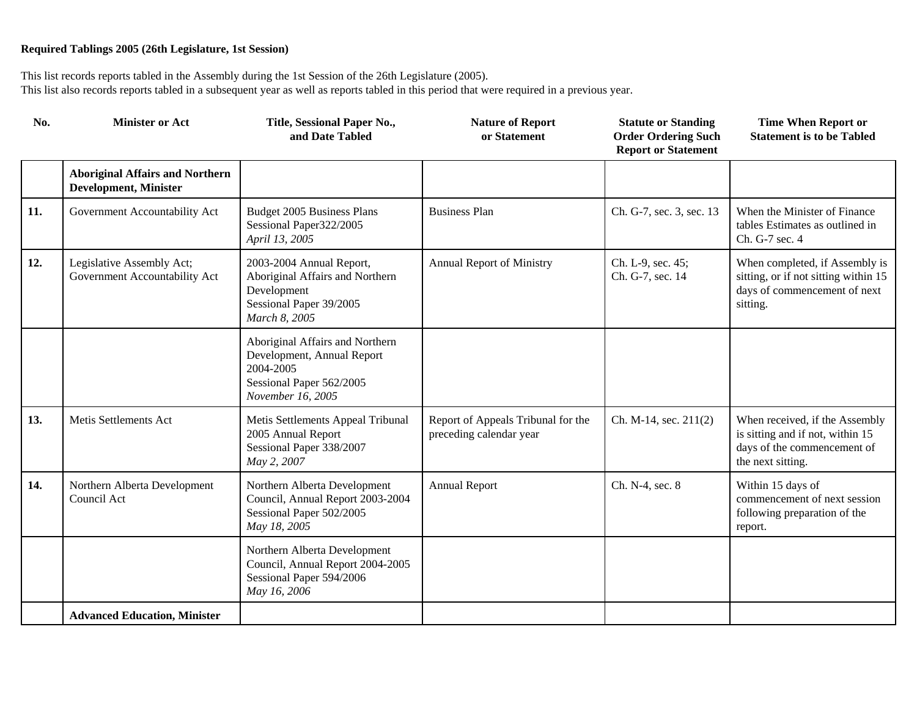**Required Tablings 2005 (26th Legislature, 1st Session)**

This list records reports tabled in the Assembly during the 1st Session of the 26th Legislature (2005).
This list also records reports tabled in a subsequent year as well as reports tabled in this period that were required in a previous year.

| No. | Minister or Act | Title, Sessional Paper No., and Date Tabled | Nature of Report or Statement | Statute or Standing Order Ordering Such Report or Statement | Time When Report or Statement is to be Tabled |
|---|---|---|---|---|---|
| | **Aboriginal Affairs and Northern Development, Minister** | | | | |
| **11.** | Government Accountability Act | Budget 2005 Business Plans<br>Sessional Paper322/2005<br>*April 13, 2005* | Business Plan | Ch. G-7, sec. 3, sec. 13 | When the Minister of Finance tables Estimates as outlined in Ch. G-7 sec. 4 |
| **12.** | Legislative Assembly Act;<br>Government Accountability Act | 2003-2004 Annual Report, Aboriginal Affairs and Northern Development<br>Sessional Paper 39/2005<br>*March 8, 2005* | Annual Report of Ministry | Ch. L-9, sec. 45;<br>Ch. G-7, sec. 14 | When completed, if Assembly is sitting, or if not sitting within 15 days of commencement of next sitting. |
| | | Aboriginal Affairs and Northern Development, Annual Report 2004-2005<br>Sessional Paper 562/2005<br>*November 16, 2005* | | | |
| **13.** | Metis Settlements Act | Metis Settlements Appeal Tribunal 2005 Annual Report<br>Sessional Paper 338/2007<br>*May 2, 2007* | Report of Appeals Tribunal for the preceding calendar year | Ch. M-14, sec. 211(2) | When received, if the Assembly is sitting and if not, within 15 days of the commencement of the next sitting. |
| **14.** | Northern Alberta Development Council Act | Northern Alberta Development Council, Annual Report 2003-2004<br>Sessional Paper 502/2005<br>*May 18, 2005* | Annual Report | Ch. N-4, sec. 8 | Within 15 days of commencement of next session following preparation of the report. |
| | | Northern Alberta Development Council, Annual Report 2004-2005<br>Sessional Paper 594/2006<br>*May 16, 2006* | | | |
| | **Advanced Education, Minister** | | | | |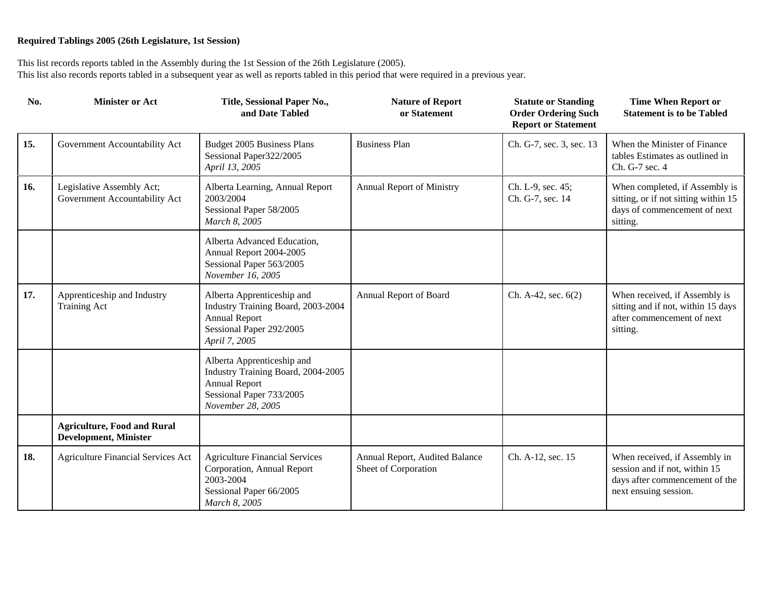**Required Tablings 2005 (26th Legislature, 1st Session)**

This list records reports tabled in the Assembly during the 1st Session of the 26th Legislature (2005).
This list also records reports tabled in a subsequent year as well as reports tabled in this period that were required in a previous year.

| No. | Minister or Act | Title, Sessional Paper No., and Date Tabled | Nature of Report or Statement | Statute or Standing Order Ordering Such Report or Statement | Time When Report or Statement is to be Tabled |
|---|---|---|---|---|---|
| **15.** | Government Accountability Act | Budget 2005 Business Plans<br>Sessional Paper322/2005<br>*April 13, 2005* | Business Plan | Ch. G-7, sec. 3, sec. 13 | When the Minister of Finance tables Estimates as outlined in Ch. G-7 sec. 4 |
| **16.** | Legislative Assembly Act; Government Accountability Act | Alberta Learning, Annual Report 2003/2004<br>Sessional Paper 58/2005<br>*March 8, 2005* | Annual Report of Ministry | Ch. L-9, sec. 45;<br>Ch. G-7, sec. 14 | When completed, if Assembly is sitting, or if not sitting within 15 days of commencement of next sitting. |
| | | Alberta Advanced Education, Annual Report 2004-2005<br>Sessional Paper 563/2005<br>*November 16, 2005* | | | |
| **17.** | Apprenticeship and Industry Training Act | Alberta Apprenticeship and Industry Training Board, 2003-2004 Annual Report<br>Sessional Paper 292/2005<br>*April 7, 2005* | Annual Report of Board | Ch. A-42, sec. 6(2) | When received, if Assembly is sitting and if not, within 15 days after commencement of next sitting. |
| | | Alberta Apprenticeship and Industry Training Board, 2004-2005 Annual Report<br>Sessional Paper 733/2005<br>*November 28, 2005* | | | |
| | **Agriculture, Food and Rural Development, Minister** | | | | |
| **18.** | Agriculture Financial Services Act | Agriculture Financial Services Corporation, Annual Report 2003-2004<br>Sessional Paper 66/2005<br>*March 8, 2005* | Annual Report, Audited Balance Sheet of Corporation | Ch. A-12, sec. 15 | When received, if Assembly in session and if not, within 15 days after commencement of the next ensuing session. |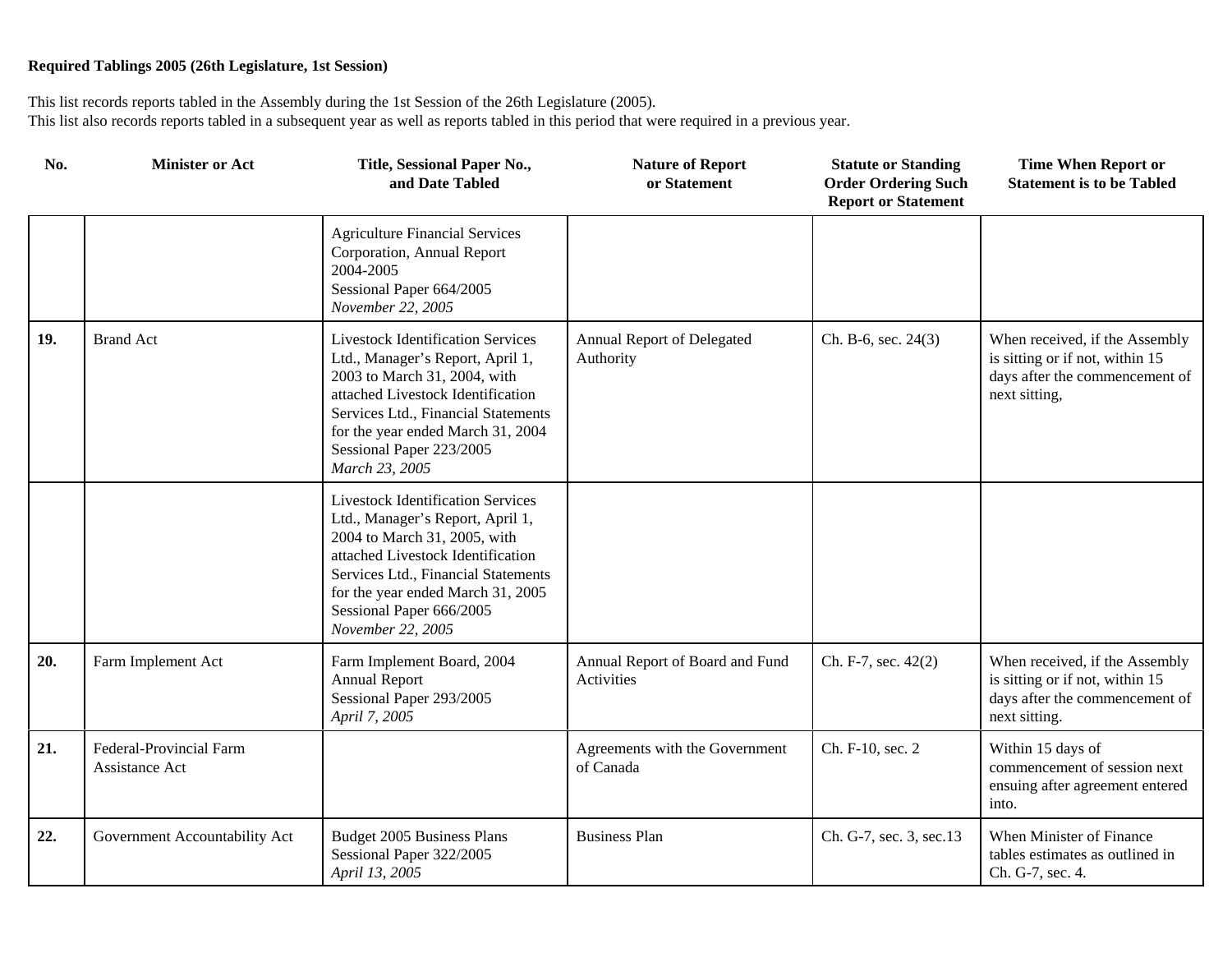**Required Tablings 2005 (26th Legislature, 1st Session)**

This list records reports tabled in the Assembly during the 1st Session of the 26th Legislature (2005).
This list also records reports tabled in a subsequent year as well as reports tabled in this period that were required in a previous year.

| No. | Minister or Act | Title, Sessional Paper No., and Date Tabled | Nature of Report or Statement | Statute or Standing Order Ordering Such Report or Statement | Time When Report or Statement is to be Tabled |
|---|---|---|---|---|---|
| | | Agriculture Financial Services Corporation, Annual Report 2004-2005<br>Sessional Paper 664/2005<br>*November 22, 2005* | | | |
| **19.** | Brand Act | Livestock Identification Services Ltd., Manager's Report, April 1, 2003 to March 31, 2004, with attached Livestock Identification Services Ltd., Financial Statements for the year ended March 31, 2004<br>Sessional Paper 223/2005<br>*March 23, 2005* | Annual Report of Delegated Authority | Ch. B-6, sec. 24(3) | When received, if the Assembly is sitting or if not, within 15 days after the commencement of next sitting, |
| | | Livestock Identification Services Ltd., Manager's Report, April 1, 2004 to March 31, 2005, with attached Livestock Identification Services Ltd., Financial Statements for the year ended March 31, 2005<br>Sessional Paper 666/2005<br>*November 22, 2005* | | | |
| **20.** | Farm Implement Act | Farm Implement Board, 2004 Annual Report<br>Sessional Paper 293/2005<br>*April 7, 2005* | Annual Report of Board and Fund Activities | Ch. F-7, sec. 42(2) | When received, if the Assembly is sitting or if not, within 15 days after the commencement of next sitting. |
| **21.** | Federal-Provincial Farm Assistance Act | | Agreements with the Government of Canada | Ch. F-10, sec. 2 | Within 15 days of commencement of session next ensuing after agreement entered into. |
| **22.** | Government Accountability Act | Budget 2005 Business Plans<br>Sessional Paper 322/2005<br>*April 13, 2005* | Business Plan | Ch. G-7, sec. 3, sec.13 | When Minister of Finance tables estimates as outlined in Ch. G-7, sec. 4. |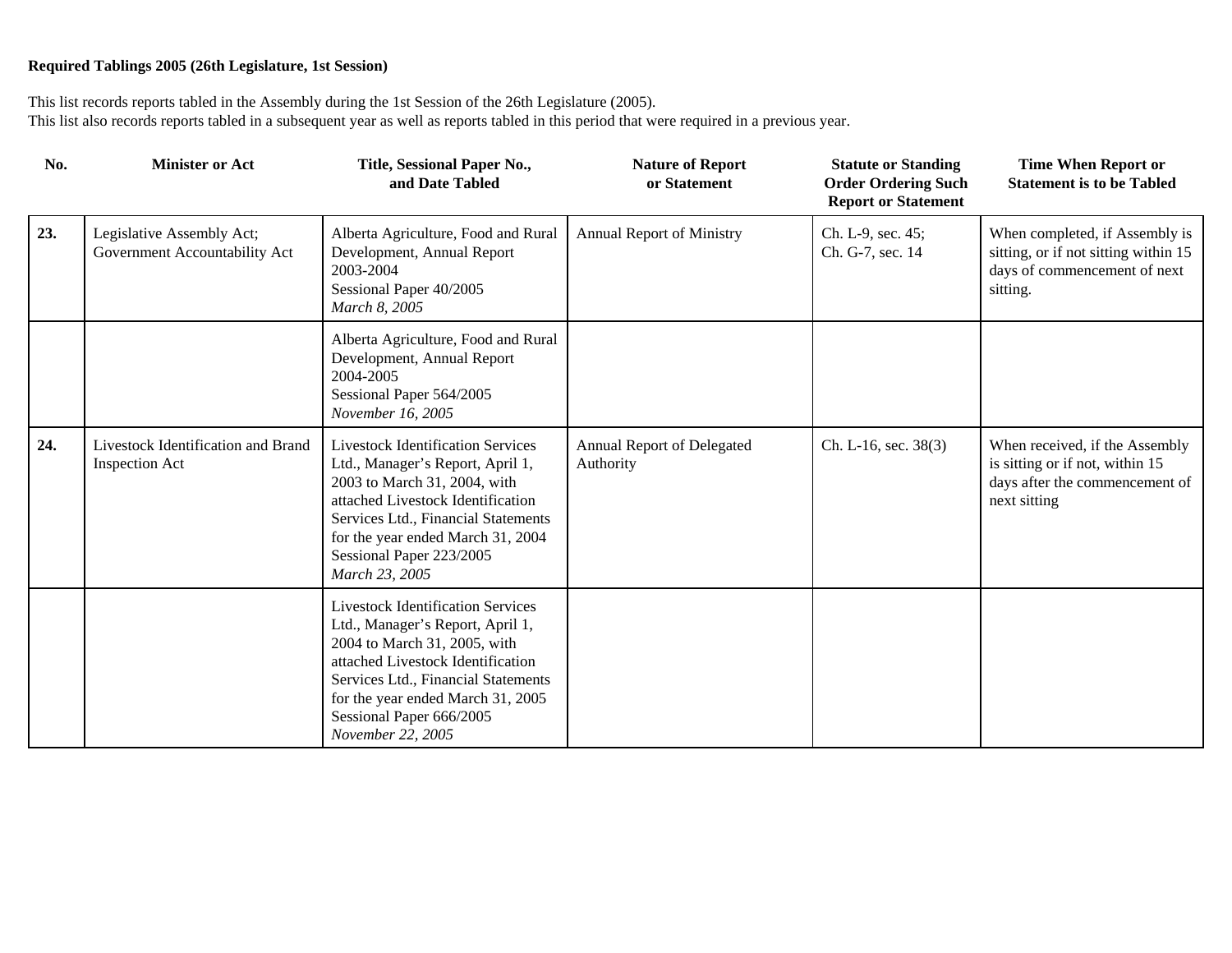**Required Tablings 2005 (26th Legislature, 1st Session)**

This list records reports tabled in the Assembly during the 1st Session of the 26th Legislature (2005).
This list also records reports tabled in a subsequent year as well as reports tabled in this period that were required in a previous year.

| No. | Minister or Act | Title, Sessional Paper No., and Date Tabled | Nature of Report or Statement | Statute or Standing Order Ordering Such Report or Statement | Time When Report or Statement is to be Tabled |
|---|---|---|---|---|---|
| **23.** | Legislative Assembly Act; Government Accountability Act | Alberta Agriculture, Food and Rural Development, Annual Report 2003-2004 Sessional Paper 40/2005 *March 8, 2005* | Annual Report of Ministry | Ch. L-9, sec. 45; Ch. G-7, sec. 14 | When completed, if Assembly is sitting, or if not sitting within 15 days of commencement of next sitting. |
| | | Alberta Agriculture, Food and Rural Development, Annual Report 2004-2005 Sessional Paper 564/2005 *November 16, 2005* | | | |
| **24.** | Livestock Identification and Brand Inspection Act | Livestock Identification Services Ltd., Manager's Report, April 1, 2003 to March 31, 2004, with attached Livestock Identification Services Ltd., Financial Statements for the year ended March 31, 2004 Sessional Paper 223/2005 *March 23, 2005* | Annual Report of Delegated Authority | Ch. L-16, sec. 38(3) | When received, if the Assembly is sitting or if not, within 15 days after the commencement of next sitting |
| | | Livestock Identification Services Ltd., Manager's Report, April 1, 2004 to March 31, 2005, with attached Livestock Identification Services Ltd., Financial Statements for the year ended March 31, 2005 Sessional Paper 666/2005 *November 22, 2005* | | | |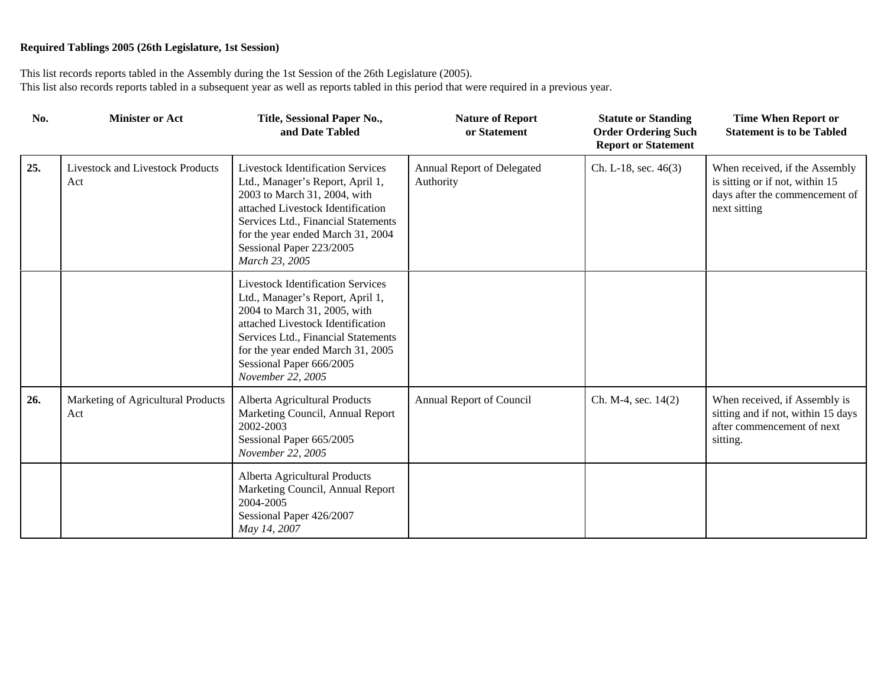**Required Tablings 2005 (26th Legislature, 1st Session)**

This list records reports tabled in the Assembly during the 1st Session of the 26th Legislature (2005).
This list also records reports tabled in a subsequent year as well as reports tabled in this period that were required in a previous year.

| No. | Minister or Act | Title, Sessional Paper No., and Date Tabled | Nature of Report or Statement | Statute or Standing Order Ordering Such Report or Statement | Time When Report or Statement is to be Tabled |
|---|---|---|---|---|---|
| **25.** | Livestock and Livestock Products Act | Livestock Identification Services Ltd., Manager's Report, April 1, 2003 to March 31, 2004, with attached Livestock Identification Services Ltd., Financial Statements for the year ended March 31, 2004<br>Sessional Paper 223/2005<br>*March 23, 2005* | Annual Report of Delegated Authority | Ch. L-18, sec. 46(3) | When received, if the Assembly is sitting or if not, within 15 days after the commencement of next sitting |
| | | Livestock Identification Services Ltd., Manager's Report, April 1, 2004 to March 31, 2005, with attached Livestock Identification Services Ltd., Financial Statements for the year ended March 31, 2005<br>Sessional Paper 666/2005<br>*November 22, 2005* | | | |
| **26.** | Marketing of Agricultural Products Act | Alberta Agricultural Products Marketing Council, Annual Report 2002-2003<br>Sessional Paper 665/2005<br>*November 22, 2005* | Annual Report of Council | Ch. M-4, sec. 14(2) | When received, if Assembly is sitting and if not, within 15 days after commencement of next sitting. |
| | | Alberta Agricultural Products Marketing Council, Annual Report 2004-2005<br>Sessional Paper 426/2007<br>*May 14, 2007* | | | |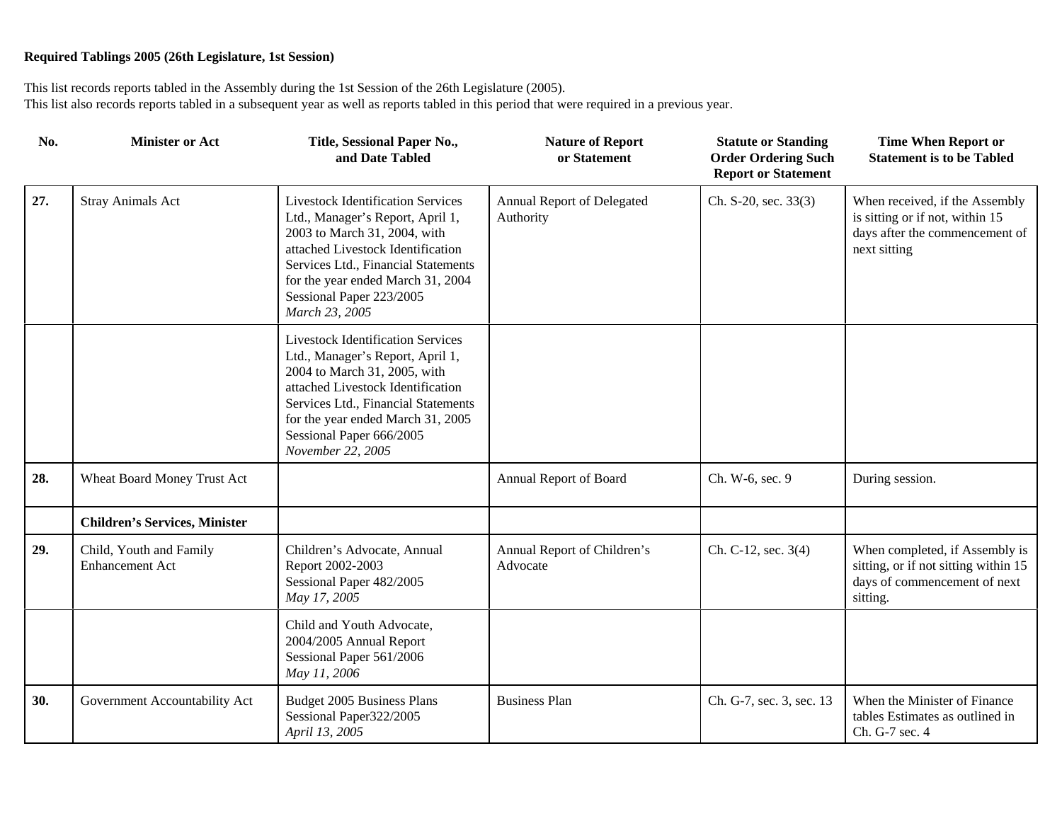**Required Tablings 2005 (26th Legislature, 1st Session)**

This list records reports tabled in the Assembly during the 1st Session of the 26th Legislature (2005).
This list also records reports tabled in a subsequent year as well as reports tabled in this period that were required in a previous year.

| No. | Minister or Act | Title, Sessional Paper No., and Date Tabled | Nature of Report or Statement | Statute or Standing Order Ordering Such Report or Statement | Time When Report or Statement is to be Tabled |
|---|---|---|---|---|---|
| **27.** | Stray Animals Act | Livestock Identification Services Ltd., Manager's Report, April 1, 2003 to March 31, 2004, with attached Livestock Identification Services Ltd., Financial Statements for the year ended March 31, 2004 Sessional Paper 223/2005 *March 23, 2005* | Annual Report of Delegated Authority | Ch. S-20, sec. 33(3) | When received, if the Assembly is sitting or if not, within 15 days after the commencement of next sitting |
| | | Livestock Identification Services Ltd., Manager's Report, April 1, 2004 to March 31, 2005, with attached Livestock Identification Services Ltd., Financial Statements for the year ended March 31, 2005 Sessional Paper 666/2005 *November 22, 2005* | | | |
| **28.** | Wheat Board Money Trust Act | | Annual Report of Board | Ch. W-6, sec. 9 | During session. |
| | **Children's Services, Minister** | | | | |
| **29.** | Child, Youth and Family Enhancement Act | Children's Advocate, Annual Report 2002-2003 Sessional Paper 482/2005 *May 17, 2005* | Annual Report of Children's Advocate | Ch. C-12, sec. 3(4) | When completed, if Assembly is sitting, or if not sitting within 15 days of commencement of next sitting. |
| | | Child and Youth Advocate, 2004/2005 Annual Report Sessional Paper 561/2006 *May 11, 2006* | | | |
| **30.** | Government Accountability Act | Budget 2005 Business Plans Sessional Paper322/2005 *April 13, 2005* | Business Plan | Ch. G-7, sec. 3, sec. 13 | When the Minister of Finance tables Estimates as outlined in Ch. G-7 sec. 4 |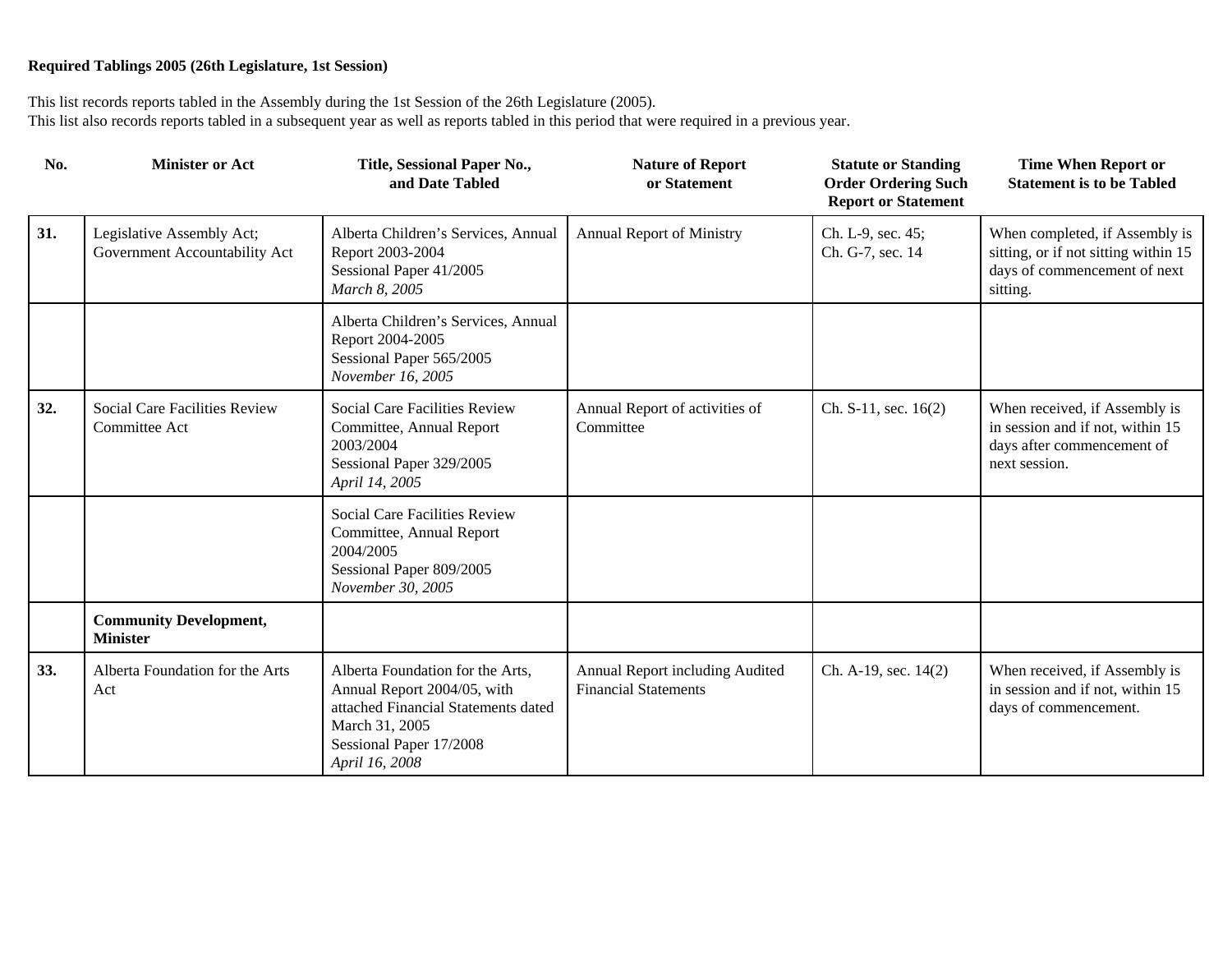**Required Tablings 2005 (26th Legislature, 1st Session)**

This list records reports tabled in the Assembly during the 1st Session of the 26th Legislature (2005).
This list also records reports tabled in a subsequent year as well as reports tabled in this period that were required in a previous year.

| No. | Minister or Act | Title, Sessional Paper No., and Date Tabled | Nature of Report or Statement | Statute or Standing Order Ordering Such Report or Statement | Time When Report or Statement is to be Tabled |
|---|---|---|---|---|---|
| **31.** | Legislative Assembly Act; Government Accountability Act | Alberta Children's Services, Annual Report 2003-2004<br>Sessional Paper 41/2005<br>*March 8, 2005* | Annual Report of Ministry | Ch. L-9, sec. 45;<br>Ch. G-7, sec. 14 | When completed, if Assembly is sitting, or if not sitting within 15 days of commencement of next sitting. |
| | | Alberta Children's Services, Annual Report 2004-2005<br>Sessional Paper 565/2005<br>*November 16, 2005* | | | |
| **32.** | Social Care Facilities Review Committee Act | Social Care Facilities Review Committee, Annual Report 2003/2004<br>Sessional Paper 329/2005<br>*April 14, 2005* | Annual Report of activities of Committee | Ch. S-11, sec. 16(2) | When received, if Assembly is in session and if not, within 15 days after commencement of next session. |
| | | Social Care Facilities Review Committee, Annual Report 2004/2005<br>Sessional Paper 809/2005<br>*November 30, 2005* | | | |
| | **Community Development, Minister** | | | | |
| **33.** | Alberta Foundation for the Arts Act | Alberta Foundation for the Arts, Annual Report 2004/05, with attached Financial Statements dated March 31, 2005<br>Sessional Paper 17/2008<br>*April 16, 2008* | Annual Report including Audited Financial Statements | Ch. A-19, sec. 14(2) | When received, if Assembly is in session and if not, within 15 days of commencement. |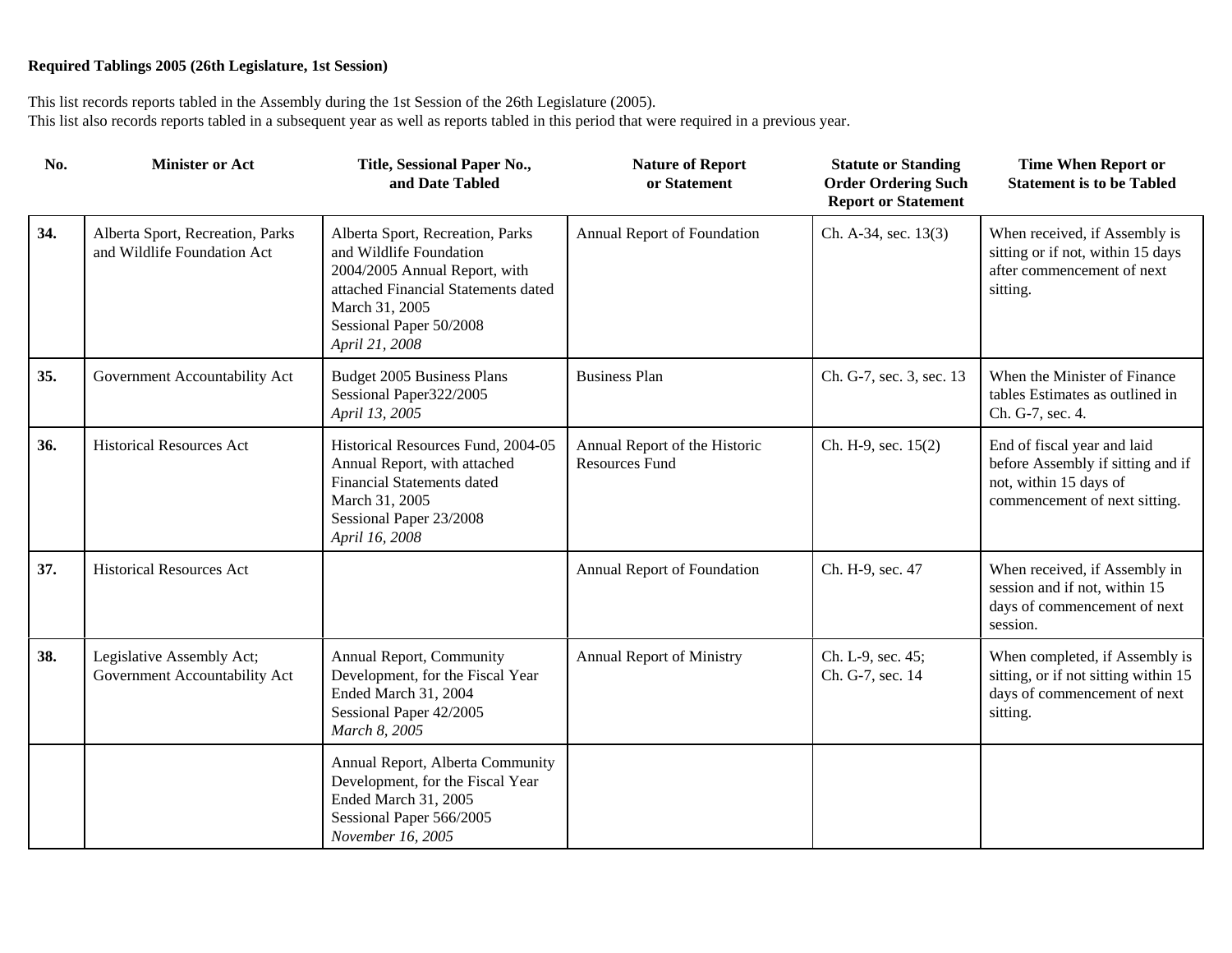**Required Tablings 2005 (26th Legislature, 1st Session)**

This list records reports tabled in the Assembly during the 1st Session of the 26th Legislature (2005).
This list also records reports tabled in a subsequent year as well as reports tabled in this period that were required in a previous year.

| No. | Minister or Act | Title, Sessional Paper No., and Date Tabled | Nature of Report or Statement | Statute or Standing Order Ordering Such Report or Statement | Time When Report or Statement is to be Tabled |
|---|---|---|---|---|---|
| **34.** | Alberta Sport, Recreation, Parks and Wildlife Foundation Act | Alberta Sport, Recreation, Parks and Wildlife Foundation 2004/2005 Annual Report, with attached Financial Statements dated March 31, 2005<br>Sessional Paper 50/2008<br>*April 21, 2008* | Annual Report of Foundation | Ch. A-34, sec. 13(3) | When received, if Assembly is sitting or if not, within 15 days after commencement of next sitting. |
| **35.** | Government Accountability Act | Budget 2005 Business Plans<br>Sessional Paper322/2005<br>*April 13, 2005* | Business Plan | Ch. G-7, sec. 3, sec. 13 | When the Minister of Finance tables Estimates as outlined in Ch. G-7, sec. 4. |
| **36.** | Historical Resources Act | Historical Resources Fund, 2004-05 Annual Report, with attached Financial Statements dated March 31, 2005<br>Sessional Paper 23/2008<br>*April 16, 2008* | Annual Report of the Historic Resources Fund | Ch. H-9, sec. 15(2) | End of fiscal year and laid before Assembly if sitting and if not, within 15 days of commencement of next sitting. |
| **37.** | Historical Resources Act | | Annual Report of Foundation | Ch. H-9, sec. 47 | When received, if Assembly in session and if not, within 15 days of commencement of next session. |
| **38.** | Legislative Assembly Act; Government Accountability Act | Annual Report, Community Development, for the Fiscal Year Ended March 31, 2004<br>Sessional Paper 42/2005<br>*March 8, 2005* | Annual Report of Ministry | Ch. L-9, sec. 45;<br>Ch. G-7, sec. 14 | When completed, if Assembly is sitting, or if not sitting within 15 days of commencement of next sitting. |
| | | Annual Report, Alberta Community Development, for the Fiscal Year Ended March 31, 2005<br>Sessional Paper 566/2005<br>*November 16, 2005* | | | |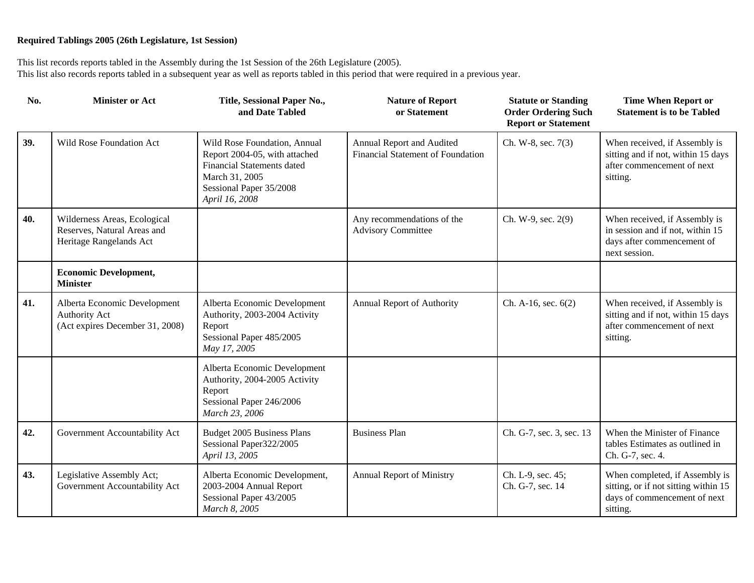**Required Tablings 2005 (26th Legislature, 1st Session)**

This list records reports tabled in the Assembly during the 1st Session of the 26th Legislature (2005).
This list also records reports tabled in a subsequent year as well as reports tabled in this period that were required in a previous year.

| No. | Minister or Act | Title, Sessional Paper No., and Date Tabled | Nature of Report or Statement | Statute or Standing Order Ordering Such Report or Statement | Time When Report or Statement is to be Tabled |
|---|---|---|---|---|---|
| **39.** | Wild Rose Foundation Act | Wild Rose Foundation, Annual Report 2004-05, with attached Financial Statements dated March 31, 2005<br>Sessional Paper 35/2008<br>*April 16, 2008* | Annual Report and Audited Financial Statement of Foundation | Ch. W-8, sec. 7(3) | When received, if Assembly is sitting and if not, within 15 days after commencement of next sitting. |
| **40.** | Wilderness Areas, Ecological Reserves, Natural Areas and Heritage Rangelands Act | | Any recommendations of the Advisory Committee | Ch. W-9, sec. 2(9) | When received, if Assembly is in session and if not, within 15 days after commencement of next session. |
| | **Economic Development, Minister** | | | | |
| **41.** | Alberta Economic Development Authority Act<br>(Act expires December 31, 2008) | Alberta Economic Development Authority, 2003-2004 Activity Report<br>Sessional Paper 485/2005<br>*May 17, 2005* | Annual Report of Authority | Ch. A-16, sec. 6(2) | When received, if Assembly is sitting and if not, within 15 days after commencement of next sitting. |
| | | Alberta Economic Development Authority, 2004-2005 Activity Report<br>Sessional Paper 246/2006<br>*March 23, 2006* | | | |
| **42.** | Government Accountability Act | Budget 2005 Business Plans<br>Sessional Paper322/2005<br>*April 13, 2005* | Business Plan | Ch. G-7, sec. 3, sec. 13 | When the Minister of Finance tables Estimates as outlined in Ch. G-7, sec. 4. |
| **43.** | Legislative Assembly Act;<br>Government Accountability Act | Alberta Economic Development, 2003-2004 Annual Report<br>Sessional Paper 43/2005<br>*March 8, 2005* | Annual Report of Ministry | Ch. L-9, sec. 45;<br>Ch. G-7, sec. 14 | When completed, if Assembly is sitting, or if not sitting within 15 days of commencement of next sitting. |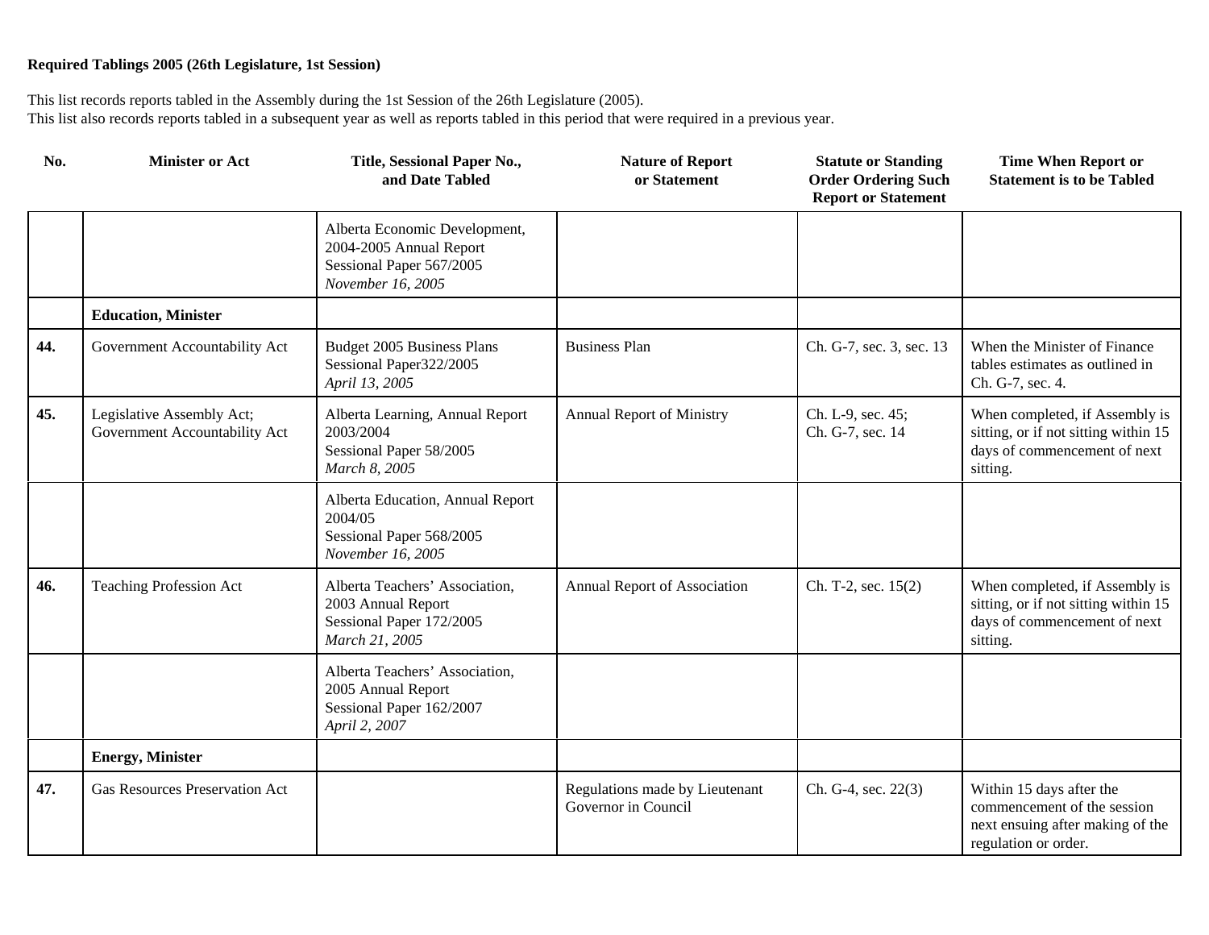**Required Tablings 2005 (26th Legislature, 1st Session)**

This list records reports tabled in the Assembly during the 1st Session of the 26th Legislature (2005).
This list also records reports tabled in a subsequent year as well as reports tabled in this period that were required in a previous year.

| No. | Minister or Act | Title, Sessional Paper No., and Date Tabled | Nature of Report or Statement | Statute or Standing Order Ordering Such Report or Statement | Time When Report or Statement is to be Tabled |
|---|---|---|---|---|---|
| | | Alberta Economic Development, 2004-2005 Annual Report Sessional Paper 567/2005 *November 16, 2005* | | | |
| | **Education, Minister** | | | | |
| **44.** | Government Accountability Act | Budget 2005 Business Plans Sessional Paper322/2005 *April 13, 2005* | Business Plan | Ch. G-7, sec. 3, sec. 13 | When the Minister of Finance tables estimates as outlined in Ch. G-7, sec. 4. |
| **45.** | Legislative Assembly Act; Government Accountability Act | Alberta Learning, Annual Report 2003/2004 Sessional Paper 58/2005 *March 8, 2005* | Annual Report of Ministry | Ch. L-9, sec. 45; Ch. G-7, sec. 14 | When completed, if Assembly is sitting, or if not sitting within 15 days of commencement of next sitting. |
| | | Alberta Education, Annual Report 2004/05 Sessional Paper 568/2005 *November 16, 2005* | | | |
| **46.** | Teaching Profession Act | Alberta Teachers' Association, 2003 Annual Report Sessional Paper 172/2005 *March 21, 2005* | Annual Report of Association | Ch. T-2, sec. 15(2) | When completed, if Assembly is sitting, or if not sitting within 15 days of commencement of next sitting. |
| | | Alberta Teachers' Association, 2005 Annual Report Sessional Paper 162/2007 *April 2, 2007* | | | |
| | **Energy, Minister** | | | | |
| **47.** | Gas Resources Preservation Act | | Regulations made by Lieutenant Governor in Council | Ch. G-4, sec. 22(3) | Within 15 days after the commencement of the session next ensuing after making of the regulation or order. |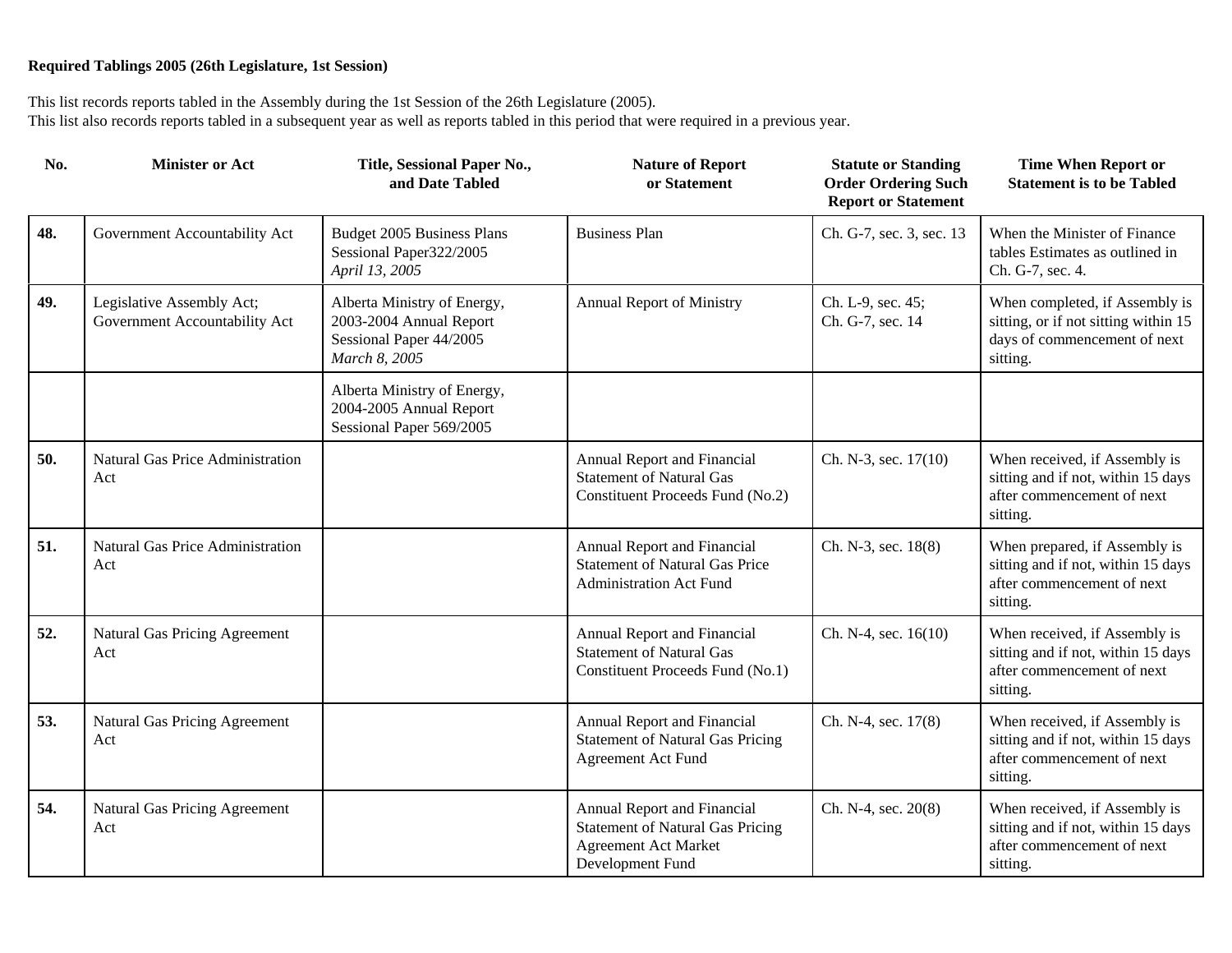**Required Tablings 2005 (26th Legislature, 1st Session)**

This list records reports tabled in the Assembly during the 1st Session of the 26th Legislature (2005).
This list also records reports tabled in a subsequent year as well as reports tabled in this period that were required in a previous year.

| No. | Minister or Act | Title, Sessional Paper No., and Date Tabled | Nature of Report or Statement | Statute or Standing Order Ordering Such Report or Statement | Time When Report or Statement is to be Tabled |
|---|---|---|---|---|---|
| **48.** | Government Accountability Act | Budget 2005 Business Plans Sessional Paper322/2005 *April 13, 2005* | Business Plan | Ch. G-7, sec. 3, sec. 13 | When the Minister of Finance tables Estimates as outlined in Ch. G-7, sec. 4. |
| **49.** | Legislative Assembly Act; Government Accountability Act | Alberta Ministry of Energy, 2003-2004 Annual Report Sessional Paper 44/2005 *March 8, 2005* | Annual Report of Ministry | Ch. L-9, sec. 45; Ch. G-7, sec. 14 | When completed, if Assembly is sitting, or if not sitting within 15 days of commencement of next sitting. |
| | | Alberta Ministry of Energy, 2004-2005 Annual Report Sessional Paper 569/2005 | | | |
| **50.** | Natural Gas Price Administration Act | | Annual Report and Financial Statement of Natural Gas Constituent Proceeds Fund (No.2) | Ch. N-3, sec. 17(10) | When received, if Assembly is sitting and if not, within 15 days after commencement of next sitting. |
| **51.** | Natural Gas Price Administration Act | | Annual Report and Financial Statement of Natural Gas Price Administration Act Fund | Ch. N-3, sec. 18(8) | When prepared, if Assembly is sitting and if not, within 15 days after commencement of next sitting. |
| **52.** | Natural Gas Pricing Agreement Act | | Annual Report and Financial Statement of Natural Gas Constituent Proceeds Fund (No.1) | Ch. N-4, sec. 16(10) | When received, if Assembly is sitting and if not, within 15 days after commencement of next sitting. |
| **53.** | Natural Gas Pricing Agreement Act | | Annual Report and Financial Statement of Natural Gas Pricing Agreement Act Fund | Ch. N-4, sec. 17(8) | When received, if Assembly is sitting and if not, within 15 days after commencement of next sitting. |
| **54.** | Natural Gas Pricing Agreement Act | | Annual Report and Financial Statement of Natural Gas Pricing Agreement Act Market Development Fund | Ch. N-4, sec. 20(8) | When received, if Assembly is sitting and if not, within 15 days after commencement of next sitting. |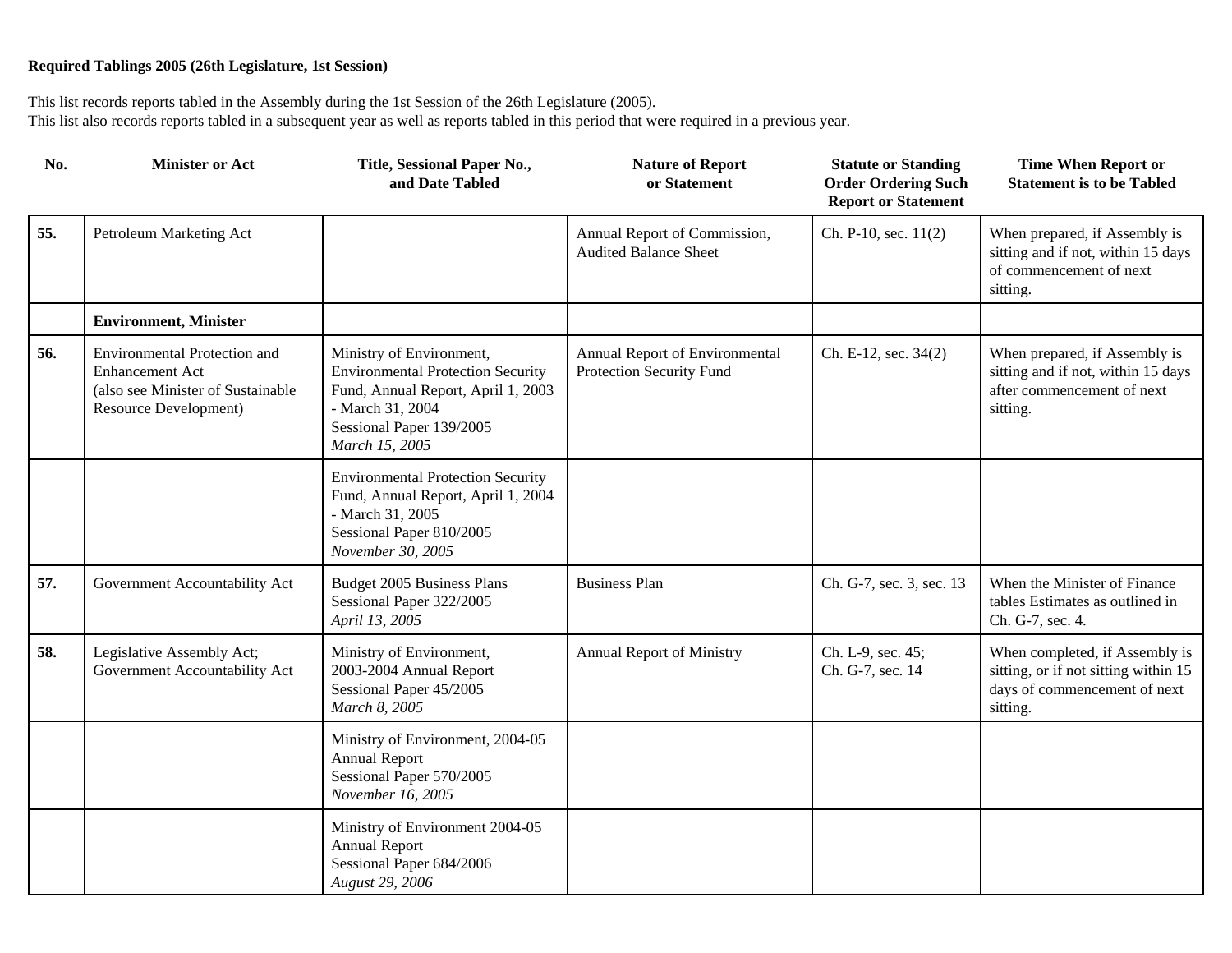**Required Tablings 2005 (26th Legislature, 1st Session)**

This list records reports tabled in the Assembly during the 1st Session of the 26th Legislature (2005).
This list also records reports tabled in a subsequent year as well as reports tabled in this period that were required in a previous year.

| No. | Minister or Act | Title, Sessional Paper No., and Date Tabled | Nature of Report or Statement | Statute or Standing Order Ordering Such Report or Statement | Time When Report or Statement is to be Tabled |
|---|---|---|---|---|---|
| **55.** | Petroleum Marketing Act | | Annual Report of Commission, Audited Balance Sheet | Ch. P-10, sec. 11(2) | When prepared, if Assembly is sitting and if not, within 15 days of commencement of next sitting. |
| | **Environment, Minister** | | | | |
| **56.** | Environmental Protection and Enhancement Act (also see Minister of Sustainable Resource Development) | Ministry of Environment, Environmental Protection Security Fund, Annual Report, April 1, 2003 - March 31, 2004 Sessional Paper 139/2005 *March 15, 2005* | Annual Report of Environmental Protection Security Fund | Ch. E-12, sec. 34(2) | When prepared, if Assembly is sitting and if not, within 15 days after commencement of next sitting. |
| | | Environmental Protection Security Fund, Annual Report, April 1, 2004 - March 31, 2005 Sessional Paper 810/2005 *November 30, 2005* | | | |
| **57.** | Government Accountability Act | Budget 2005 Business Plans Sessional Paper 322/2005 *April 13, 2005* | Business Plan | Ch. G-7, sec. 3, sec. 13 | When the Minister of Finance tables Estimates as outlined in Ch. G-7, sec. 4. |
| **58.** | Legislative Assembly Act; Government Accountability Act | Ministry of Environment, 2003-2004 Annual Report Sessional Paper 45/2005 *March 8, 2005* | Annual Report of Ministry | Ch. L-9, sec. 45; Ch. G-7, sec. 14 | When completed, if Assembly is sitting, or if not sitting within 15 days of commencement of next sitting. |
| | | Ministry of Environment, 2004-05 Annual Report Sessional Paper 570/2005 *November 16, 2005* | | | |
| | | Ministry of Environment 2004-05 Annual Report Sessional Paper 684/2006 *August 29, 2006* | | | |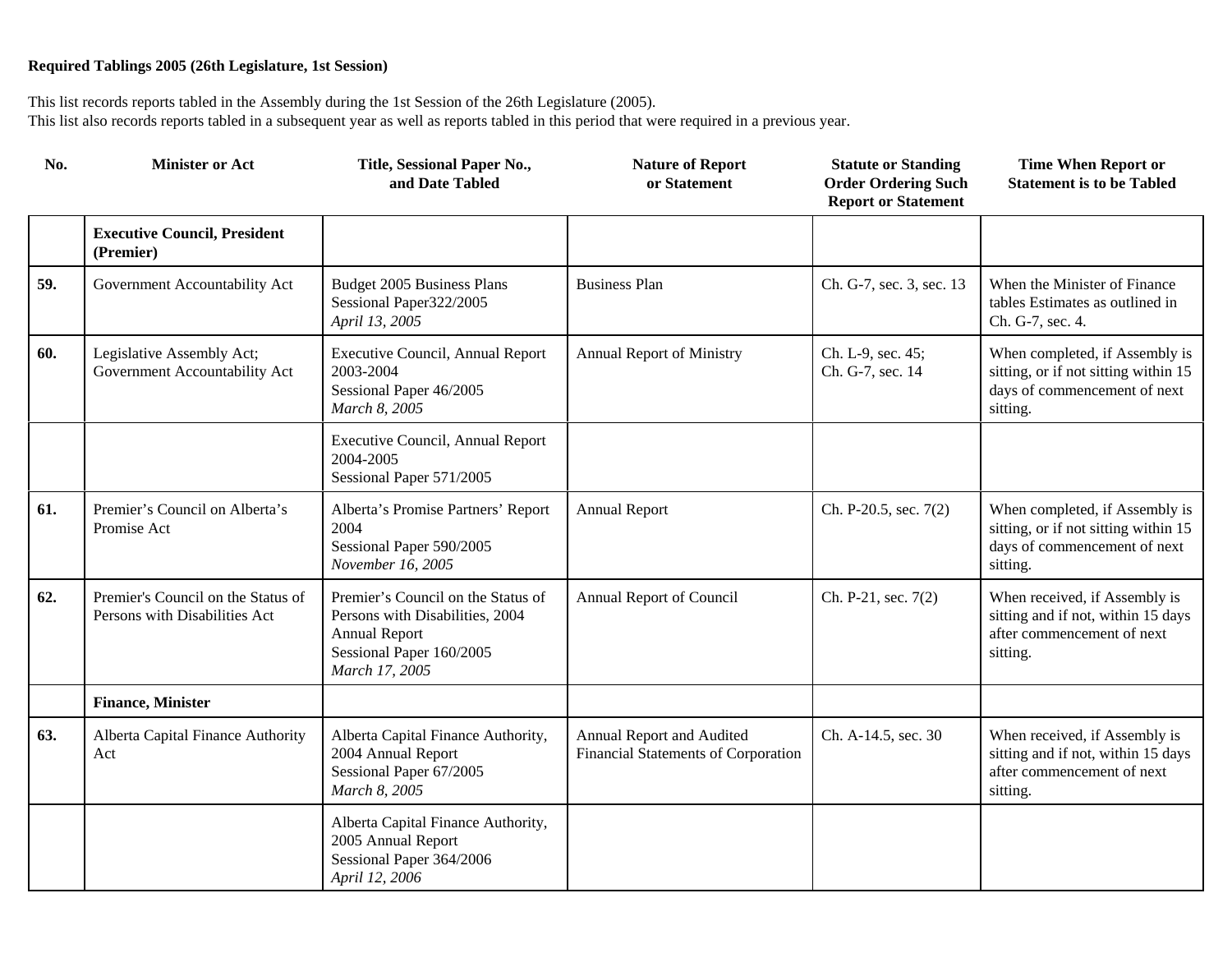**Required Tablings 2005 (26th Legislature, 1st Session)**

This list records reports tabled in the Assembly during the 1st Session of the 26th Legislature (2005).
This list also records reports tabled in a subsequent year as well as reports tabled in this period that were required in a previous year.

| No. | Minister or Act | Title, Sessional Paper No., and Date Tabled | Nature of Report or Statement | Statute or Standing Order Ordering Such Report or Statement | Time When Report or Statement is to be Tabled |
|---|---|---|---|---|---|
| | **Executive Council, President (Premier)** | | | | |
| **59.** | Government Accountability Act | Budget 2005 Business Plans<br>Sessional Paper322/2005<br>*April 13, 2005* | Business Plan | Ch. G-7, sec. 3, sec. 13 | When the Minister of Finance tables Estimates as outlined in Ch. G-7, sec. 4. |
| **60.** | Legislative Assembly Act; Government Accountability Act | Executive Council, Annual Report 2003-2004<br>Sessional Paper 46/2005<br>*March 8, 2005* | Annual Report of Ministry | Ch. L-9, sec. 45;<br>Ch. G-7, sec. 14 | When completed, if Assembly is sitting, or if not sitting within 15 days of commencement of next sitting. |
| | | Executive Council, Annual Report 2004-2005<br>Sessional Paper 571/2005 | | | |
| **61.** | Premier's Council on Alberta's Promise Act | Alberta's Promise Partners' Report 2004<br>Sessional Paper 590/2005<br>*November 16, 2005* | Annual Report | Ch. P-20.5, sec. 7(2) | When completed, if Assembly is sitting, or if not sitting within 15 days of commencement of next sitting. |
| **62.** | Premier's Council on the Status of Persons with Disabilities Act | Premier's Council on the Status of Persons with Disabilities, 2004 Annual Report<br>Sessional Paper 160/2005<br>*March 17, 2005* | Annual Report of Council | Ch. P-21, sec. 7(2) | When received, if Assembly is sitting and if not, within 15 days after commencement of next sitting. |
| | **Finance, Minister** | | | | |
| **63.** | Alberta Capital Finance Authority Act | Alberta Capital Finance Authority, 2004 Annual Report<br>Sessional Paper 67/2005<br>*March 8, 2005* | Annual Report and Audited Financial Statements of Corporation | Ch. A-14.5, sec. 30 | When received, if Assembly is sitting and if not, within 15 days after commencement of next sitting. |
| | | Alberta Capital Finance Authority, 2005 Annual Report<br>Sessional Paper 364/2006<br>*April 12, 2006* | | | |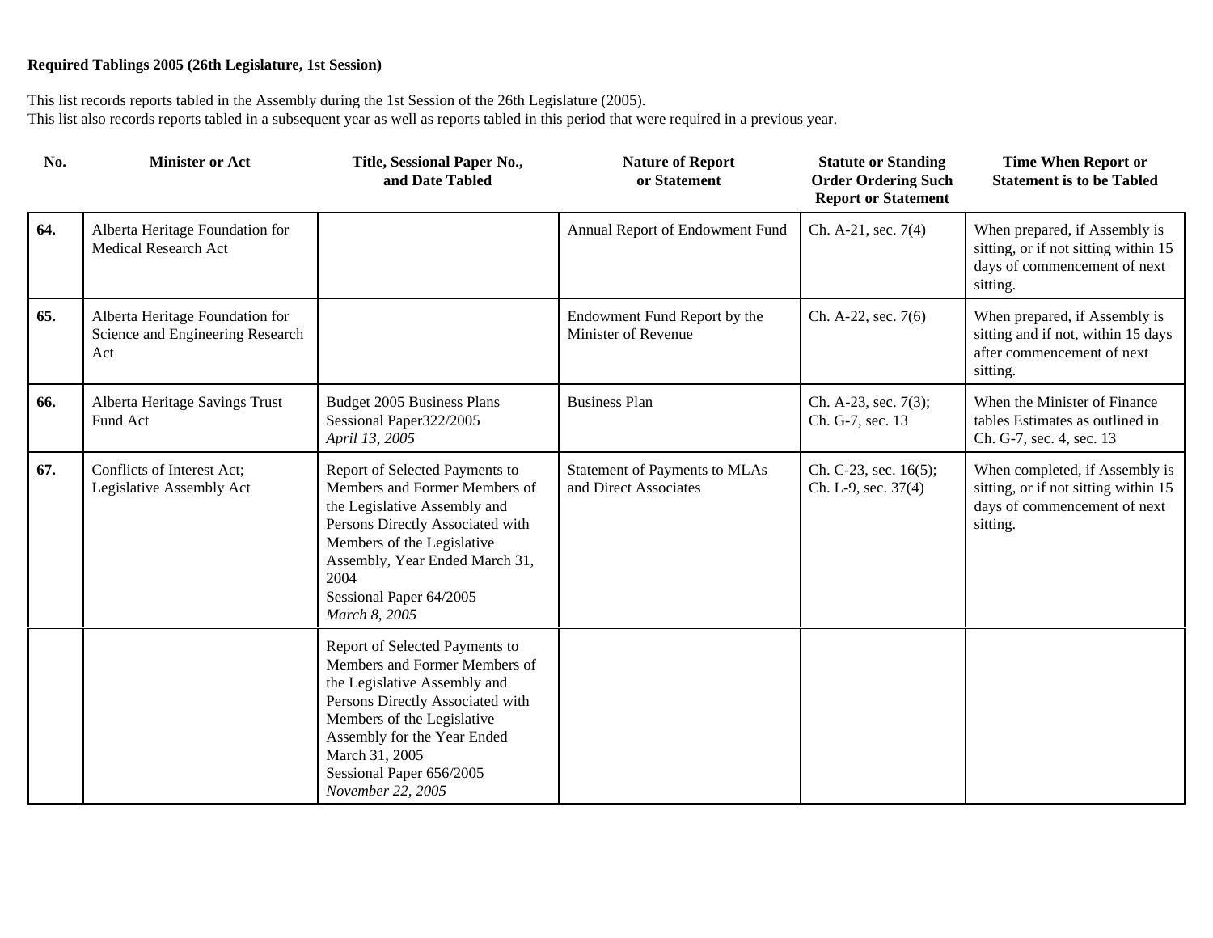**Required Tablings 2005 (26th Legislature, 1st Session)**

This list records reports tabled in the Assembly during the 1st Session of the 26th Legislature (2005).
This list also records reports tabled in a subsequent year as well as reports tabled in this period that were required in a previous year.

| No. | Minister or Act | Title, Sessional Paper No., and Date Tabled | Nature of Report or Statement | Statute or Standing Order Ordering Such Report or Statement | Time When Report or Statement is to be Tabled |
|---|---|---|---|---|---|
| **64.** | Alberta Heritage Foundation for Medical Research Act | | Annual Report of Endowment Fund | Ch. A-21, sec. 7(4) | When prepared, if Assembly is sitting, or if not sitting within 15 days of commencement of next sitting. |
| **65.** | Alberta Heritage Foundation for Science and Engineering Research Act | | Endowment Fund Report by the Minister of Revenue | Ch. A-22, sec. 7(6) | When prepared, if Assembly is sitting and if not, within 15 days after commencement of next sitting. |
| **66.** | Alberta Heritage Savings Trust Fund Act | Budget 2005 Business Plans<br>Sessional Paper322/2005<br>*April 13, 2005* | Business Plan | Ch. A-23, sec. 7(3);<br>Ch. G-7, sec. 13 | When the Minister of Finance tables Estimates as outlined in Ch. G-7, sec. 4, sec. 13 |
| **67.** | Conflicts of Interest Act;<br>Legislative Assembly Act | Report of Selected Payments to Members and Former Members of the Legislative Assembly and Persons Directly Associated with Members of the Legislative Assembly, Year Ended March 31, 2004<br>Sessional Paper 64/2005<br>*March 8, 2005* | Statement of Payments to MLAs and Direct Associates | Ch. C-23, sec. 16(5);<br>Ch. L-9, sec. 37(4) | When completed, if Assembly is sitting, or if not sitting within 15 days of commencement of next sitting. |
| | | Report of Selected Payments to Members and Former Members of the Legislative Assembly and Persons Directly Associated with Members of the Legislative Assembly for the Year Ended March 31, 2005<br>Sessional Paper 656/2005<br>*November 22, 2005* | | | |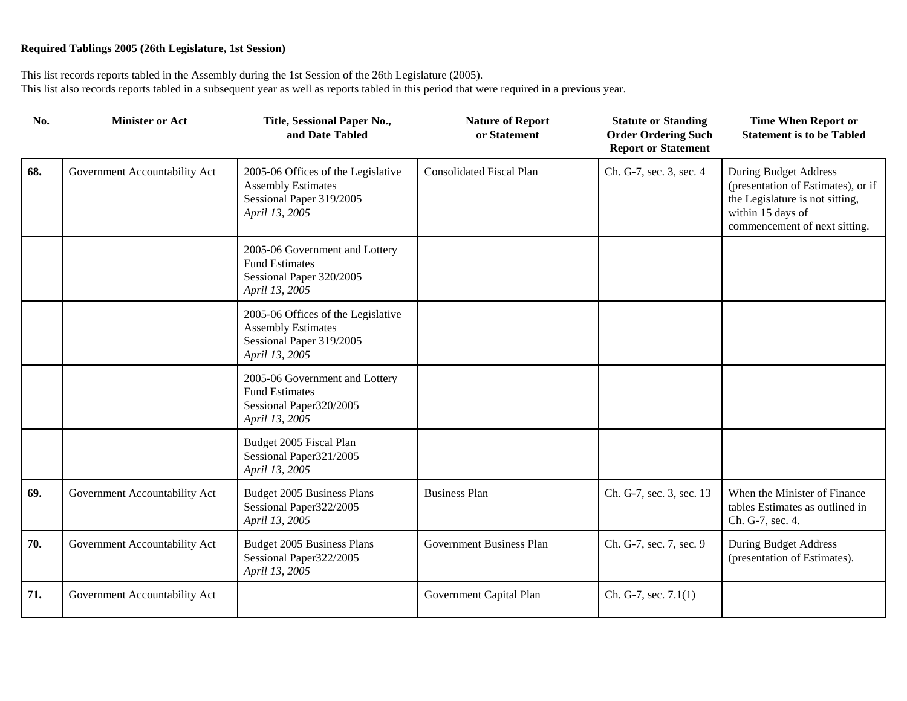**Required Tablings 2005 (26th Legislature, 1st Session)**

This list records reports tabled in the Assembly during the 1st Session of the 26th Legislature (2005).
This list also records reports tabled in a subsequent year as well as reports tabled in this period that were required in a previous year.

| No. | Minister or Act | Title, Sessional Paper No., and Date Tabled | Nature of Report or Statement | Statute or Standing Order Ordering Such Report or Statement | Time When Report or Statement is to be Tabled |
|---|---|---|---|---|---|
| **68.** | Government Accountability Act | 2005-06 Offices of the Legislative Assembly Estimates<br>Sessional Paper 319/2005<br>*April 13, 2005* | Consolidated Fiscal Plan | Ch. G-7, sec. 3, sec. 4 | During Budget Address (presentation of Estimates), or if the Legislature is not sitting, within 15 days of commencement of next sitting. |
| | | 2005-06 Government and Lottery Fund Estimates<br>Sessional Paper 320/2005<br>*April 13, 2005* | | | |
| | | 2005-06 Offices of the Legislative Assembly Estimates<br>Sessional Paper 319/2005<br>*April 13, 2005* | | | |
| | | 2005-06 Government and Lottery Fund Estimates<br>Sessional Paper320/2005<br>*April 13, 2005* | | | |
| | | Budget 2005 Fiscal Plan<br>Sessional Paper321/2005<br>*April 13, 2005* | | | |
| **69.** | Government Accountability Act | Budget 2005 Business Plans<br>Sessional Paper322/2005<br>*April 13, 2005* | Business Plan | Ch. G-7, sec. 3, sec. 13 | When the Minister of Finance tables Estimates as outlined in Ch. G-7, sec. 4. |
| **70.** | Government Accountability Act | Budget 2005 Business Plans<br>Sessional Paper322/2005<br>*April 13, 2005* | Government Business Plan | Ch. G-7, sec. 7, sec. 9 | During Budget Address (presentation of Estimates). |
| **71.** | Government Accountability Act | | Government Capital Plan | Ch. G-7, sec. 7.1(1) | |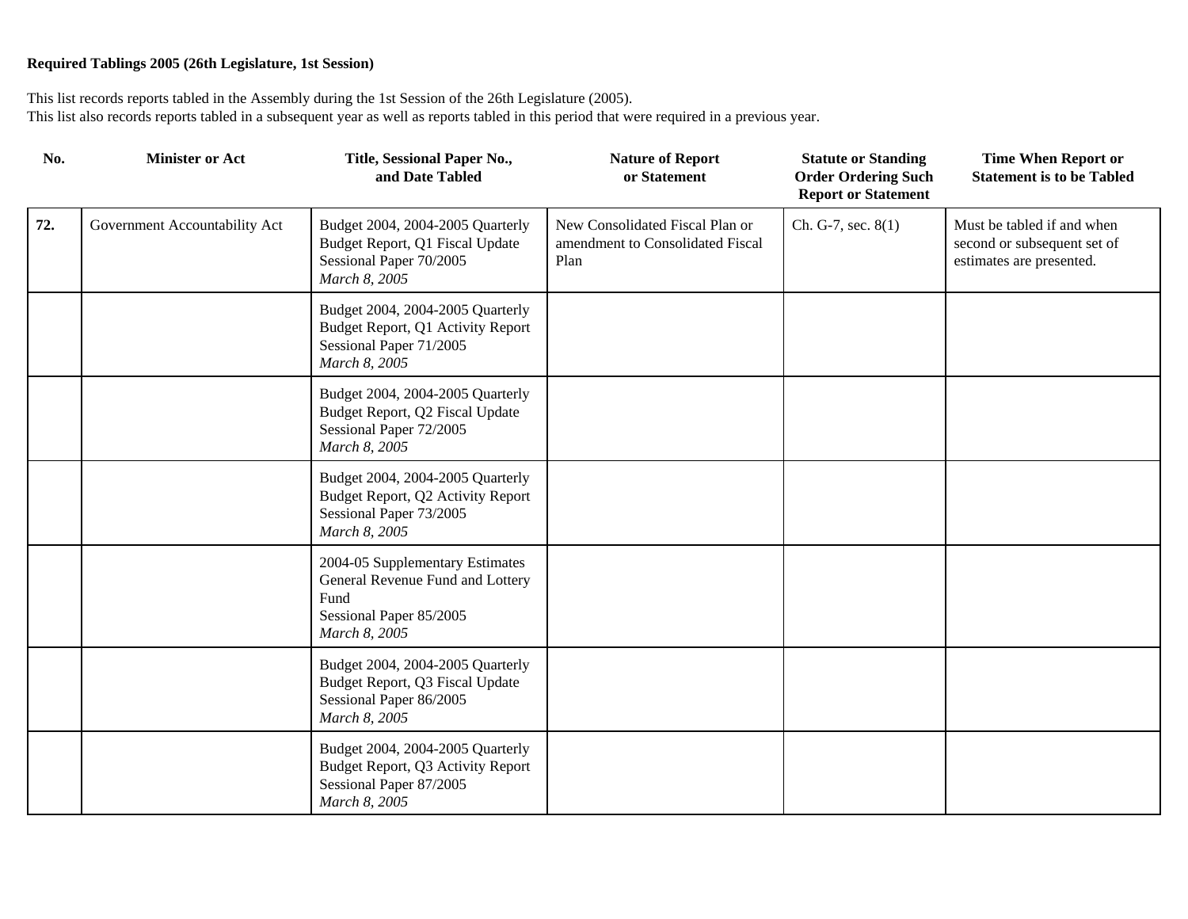**Required Tablings 2005 (26th Legislature, 1st Session)**

This list records reports tabled in the Assembly during the 1st Session of the 26th Legislature (2005).
This list also records reports tabled in a subsequent year as well as reports tabled in this period that were required in a previous year.

| No. | Minister or Act | Title, Sessional Paper No., and Date Tabled | Nature of Report or Statement | Statute or Standing Order Ordering Such Report or Statement | Time When Report or Statement is to be Tabled |
|---|---|---|---|---|---|
| **72.** | Government Accountability Act | Budget 2004, 2004-2005 Quarterly Budget Report, Q1 Fiscal Update Sessional Paper 70/2005 *March 8, 2005* | New Consolidated Fiscal Plan or amendment to Consolidated Fiscal Plan | Ch. G-7, sec. 8(1) | Must be tabled if and when second or subsequent set of estimates are presented. |
| | | Budget 2004, 2004-2005 Quarterly Budget Report, Q1 Activity Report Sessional Paper 71/2005 *March 8, 2005* | | | |
| | | Budget 2004, 2004-2005 Quarterly Budget Report, Q2 Fiscal Update Sessional Paper 72/2005 *March 8, 2005* | | | |
| | | Budget 2004, 2004-2005 Quarterly Budget Report, Q2 Activity Report Sessional Paper 73/2005 *March 8, 2005* | | | |
| | | 2004-05 Supplementary Estimates General Revenue Fund and Lottery Fund Sessional Paper 85/2005 *March 8, 2005* | | | |
| | | Budget 2004, 2004-2005 Quarterly Budget Report, Q3 Fiscal Update Sessional Paper 86/2005 *March 8, 2005* | | | |
| | | Budget 2004, 2004-2005 Quarterly Budget Report, Q3 Activity Report Sessional Paper 87/2005 *March 8, 2005* | | | |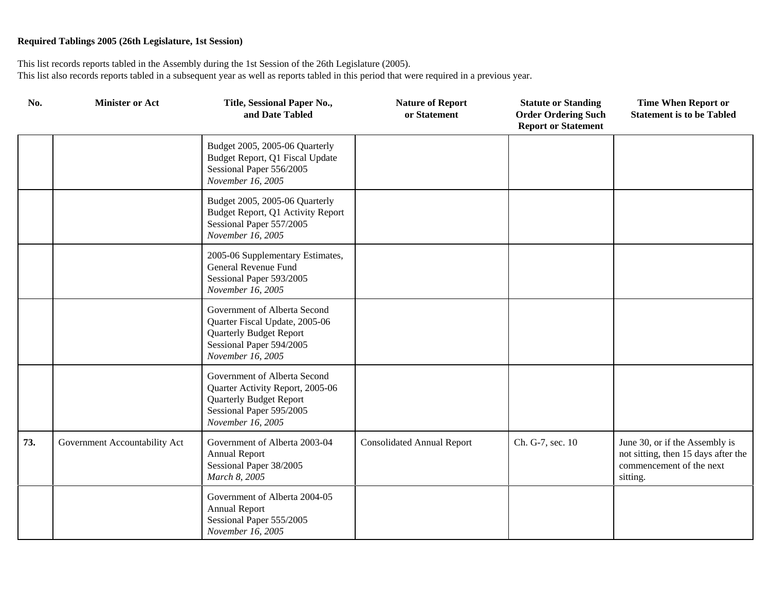**Required Tablings 2005 (26th Legislature, 1st Session)**

This list records reports tabled in the Assembly during the 1st Session of the 26th Legislature (2005).
This list also records reports tabled in a subsequent year as well as reports tabled in this period that were required in a previous year.

| No. | Minister or Act | Title, Sessional Paper No., and Date Tabled | Nature of Report or Statement | Statute or Standing Order Ordering Such Report or Statement | Time When Report or Statement is to be Tabled |
|---|---|---|---|---|---|
| | | Budget 2005, 2005-06 Quarterly Budget Report, Q1 Fiscal Update<br>Sessional Paper 556/2005<br>*November 16, 2005* | | | |
| | | Budget 2005, 2005-06 Quarterly Budget Report, Q1 Activity Report<br>Sessional Paper 557/2005<br>*November 16, 2005* | | | |
| | | 2005-06 Supplementary Estimates, General Revenue Fund<br>Sessional Paper 593/2005<br>*November 16, 2005* | | | |
| | | Government of Alberta Second Quarter Fiscal Update, 2005-06 Quarterly Budget Report<br>Sessional Paper 594/2005<br>*November 16, 2005* | | | |
| | | Government of Alberta Second Quarter Activity Report, 2005-06 Quarterly Budget Report<br>Sessional Paper 595/2005<br>*November 16, 2005* | | | |
| **73.** | Government Accountability Act | Government of Alberta 2003-04 Annual Report<br>Sessional Paper 38/2005<br>*March 8, 2005* | Consolidated Annual Report | Ch. G-7, sec. 10 | June 30, or if the Assembly is not sitting, then 15 days after the commencement of the next sitting. |
| | | Government of Alberta 2004-05 Annual Report<br>Sessional Paper 555/2005<br>*November 16, 2005* | | | |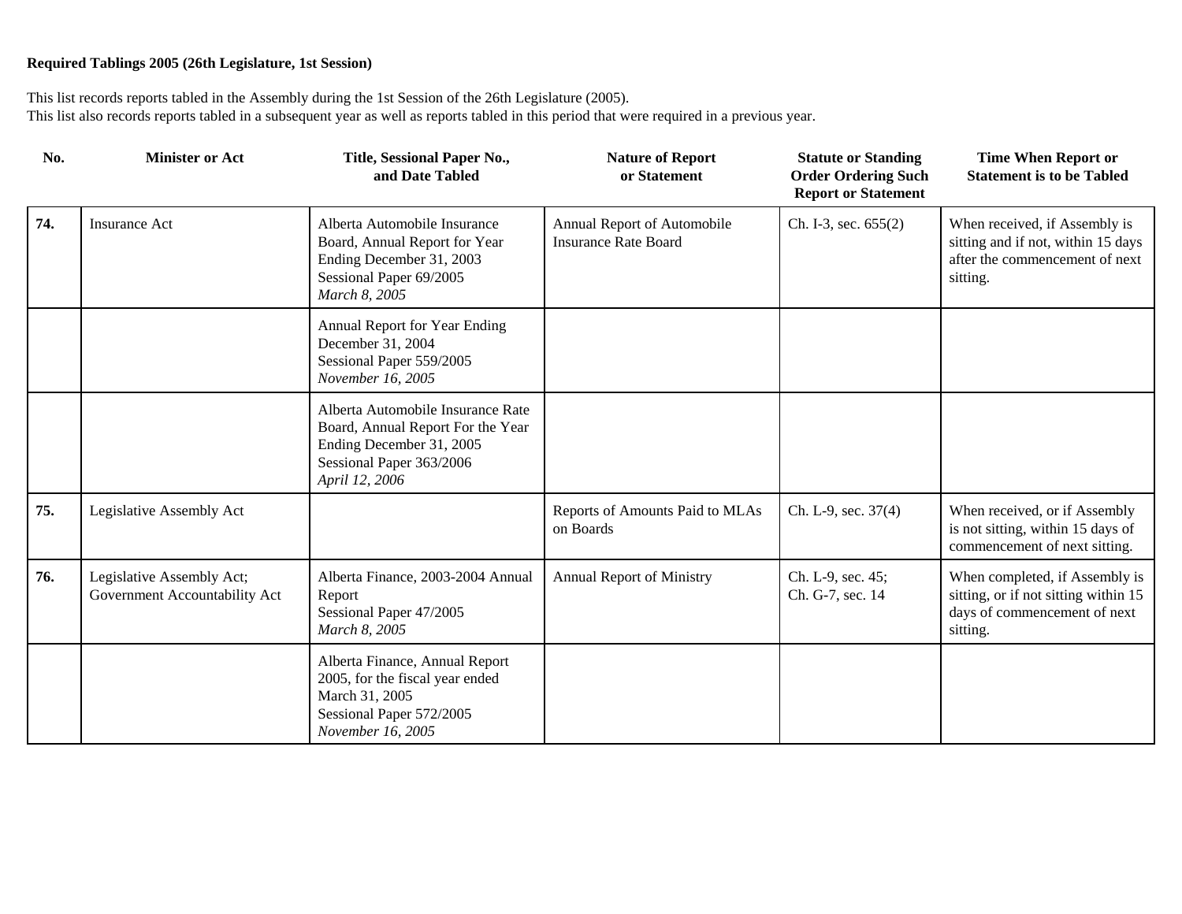**Required Tablings 2005 (26th Legislature, 1st Session)**

This list records reports tabled in the Assembly during the 1st Session of the 26th Legislature (2005).
This list also records reports tabled in a subsequent year as well as reports tabled in this period that were required in a previous year.

| No. | Minister or Act | Title, Sessional Paper No., and Date Tabled | Nature of Report or Statement | Statute or Standing Order Ordering Such Report or Statement | Time When Report or Statement is to be Tabled |
|---|---|---|---|---|---|
| **74.** | Insurance Act | Alberta Automobile Insurance Board, Annual Report for Year Ending December 31, 2003<br>Sessional Paper 69/2005<br>*March 8, 2005* | Annual Report of Automobile Insurance Rate Board | Ch. I-3, sec. 655(2) | When received, if Assembly is sitting and if not, within 15 days after the commencement of next sitting. |
| | | Annual Report for Year Ending December 31, 2004<br>Sessional Paper 559/2005<br>*November 16, 2005* | | | |
| | | Alberta Automobile Insurance Rate Board, Annual Report For the Year Ending December 31, 2005<br>Sessional Paper 363/2006<br>*April 12, 2006* | | | |
| **75.** | Legislative Assembly Act | | Reports of Amounts Paid to MLAs on Boards | Ch. L-9, sec. 37(4) | When received, or if Assembly is not sitting, within 15 days of commencement of next sitting. |
| **76.** | Legislative Assembly Act; Government Accountability Act | Alberta Finance, 2003-2004 Annual Report<br>Sessional Paper 47/2005<br>*March 8, 2005* | Annual Report of Ministry | Ch. L-9, sec. 45; Ch. G-7, sec. 14 | When completed, if Assembly is sitting, or if not sitting within 15 days of commencement of next sitting. |
| | | Alberta Finance, Annual Report 2005, for the fiscal year ended March 31, 2005<br>Sessional Paper 572/2005<br>*November 16, 2005* | | | |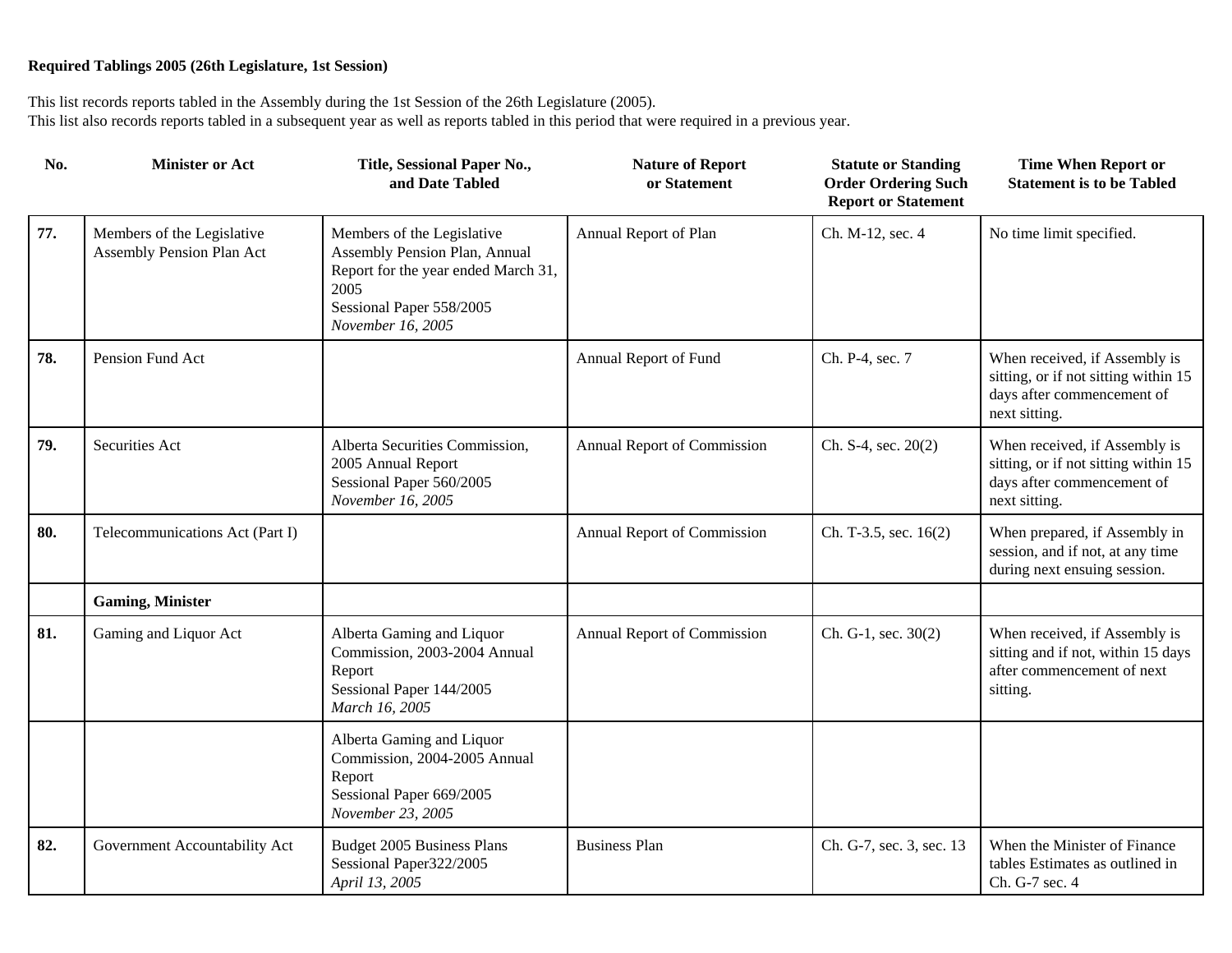**Required Tablings 2005 (26th Legislature, 1st Session)**

This list records reports tabled in the Assembly during the 1st Session of the 26th Legislature (2005).
This list also records reports tabled in a subsequent year as well as reports tabled in this period that were required in a previous year.

| No. | Minister or Act | Title, Sessional Paper No., and Date Tabled | Nature of Report or Statement | Statute or Standing Order Ordering Such Report or Statement | Time When Report or Statement is to be Tabled |
|---|---|---|---|---|---|
| **77.** | Members of the Legislative Assembly Pension Plan Act | Members of the Legislative Assembly Pension Plan, Annual Report for the year ended March 31, 2005<br>Sessional Paper 558/2005<br>*November 16, 2005* | Annual Report of Plan | Ch. M-12, sec. 4 | No time limit specified. |
| **78.** | Pension Fund Act | | Annual Report of Fund | Ch. P-4, sec. 7 | When received, if Assembly is sitting, or if not sitting within 15 days after commencement of next sitting. |
| **79.** | Securities Act | Alberta Securities Commission, 2005 Annual Report<br>Sessional Paper 560/2005<br>*November 16, 2005* | Annual Report of Commission | Ch. S-4, sec. 20(2) | When received, if Assembly is sitting, or if not sitting within 15 days after commencement of next sitting. |
| **80.** | Telecommunications Act (Part I) | | Annual Report of Commission | Ch. T-3.5, sec. 16(2) | When prepared, if Assembly in session, and if not, at any time during next ensuing session. |
| | **Gaming, Minister** | | | | |
| **81.** | Gaming and Liquor Act | Alberta Gaming and Liquor Commission, 2003-2004 Annual Report<br>Sessional Paper 144/2005<br>*March 16, 2005* | Annual Report of Commission | Ch. G-1, sec. 30(2) | When received, if Assembly is sitting and if not, within 15 days after commencement of next sitting. |
| | | Alberta Gaming and Liquor Commission, 2004-2005 Annual Report<br>Sessional Paper 669/2005<br>*November 23, 2005* | | | |
| **82.** | Government Accountability Act | Budget 2005 Business Plans<br>Sessional Paper322/2005<br>*April 13, 2005* | Business Plan | Ch. G-7, sec. 3, sec. 13 | When the Minister of Finance tables Estimates as outlined in Ch. G-7 sec. 4 |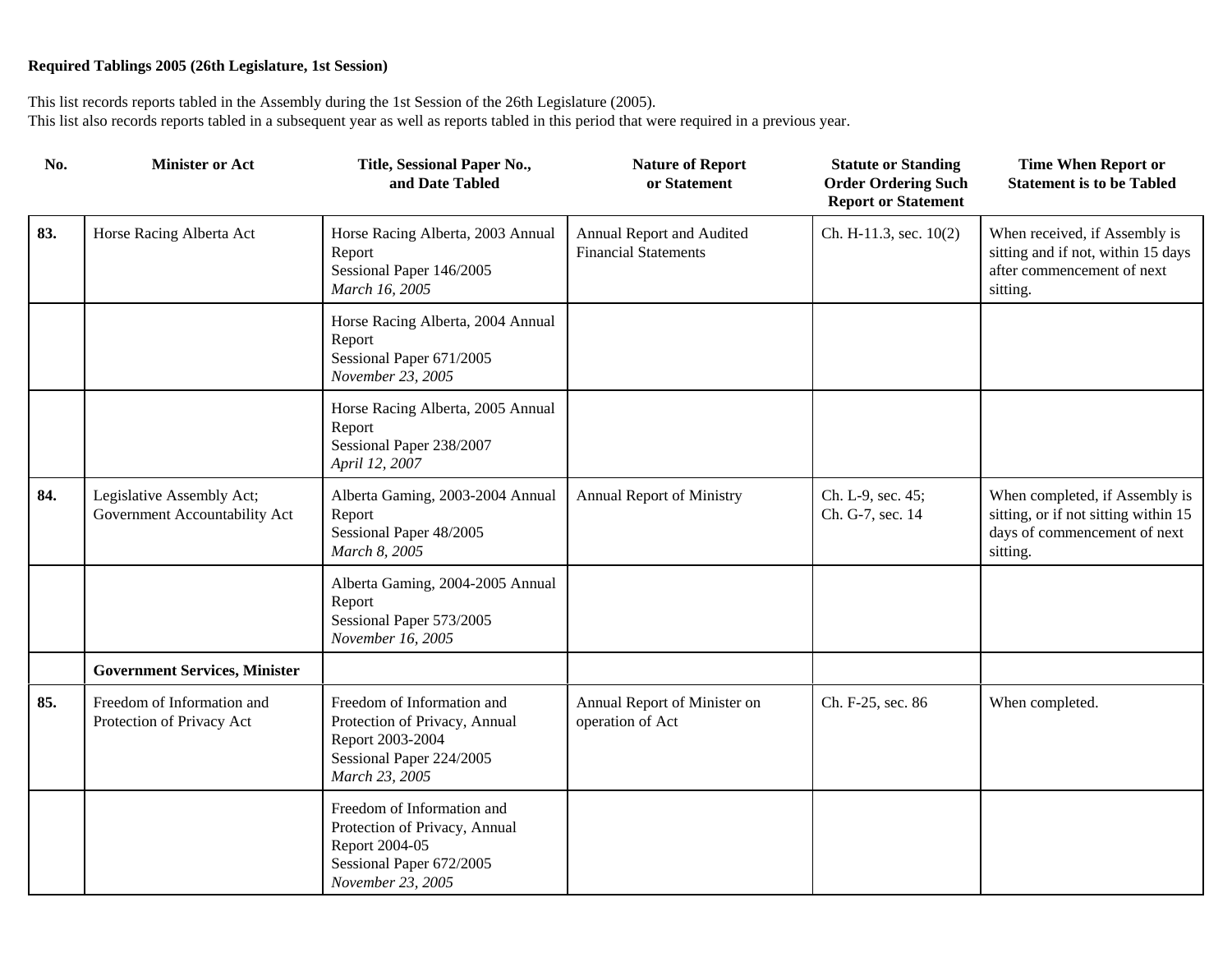**Required Tablings 2005 (26th Legislature, 1st Session)**

This list records reports tabled in the Assembly during the 1st Session of the 26th Legislature (2005).
This list also records reports tabled in a subsequent year as well as reports tabled in this period that were required in a previous year.

| No. | Minister or Act | Title, Sessional Paper No., and Date Tabled | Nature of Report or Statement | Statute or Standing Order Ordering Such Report or Statement | Time When Report or Statement is to be Tabled |
|---|---|---|---|---|---|
| **83.** | Horse Racing Alberta Act | Horse Racing Alberta, 2003 Annual Report<br>Sessional Paper 146/2005<br>*March 16, 2005* | Annual Report and Audited Financial Statements | Ch. H-11.3, sec. 10(2) | When received, if Assembly is sitting and if not, within 15 days after commencement of next sitting. |
| | | Horse Racing Alberta, 2004 Annual Report<br>Sessional Paper 671/2005<br>*November 23, 2005* | | | |
| | | Horse Racing Alberta, 2005 Annual Report<br>Sessional Paper 238/2007<br>*April 12, 2007* | | | |
| **84.** | Legislative Assembly Act; Government Accountability Act | Alberta Gaming, 2003-2004 Annual Report<br>Sessional Paper 48/2005<br>*March 8, 2005* | Annual Report of Ministry | Ch. L-9, sec. 45;<br>Ch. G-7, sec. 14 | When completed, if Assembly is sitting, or if not sitting within 15 days of commencement of next sitting. |
| | | Alberta Gaming, 2004-2005 Annual Report<br>Sessional Paper 573/2005<br>*November 16, 2005* | | | |
| | **Government Services, Minister** | | | | |
| **85.** | Freedom of Information and Protection of Privacy Act | Freedom of Information and Protection of Privacy, Annual Report 2003-2004<br>Sessional Paper 224/2005<br>*March 23, 2005* | Annual Report of Minister on operation of Act | Ch. F-25, sec. 86 | When completed. |
| | | Freedom of Information and Protection of Privacy, Annual Report 2004-05<br>Sessional Paper 672/2005<br>*November 23, 2005* | | | |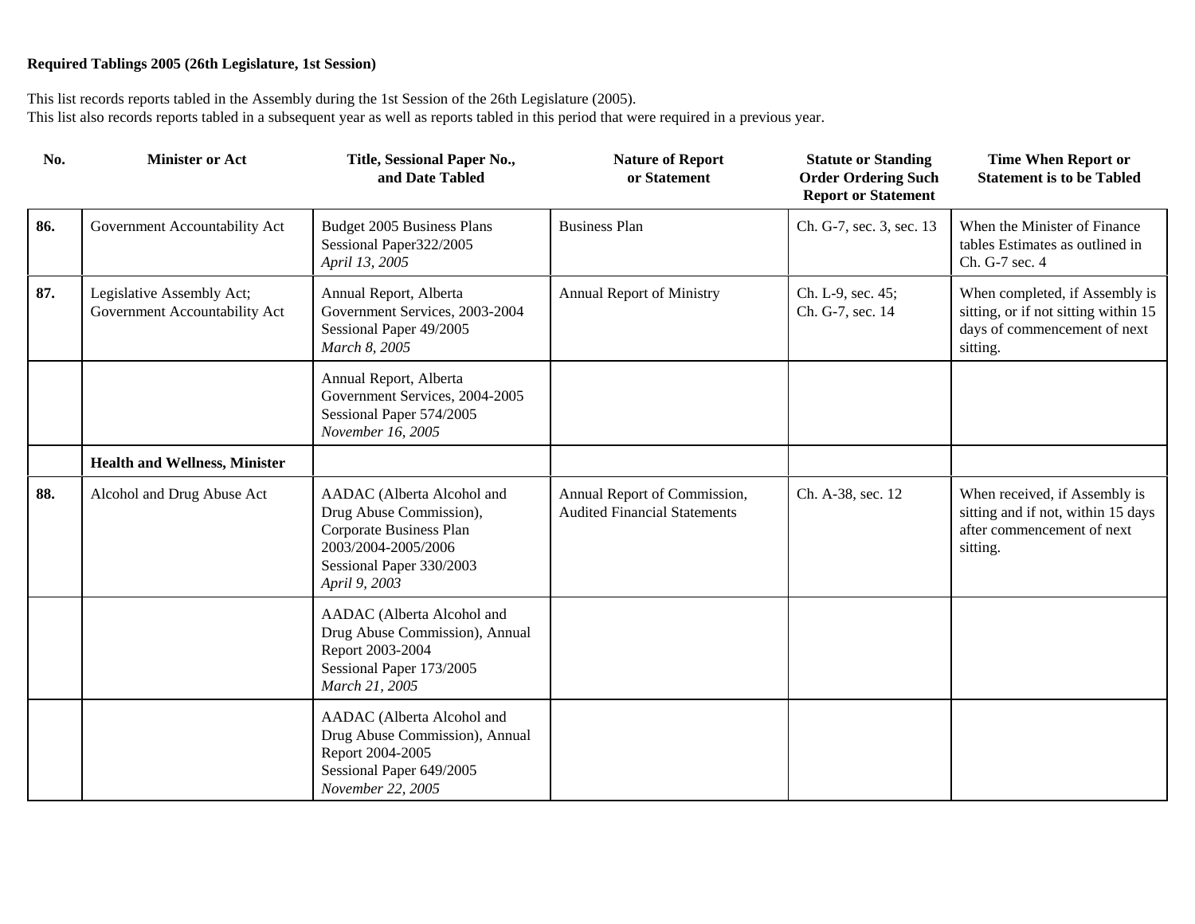**Required Tablings 2005 (26th Legislature, 1st Session)**

This list records reports tabled in the Assembly during the 1st Session of the 26th Legislature (2005).
This list also records reports tabled in a subsequent year as well as reports tabled in this period that were required in a previous year.

| No. | Minister or Act | Title, Sessional Paper No., and Date Tabled | Nature of Report or Statement | Statute or Standing Order Ordering Such Report or Statement | Time When Report or Statement is to be Tabled |
|---|---|---|---|---|---|
| **86.** | Government Accountability Act | Budget 2005 Business Plans<br>Sessional Paper322/2005<br>*April 13, 2005* | Business Plan | Ch. G-7, sec. 3, sec. 13 | When the Minister of Finance tables Estimates as outlined in Ch. G-7 sec. 4 |
| **87.** | Legislative Assembly Act;<br>Government Accountability Act | Annual Report, Alberta Government Services, 2003-2004<br>Sessional Paper 49/2005<br>*March 8, 2005* | Annual Report of Ministry | Ch. L-9, sec. 45;<br>Ch. G-7, sec. 14 | When completed, if Assembly is sitting, or if not sitting within 15 days of commencement of next sitting. |
| | | Annual Report, Alberta Government Services, 2004-2005<br>Sessional Paper 574/2005<br>*November 16, 2005* | | | |
| | **Health and Wellness, Minister** | | | | |
| **88.** | Alcohol and Drug Abuse Act | AADAC (Alberta Alcohol and Drug Abuse Commission), Corporate Business Plan 2003/2004-2005/2006<br>Sessional Paper 330/2003<br>*April 9, 2003* | Annual Report of Commission, Audited Financial Statements | Ch. A-38, sec. 12 | When received, if Assembly is sitting and if not, within 15 days after commencement of next sitting. |
| | | AADAC (Alberta Alcohol and Drug Abuse Commission), Annual Report 2003-2004<br>Sessional Paper 173/2005<br>*March 21, 2005* | | | |
| | | AADAC (Alberta Alcohol and Drug Abuse Commission), Annual Report 2004-2005<br>Sessional Paper 649/2005<br>*November 22, 2005* | | | |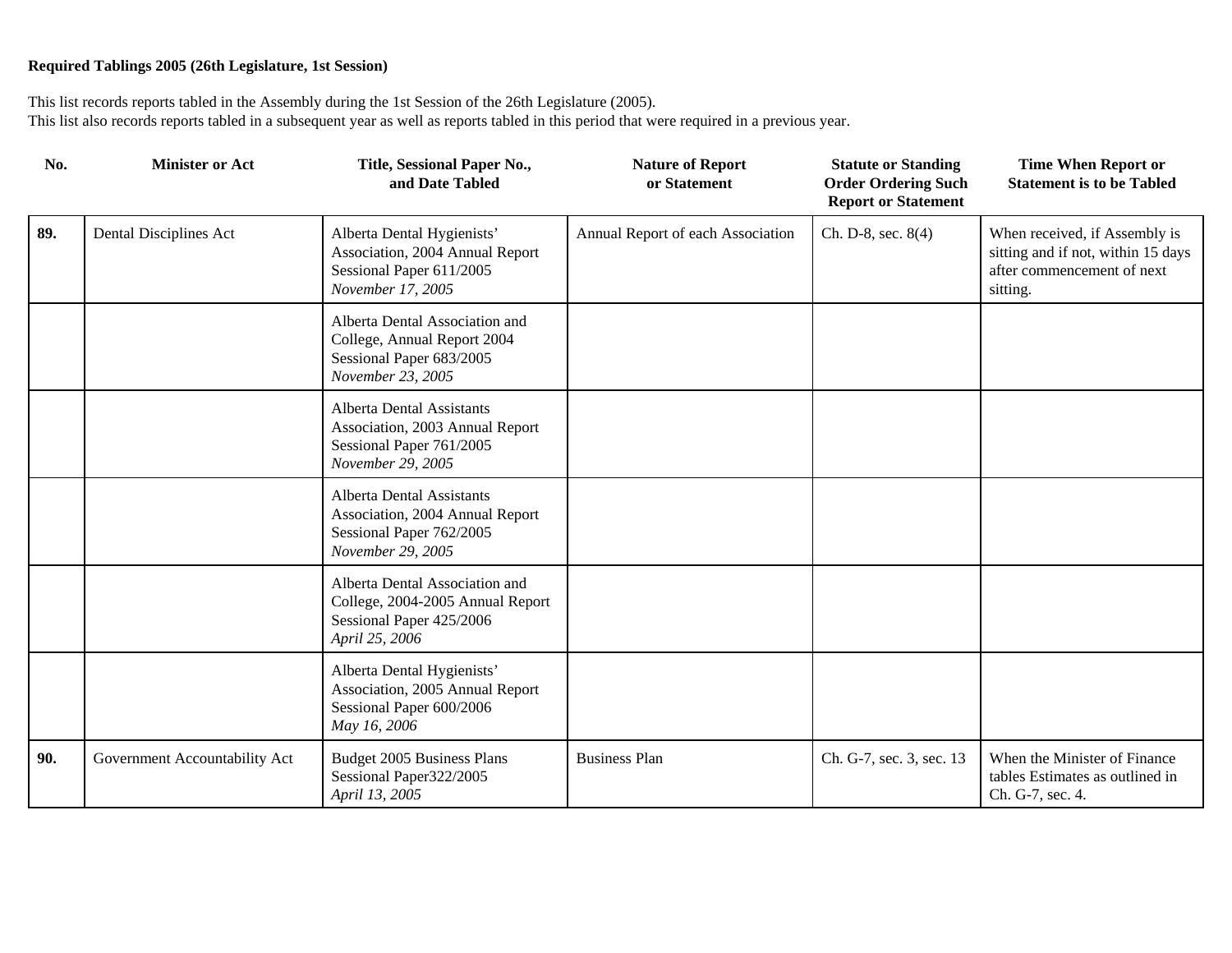**Required Tablings 2005 (26th Legislature, 1st Session)**

This list records reports tabled in the Assembly during the 1st Session of the 26th Legislature (2005).
This list also records reports tabled in a subsequent year as well as reports tabled in this period that were required in a previous year.

| No. | Minister or Act | Title, Sessional Paper No., and Date Tabled | Nature of Report or Statement | Statute or Standing Order Ordering Such Report or Statement | Time When Report or Statement is to be Tabled |
|---|---|---|---|---|---|
| **89.** | Dental Disciplines Act | Alberta Dental Hygienists' Association, 2004 Annual Report Sessional Paper 611/2005 *November 17, 2005* | Annual Report of each Association | Ch. D-8, sec. 8(4) | When received, if Assembly is sitting and if not, within 15 days after commencement of next sitting. |
| | | Alberta Dental Association and College, Annual Report 2004 Sessional Paper 683/2005 *November 23, 2005* | | | |
| | | Alberta Dental Assistants Association, 2003 Annual Report Sessional Paper 761/2005 *November 29, 2005* | | | |
| | | Alberta Dental Assistants Association, 2004 Annual Report Sessional Paper 762/2005 *November 29, 2005* | | | |
| | | Alberta Dental Association and College, 2004-2005 Annual Report Sessional Paper 425/2006 *April 25, 2006* | | | |
| | | Alberta Dental Hygienists' Association, 2005 Annual Report Sessional Paper 600/2006 *May 16, 2006* | | | |
| **90.** | Government Accountability Act | Budget 2005 Business Plans Sessional Paper322/2005 *April 13, 2005* | Business Plan | Ch. G-7, sec. 3, sec. 13 | When the Minister of Finance tables Estimates as outlined in Ch. G-7, sec. 4. |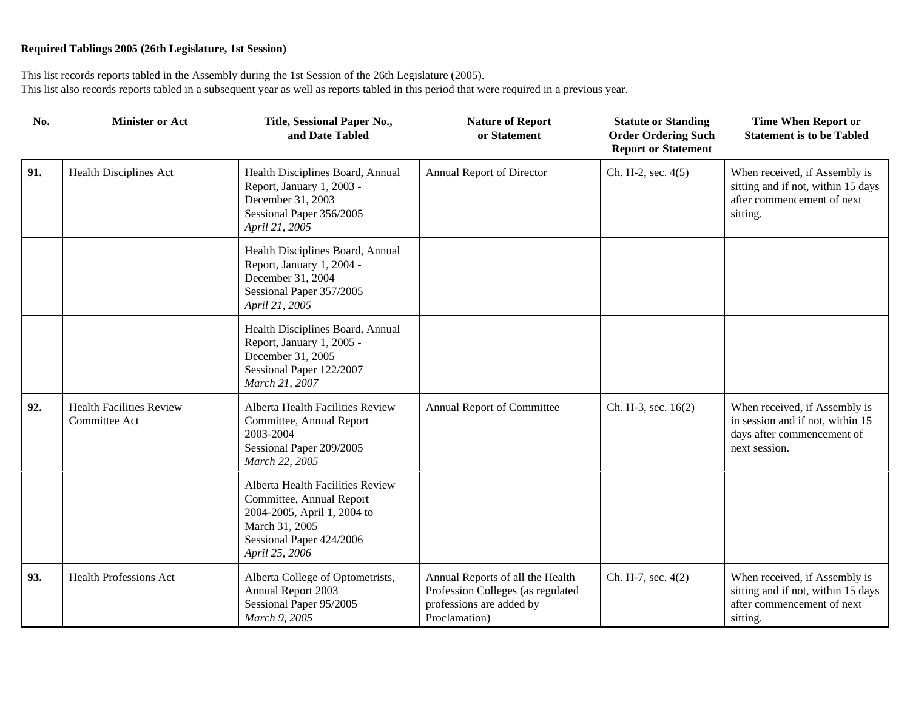**Required Tablings 2005 (26th Legislature, 1st Session)**

This list records reports tabled in the Assembly during the 1st Session of the 26th Legislature (2005).
This list also records reports tabled in a subsequent year as well as reports tabled in this period that were required in a previous year.

| No. | Minister or Act | Title, Sessional Paper No., and Date Tabled | Nature of Report or Statement | Statute or Standing Order Ordering Such Report or Statement | Time When Report or Statement is to be Tabled |
|---|---|---|---|---|---|
| **91.** | Health Disciplines Act | Health Disciplines Board, Annual Report, January 1, 2003 - December 31, 2003<br>Sessional Paper 356/2005<br>*April 21, 2005* | Annual Report of Director | Ch. H-2, sec. 4(5) | When received, if Assembly is sitting and if not, within 15 days after commencement of next sitting. |
| | | Health Disciplines Board, Annual Report, January 1, 2004 - December 31, 2004<br>Sessional Paper 357/2005<br>*April 21, 2005* | | | |
| | | Health Disciplines Board, Annual Report, January 1, 2005 - December 31, 2005<br>Sessional Paper 122/2007<br>*March 21, 2007* | | | |
| **92.** | Health Facilities Review Committee Act | Alberta Health Facilities Review Committee, Annual Report 2003-2004<br>Sessional Paper 209/2005<br>*March 22, 2005* | Annual Report of Committee | Ch. H-3, sec. 16(2) | When received, if Assembly is in session and if not, within 15 days after commencement of next session. |
| | | Alberta Health Facilities Review Committee, Annual Report 2004-2005, April 1, 2004 to March 31, 2005<br>Sessional Paper 424/2006<br>*April 25, 2006* | | | |
| **93.** | Health Professions Act | Alberta College of Optometrists, Annual Report 2003<br>Sessional Paper 95/2005<br>*March 9, 2005* | Annual Reports of all the Health Profession Colleges (as regulated professions are added by Proclamation) | Ch. H-7, sec. 4(2) | When received, if Assembly is sitting and if not, within 15 days after commencement of next sitting. |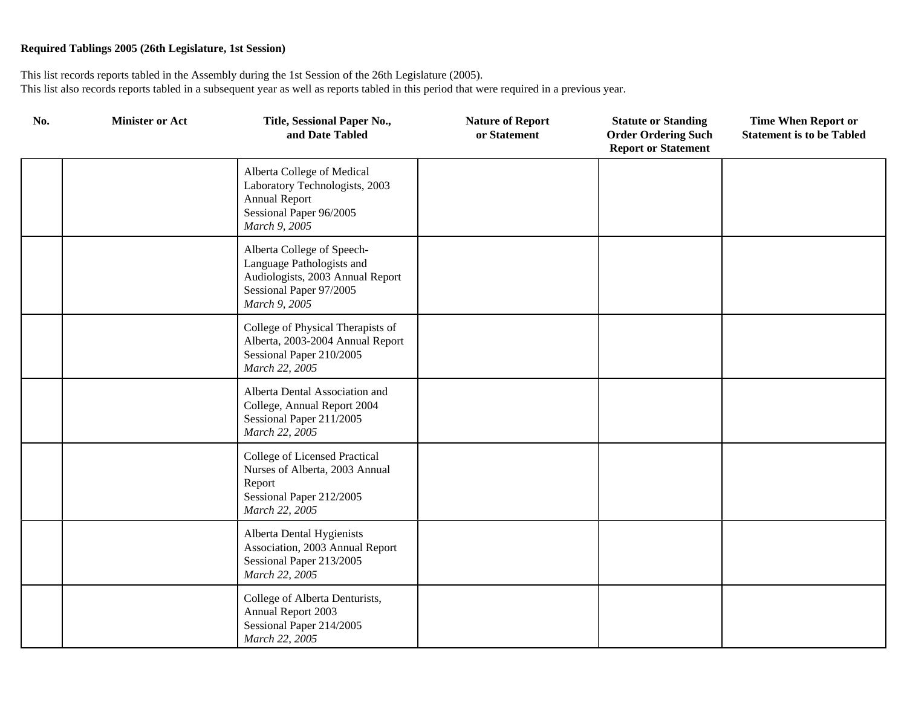**Required Tablings 2005 (26th Legislature, 1st Session)**

This list records reports tabled in the Assembly during the 1st Session of the 26th Legislature (2005).
This list also records reports tabled in a subsequent year as well as reports tabled in this period that were required in a previous year.

| No. | Minister or Act | Title, Sessional Paper No., and Date Tabled | Nature of Report or Statement | Statute or Standing Order Ordering Such Report or Statement | Time When Report or Statement is to be Tabled |
|---|---|---|---|---|---|
| | | Alberta College of Medical Laboratory Technologists, 2003 Annual Report<br>Sessional Paper 96/2005<br>*March 9, 2005* | | | |
| | | Alberta College of Speech-Language Pathologists and Audiologists, 2003 Annual Report<br>Sessional Paper 97/2005<br>*March 9, 2005* | | | |
| | | College of Physical Therapists of Alberta, 2003-2004 Annual Report<br>Sessional Paper 210/2005<br>*March 22, 2005* | | | |
| | | Alberta Dental Association and College, Annual Report 2004<br>Sessional Paper 211/2005<br>*March 22, 2005* | | | |
| | | College of Licensed Practical Nurses of Alberta, 2003 Annual Report<br>Sessional Paper 212/2005<br>*March 22, 2005* | | | |
| | | Alberta Dental Hygienists Association, 2003 Annual Report<br>Sessional Paper 213/2005<br>*March 22, 2005* | | | |
| | | College of Alberta Denturists, Annual Report 2003<br>Sessional Paper 214/2005<br>*March 22, 2005* | | | |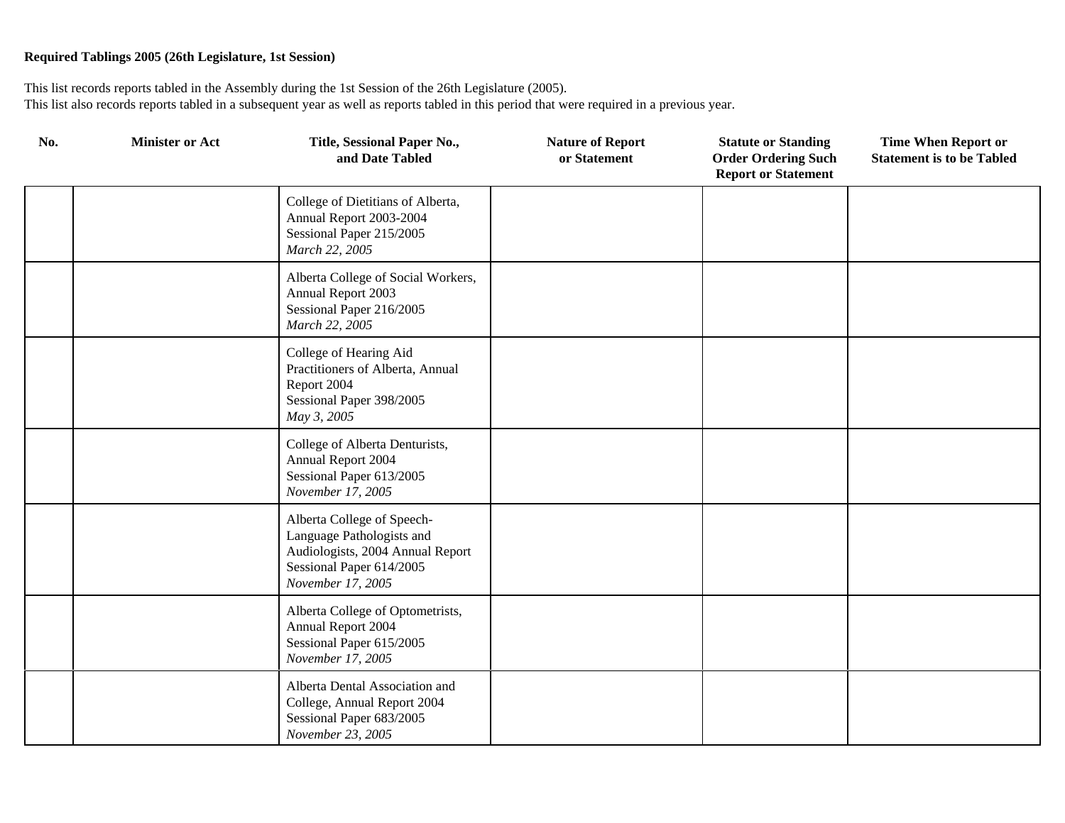**Required Tablings 2005 (26th Legislature, 1st Session)**

This list records reports tabled in the Assembly during the 1st Session of the 26th Legislature (2005).
This list also records reports tabled in a subsequent year as well as reports tabled in this period that were required in a previous year.

| No. | Minister or Act | Title, Sessional Paper No., and Date Tabled | Nature of Report or Statement | Statute or Standing Order Ordering Such Report or Statement | Time When Report or Statement is to be Tabled |
|---|---|---|---|---|---|
| | | College of Dietitians of Alberta, Annual Report 2003-2004 Sessional Paper 215/2005 *March 22, 2005* | | | |
| | | Alberta College of Social Workers, Annual Report 2003 Sessional Paper 216/2005 *March 22, 2005* | | | |
| | | College of Hearing Aid Practitioners of Alberta, Annual Report 2004 Sessional Paper 398/2005 *May 3, 2005* | | | |
| | | College of Alberta Denturists, Annual Report 2004 Sessional Paper 613/2005 *November 17, 2005* | | | |
| | | Alberta College of Speech-Language Pathologists and Audiologists, 2004 Annual Report Sessional Paper 614/2005 *November 17, 2005* | | | |
| | | Alberta College of Optometrists, Annual Report 2004 Sessional Paper 615/2005 *November 17, 2005* | | | |
| | | Alberta Dental Association and College, Annual Report 2004 Sessional Paper 683/2005 *November 23, 2005* | | | |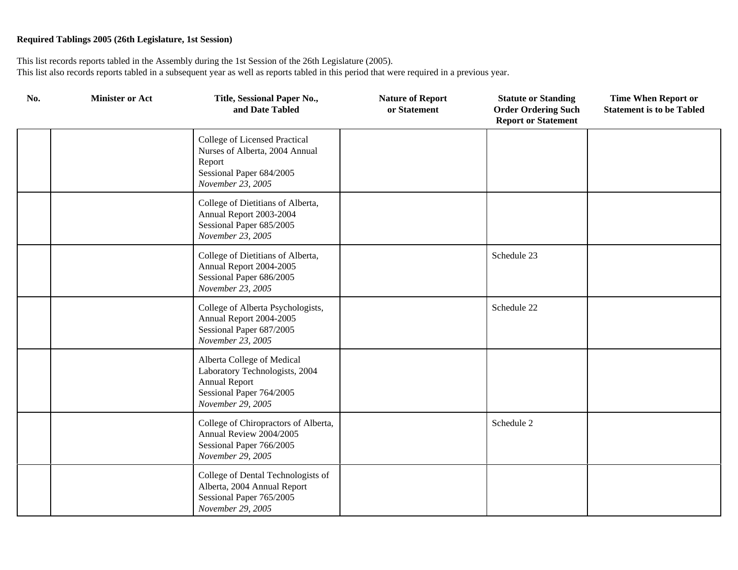**Required Tablings 2005 (26th Legislature, 1st Session)**

This list records reports tabled in the Assembly during the 1st Session of the 26th Legislature (2005).
This list also records reports tabled in a subsequent year as well as reports tabled in this period that were required in a previous year.

| No. | Minister or Act | Title, Sessional Paper No., and Date Tabled | Nature of Report or Statement | Statute or Standing Order Ordering Such Report or Statement | Time When Report or Statement is to be Tabled |
|---|---|---|---|---|---|
| | | College of Licensed Practical Nurses of Alberta, 2004 Annual Report<br>Sessional Paper 684/2005<br>*November 23, 2005* | | | |
| | | College of Dietitians of Alberta, Annual Report 2003-2004<br>Sessional Paper 685/2005<br>*November 23, 2005* | | | |
| | | College of Dietitians of Alberta, Annual Report 2004-2005<br>Sessional Paper 686/2005<br>*November 23, 2005* | | Schedule 23 | |
| | | College of Alberta Psychologists, Annual Report 2004-2005<br>Sessional Paper 687/2005<br>*November 23, 2005* | | Schedule 22 | |
| | | Alberta College of Medical Laboratory Technologists, 2004 Annual Report<br>Sessional Paper 764/2005<br>*November 29, 2005* | | | |
| | | College of Chiropractors of Alberta, Annual Review 2004/2005<br>Sessional Paper 766/2005<br>*November 29, 2005* | | Schedule 2 | |
| | | College of Dental Technologists of Alberta, 2004 Annual Report<br>Sessional Paper 765/2005<br>*November 29, 2005* | | | |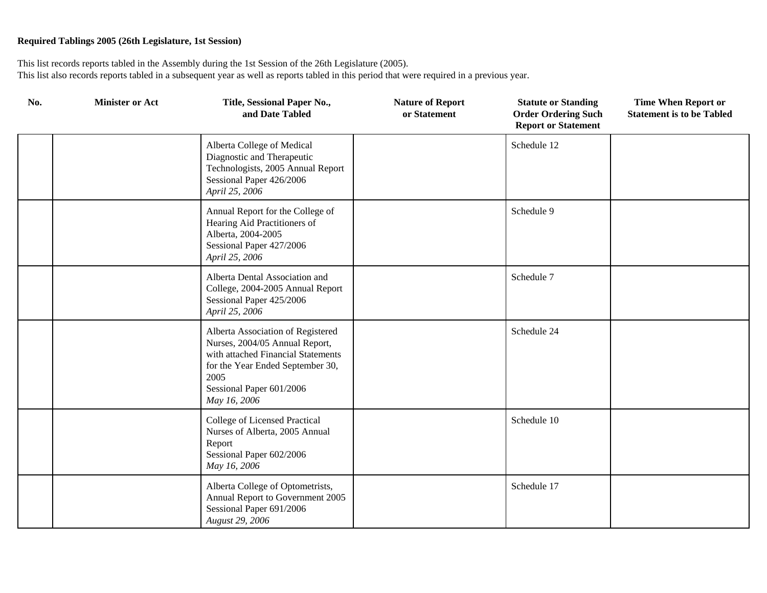**Required Tablings 2005 (26th Legislature, 1st Session)**

This list records reports tabled in the Assembly during the 1st Session of the 26th Legislature (2005).
This list also records reports tabled in a subsequent year as well as reports tabled in this period that were required in a previous year.

| No. | Minister or Act | Title, Sessional Paper No., and Date Tabled | Nature of Report or Statement | Statute or Standing Order Ordering Such Report or Statement | Time When Report or Statement is to be Tabled |
|---|---|---|---|---|---|
| | | Alberta College of Medical Diagnostic and Therapeutic Technologists, 2005 Annual Report<br>Sessional Paper 426/2006<br>*April 25, 2006* | | Schedule 12 | |
| | | Annual Report for the College of Hearing Aid Practitioners of Alberta, 2004-2005<br>Sessional Paper 427/2006<br>*April 25, 2006* | | Schedule 9 | |
| | | Alberta Dental Association and College, 2004-2005 Annual Report<br>Sessional Paper 425/2006<br>*April 25, 2006* | | Schedule 7 | |
| | | Alberta Association of Registered Nurses, 2004/05 Annual Report, with attached Financial Statements for the Year Ended September 30, 2005<br>Sessional Paper 601/2006<br>*May 16, 2006* | | Schedule 24 | |
| | | College of Licensed Practical Nurses of Alberta, 2005 Annual Report<br>Sessional Paper 602/2006<br>*May 16, 2006* | | Schedule 10 | |
| | | Alberta College of Optometrists, Annual Report to Government 2005<br>Sessional Paper 691/2006<br>*August 29, 2006* | | Schedule 17 | |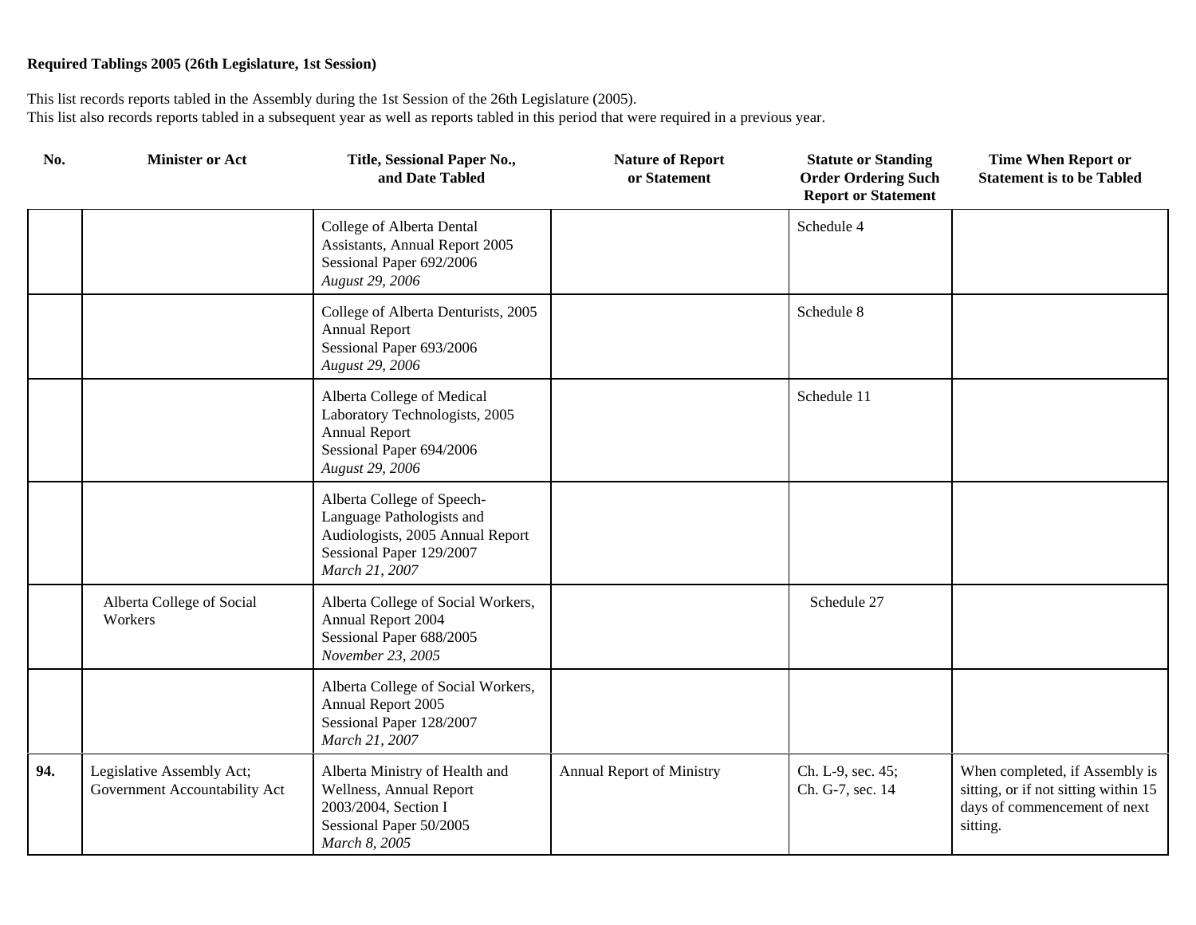**Required Tablings 2005 (26th Legislature, 1st Session)**

This list records reports tabled in the Assembly during the 1st Session of the 26th Legislature (2005).
This list also records reports tabled in a subsequent year as well as reports tabled in this period that were required in a previous year.

| No. | Minister or Act | Title, Sessional Paper No., and Date Tabled | Nature of Report or Statement | Statute or Standing Order Ordering Such Report or Statement | Time When Report or Statement is to be Tabled |
|---|---|---|---|---|---|
| | | College of Alberta Dental Assistants, Annual Report 2005<br>Sessional Paper 692/2006<br>*August 29, 2006* | | Schedule 4 | |
| | | College of Alberta Denturists, 2005 Annual Report<br>Sessional Paper 693/2006<br>*August 29, 2006* | | Schedule 8 | |
| | | Alberta College of Medical Laboratory Technologists, 2005 Annual Report<br>Sessional Paper 694/2006<br>*August 29, 2006* | | Schedule 11 | |
| | | Alberta College of Speech-Language Pathologists and Audiologists, 2005 Annual Report<br>Sessional Paper 129/2007<br>*March 21, 2007* | | | |
| | Alberta College of Social Workers | Alberta College of Social Workers, Annual Report 2004<br>Sessional Paper 688/2005<br>*November 23, 2005* | | Schedule 27 | |
| | | Alberta College of Social Workers, Annual Report 2005<br>Sessional Paper 128/2007<br>*March 21, 2007* | | | |
| **94.** | Legislative Assembly Act; Government Accountability Act | Alberta Ministry of Health and Wellness, Annual Report 2003/2004, Section I<br>Sessional Paper 50/2005<br>*March 8, 2005* | Annual Report of Ministry | Ch. L-9, sec. 45; Ch. G-7, sec. 14 | When completed, if Assembly is sitting, or if not sitting within 15 days of commencement of next sitting. |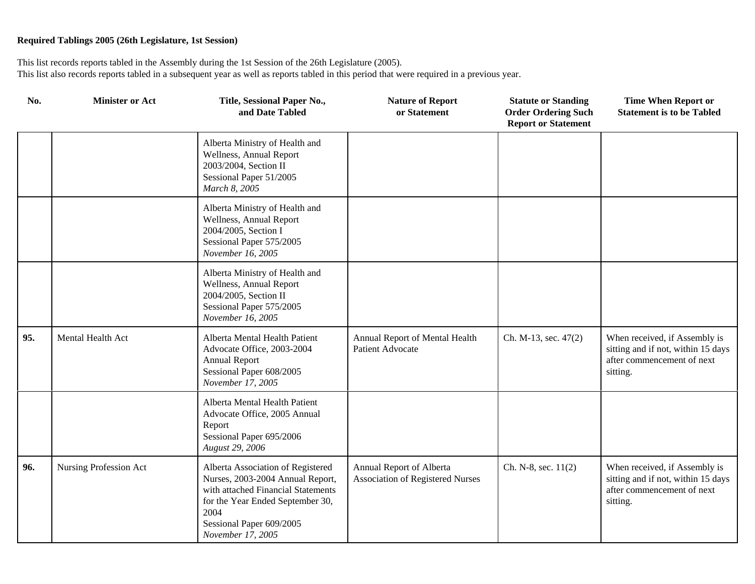**Required Tablings 2005 (26th Legislature, 1st Session)**

This list records reports tabled in the Assembly during the 1st Session of the 26th Legislature (2005).
This list also records reports tabled in a subsequent year as well as reports tabled in this period that were required in a previous year.

| No. | Minister or Act | Title, Sessional Paper No., and Date Tabled | Nature of Report or Statement | Statute or Standing Order Ordering Such Report or Statement | Time When Report or Statement is to be Tabled |
|---|---|---|---|---|---|
| | | Alberta Ministry of Health and Wellness, Annual Report 2003/2004, Section II<br>Sessional Paper 51/2005<br>*March 8, 2005* | | | |
| | | Alberta Ministry of Health and Wellness, Annual Report 2004/2005, Section I<br>Sessional Paper 575/2005<br>*November 16, 2005* | | | |
| | | Alberta Ministry of Health and Wellness, Annual Report 2004/2005, Section II<br>Sessional Paper 575/2005<br>*November 16, 2005* | | | |
| **95.** | Mental Health Act | Alberta Mental Health Patient Advocate Office, 2003-2004 Annual Report<br>Sessional Paper 608/2005<br>*November 17, 2005* | Annual Report of Mental Health Patient Advocate | Ch. M-13, sec. 47(2) | When received, if Assembly is sitting and if not, within 15 days after commencement of next sitting. |
| | | Alberta Mental Health Patient Advocate Office, 2005 Annual Report<br>Sessional Paper 695/2006<br>*August 29, 2006* | | | |
| **96.** | Nursing Profession Act | Alberta Association of Registered Nurses, 2003-2004 Annual Report, with attached Financial Statements for the Year Ended September 30, 2004<br>Sessional Paper 609/2005<br>*November 17, 2005* | Annual Report of Alberta Association of Registered Nurses | Ch. N-8, sec. 11(2) | When received, if Assembly is sitting and if not, within 15 days after commencement of next sitting. |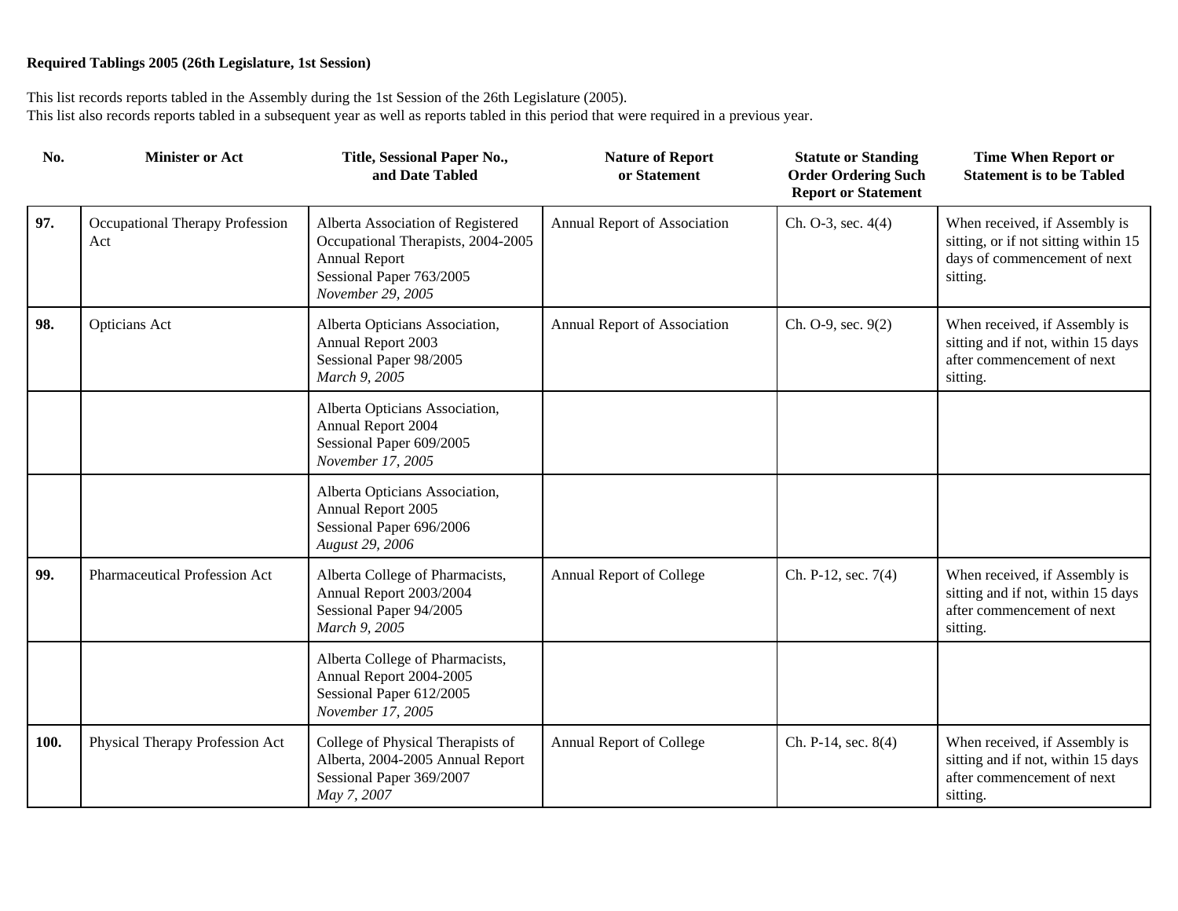**Required Tablings 2005 (26th Legislature, 1st Session)**

This list records reports tabled in the Assembly during the 1st Session of the 26th Legislature (2005).
This list also records reports tabled in a subsequent year as well as reports tabled in this period that were required in a previous year.

| No. | Minister or Act | Title, Sessional Paper No., and Date Tabled | Nature of Report or Statement | Statute or Standing Order Ordering Such Report or Statement | Time When Report or Statement is to be Tabled |
|---|---|---|---|---|---|
| **97.** | Occupational Therapy Profession Act | Alberta Association of Registered Occupational Therapists, 2004-2005 Annual Report<br>Sessional Paper 763/2005<br>*November 29, 2005* | Annual Report of Association | Ch. O-3, sec. 4(4) | When received, if Assembly is sitting, or if not sitting within 15 days of commencement of next sitting. |
| **98.** | Opticians Act | Alberta Opticians Association, Annual Report 2003<br>Sessional Paper 98/2005<br>*March 9, 2005* | Annual Report of Association | Ch. O-9, sec. 9(2) | When received, if Assembly is sitting and if not, within 15 days after commencement of next sitting. |
| | | Alberta Opticians Association, Annual Report 2004<br>Sessional Paper 609/2005<br>*November 17, 2005* | | | |
| | | Alberta Opticians Association, Annual Report 2005<br>Sessional Paper 696/2006<br>*August 29, 2006* | | | |
| **99.** | Pharmaceutical Profession Act | Alberta College of Pharmacists, Annual Report 2003/2004<br>Sessional Paper 94/2005<br>*March 9, 2005* | Annual Report of College | Ch. P-12, sec. 7(4) | When received, if Assembly is sitting and if not, within 15 days after commencement of next sitting. |
| | | Alberta College of Pharmacists, Annual Report 2004-2005<br>Sessional Paper 612/2005<br>*November 17, 2005* | | | |
| **100.** | Physical Therapy Profession Act | College of Physical Therapists of Alberta, 2004-2005 Annual Report<br>Sessional Paper 369/2007<br>*May 7, 2007* | Annual Report of College | Ch. P-14, sec. 8(4) | When received, if Assembly is sitting and if not, within 15 days after commencement of next sitting. |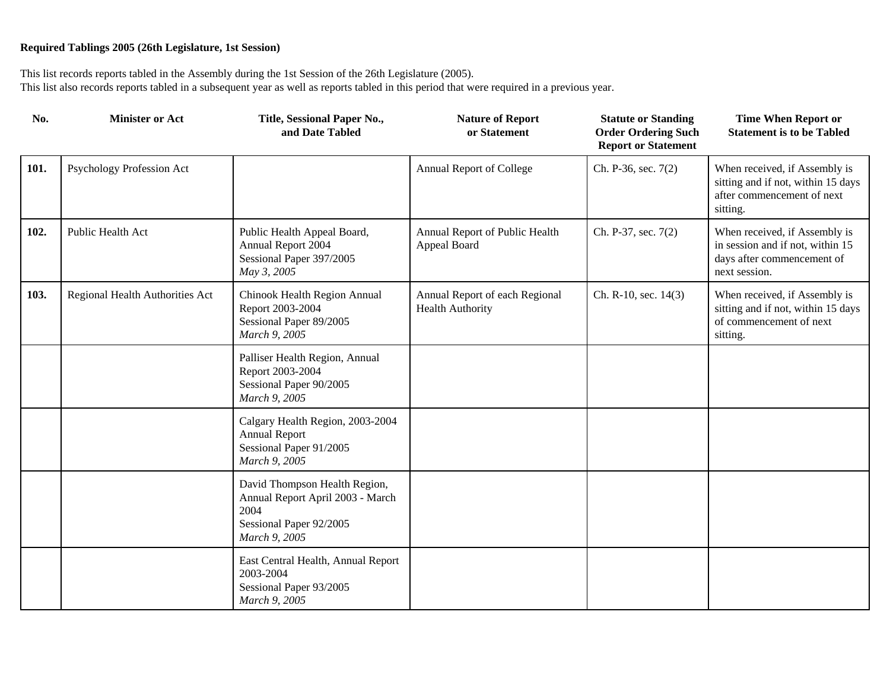**Required Tablings 2005 (26th Legislature, 1st Session)**

This list records reports tabled in the Assembly during the 1st Session of the 26th Legislature (2005).
This list also records reports tabled in a subsequent year as well as reports tabled in this period that were required in a previous year.

| No. | Minister or Act | Title, Sessional Paper No., and Date Tabled | Nature of Report or Statement | Statute or Standing Order Ordering Such Report or Statement | Time When Report or Statement is to be Tabled |
|---|---|---|---|---|---|
| **101.** | Psychology Profession Act | | Annual Report of College | Ch. P-36, sec. 7(2) | When received, if Assembly is sitting and if not, within 15 days after commencement of next sitting. |
| **102.** | Public Health Act | Public Health Appeal Board, Annual Report 2004 Sessional Paper 397/2005 *May 3, 2005* | Annual Report of Public Health Appeal Board | Ch. P-37, sec. 7(2) | When received, if Assembly is in session and if not, within 15 days after commencement of next session. |
| **103.** | Regional Health Authorities Act | Chinook Health Region Annual Report 2003-2004 Sessional Paper 89/2005 *March 9, 2005* | Annual Report of each Regional Health Authority | Ch. R-10, sec. 14(3) | When received, if Assembly is sitting and if not, within 15 days of commencement of next sitting. |
| | | Palliser Health Region, Annual Report 2003-2004 Sessional Paper 90/2005 *March 9, 2005* | | | |
| | | Calgary Health Region, 2003-2004 Annual Report Sessional Paper 91/2005 *March 9, 2005* | | | |
| | | David Thompson Health Region, Annual Report April 2003 - March 2004 Sessional Paper 92/2005 *March 9, 2005* | | | |
| | | East Central Health, Annual Report 2003-2004 Sessional Paper 93/2005 *March 9, 2005* | | | |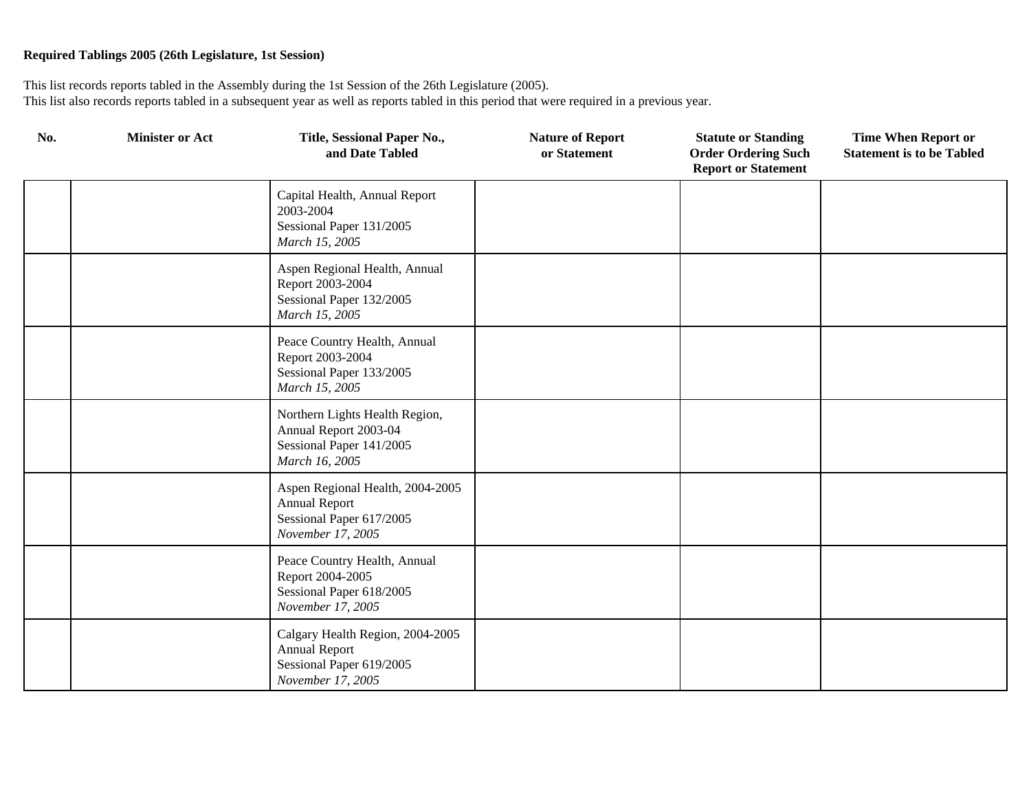**Required Tablings 2005 (26th Legislature, 1st Session)**

This list records reports tabled in the Assembly during the 1st Session of the 26th Legislature (2005).
This list also records reports tabled in a subsequent year as well as reports tabled in this period that were required in a previous year.

| No. | Minister or Act | Title, Sessional Paper No., and Date Tabled | Nature of Report or Statement | Statute or Standing Order Ordering Such Report or Statement | Time When Report or Statement is to be Tabled |
|---|---|---|---|---|---|
| | | Capital Health, Annual Report 2003-2004<br>Sessional Paper 131/2005<br>*March 15, 2005* | | | |
| | | Aspen Regional Health, Annual Report 2003-2004<br>Sessional Paper 132/2005<br>*March 15, 2005* | | | |
| | | Peace Country Health, Annual Report 2003-2004<br>Sessional Paper 133/2005<br>*March 15, 2005* | | | |
| | | Northern Lights Health Region, Annual Report 2003-04<br>Sessional Paper 141/2005<br>*March 16, 2005* | | | |
| | | Aspen Regional Health, 2004-2005 Annual Report<br>Sessional Paper 617/2005<br>*November 17, 2005* | | | |
| | | Peace Country Health, Annual Report 2004-2005<br>Sessional Paper 618/2005<br>*November 17, 2005* | | | |
| | | Calgary Health Region, 2004-2005 Annual Report<br>Sessional Paper 619/2005<br>*November 17, 2005* | | | |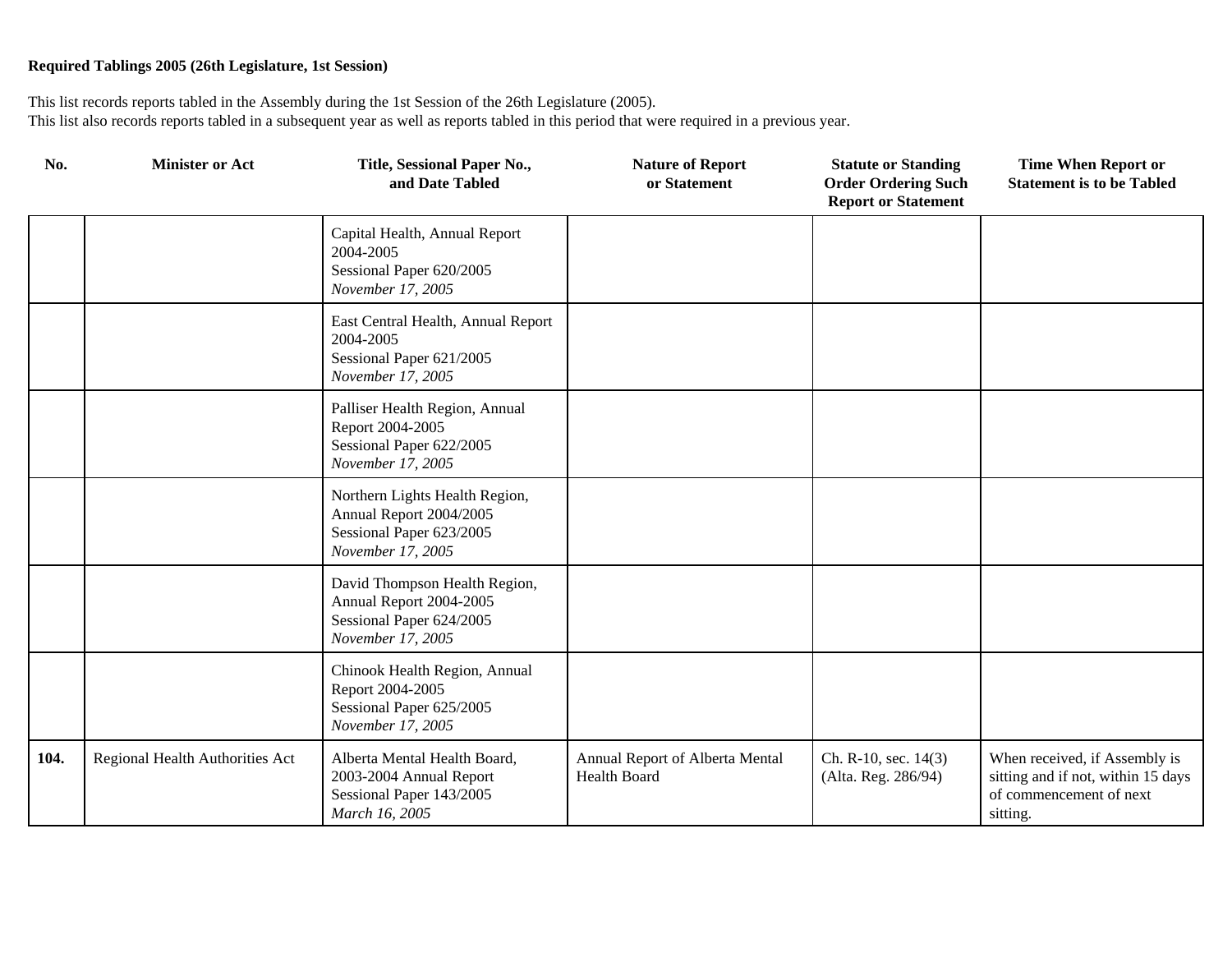**Required Tablings 2005 (26th Legislature, 1st Session)**

This list records reports tabled in the Assembly during the 1st Session of the 26th Legislature (2005).
This list also records reports tabled in a subsequent year as well as reports tabled in this period that were required in a previous year.

| No. | Minister or Act | Title, Sessional Paper No., and Date Tabled | Nature of Report or Statement | Statute or Standing Order Ordering Such Report or Statement | Time When Report or Statement is to be Tabled |
|---|---|---|---|---|---|
| | | Capital Health, Annual Report 2004-2005<br>Sessional Paper 620/2005<br>*November 17, 2005* | | | |
| | | East Central Health, Annual Report 2004-2005<br>Sessional Paper 621/2005<br>*November 17, 2005* | | | |
| | | Palliser Health Region, Annual Report 2004-2005<br>Sessional Paper 622/2005<br>*November 17, 2005* | | | |
| | | Northern Lights Health Region, Annual Report 2004/2005<br>Sessional Paper 623/2005<br>*November 17, 2005* | | | |
| | | David Thompson Health Region, Annual Report 2004-2005<br>Sessional Paper 624/2005<br>*November 17, 2005* | | | |
| | | Chinook Health Region, Annual Report 2004-2005<br>Sessional Paper 625/2005<br>*November 17, 2005* | | | |
| **104.** | Regional Health Authorities Act | Alberta Mental Health Board, 2003-2004 Annual Report<br>Sessional Paper 143/2005<br>*March 16, 2005* | Annual Report of Alberta Mental Health Board | Ch. R-10, sec. 14(3) (Alta. Reg. 286/94) | When received, if Assembly is sitting and if not, within 15 days of commencement of next sitting. |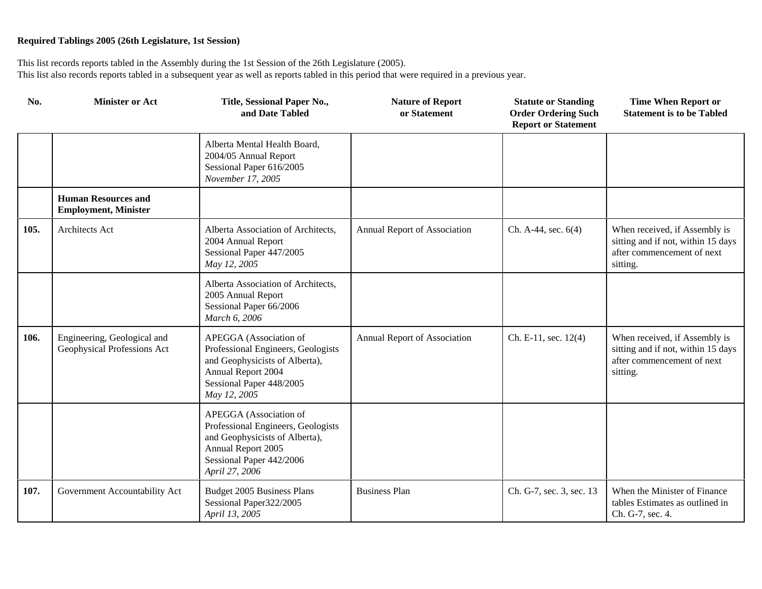**Required Tablings 2005 (26th Legislature, 1st Session)**

This list records reports tabled in the Assembly during the 1st Session of the 26th Legislature (2005).
This list also records reports tabled in a subsequent year as well as reports tabled in this period that were required in a previous year.

| No. | Minister or Act | Title, Sessional Paper No., and Date Tabled | Nature of Report or Statement | Statute or Standing Order Ordering Such Report or Statement | Time When Report or Statement is to be Tabled |
|---|---|---|---|---|---|
| | | Alberta Mental Health Board, 2004/05 Annual Report Sessional Paper 616/2005 *November 17, 2005* | | | |
| | **Human Resources and Employment, Minister** | | | | |
| **105.** | Architects Act | Alberta Association of Architects, 2004 Annual Report Sessional Paper 447/2005 *May 12, 2005* | Annual Report of Association | Ch. A-44, sec. 6(4) | When received, if Assembly is sitting and if not, within 15 days after commencement of next sitting. |
| | | Alberta Association of Architects, 2005 Annual Report Sessional Paper 66/2006 *March 6, 2006* | | | |
| **106.** | Engineering, Geological and Geophysical Professions Act | APEGGA (Association of Professional Engineers, Geologists and Geophysicists of Alberta), Annual Report 2004 Sessional Paper 448/2005 *May 12, 2005* | Annual Report of Association | Ch. E-11, sec. 12(4) | When received, if Assembly is sitting and if not, within 15 days after commencement of next sitting. |
| | | APEGGA (Association of Professional Engineers, Geologists and Geophysicists of Alberta), Annual Report 2005 Sessional Paper 442/2006 *April 27, 2006* | | | |
| **107.** | Government Accountability Act | Budget 2005 Business Plans Sessional Paper322/2005 *April 13, 2005* | Business Plan | Ch. G-7, sec. 3, sec. 13 | When the Minister of Finance tables Estimates as outlined in Ch. G-7, sec. 4. |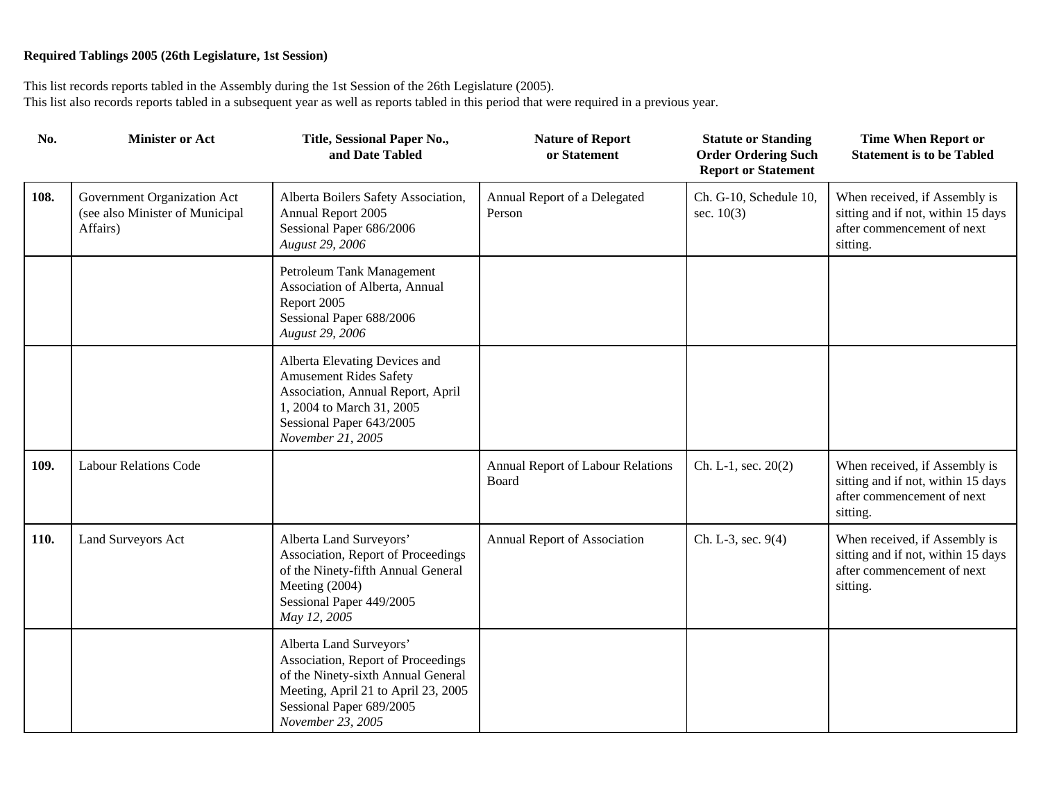**Required Tablings 2005 (26th Legislature, 1st Session)**

This list records reports tabled in the Assembly during the 1st Session of the 26th Legislature (2005).
This list also records reports tabled in a subsequent year as well as reports tabled in this period that were required in a previous year.

| No. | Minister or Act | Title, Sessional Paper No., and Date Tabled | Nature of Report or Statement | Statute or Standing Order Ordering Such Report or Statement | Time When Report or Statement is to be Tabled |
|---|---|---|---|---|---|
| **108.** | Government Organization Act (see also Minister of Municipal Affairs) | Alberta Boilers Safety Association, Annual Report 2005<br>Sessional Paper 686/2006<br>*August 29, 2006* | Annual Report of a Delegated Person | Ch. G-10, Schedule 10, sec. 10(3) | When received, if Assembly is sitting and if not, within 15 days after commencement of next sitting. |
| | | Petroleum Tank Management Association of Alberta, Annual Report 2005<br>Sessional Paper 688/2006<br>*August 29, 2006* | | | |
| | | Alberta Elevating Devices and Amusement Rides Safety Association, Annual Report, April 1, 2004 to March 31, 2005<br>Sessional Paper 643/2005<br>*November 21, 2005* | | | |
| **109.** | Labour Relations Code | | Annual Report of Labour Relations Board | Ch. L-1, sec. 20(2) | When received, if Assembly is sitting and if not, within 15 days after commencement of next sitting. |
| **110.** | Land Surveyors Act | Alberta Land Surveyors' Association, Report of Proceedings of the Ninety-fifth Annual General Meeting (2004)<br>Sessional Paper 449/2005<br>*May 12, 2005* | Annual Report of Association | Ch. L-3, sec. 9(4) | When received, if Assembly is sitting and if not, within 15 days after commencement of next sitting. |
| | | Alberta Land Surveyors' Association, Report of Proceedings of the Ninety-sixth Annual General Meeting, April 21 to April 23, 2005<br>Sessional Paper 689/2005<br>*November 23, 2005* | | | |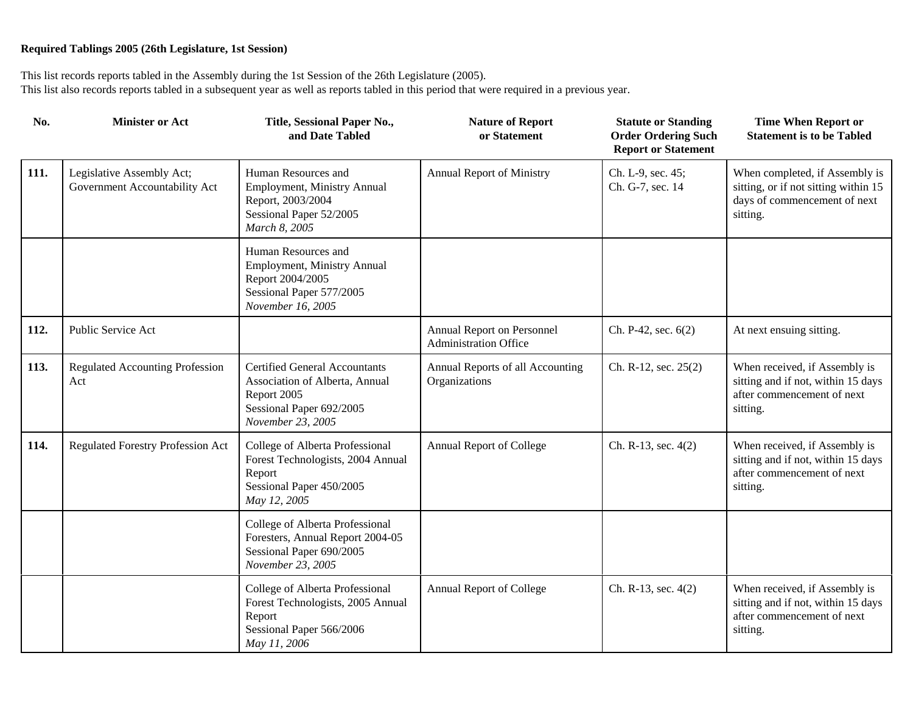**Required Tablings 2005 (26th Legislature, 1st Session)**

This list records reports tabled in the Assembly during the 1st Session of the 26th Legislature (2005).
This list also records reports tabled in a subsequent year as well as reports tabled in this period that were required in a previous year.

| No. | Minister or Act | Title, Sessional Paper No., and Date Tabled | Nature of Report or Statement | Statute or Standing Order Ordering Such Report or Statement | Time When Report or Statement is to be Tabled |
|---|---|---|---|---|---|
| **111.** | Legislative Assembly Act; Government Accountability Act | Human Resources and Employment, Ministry Annual Report, 2003/2004<br>Sessional Paper 52/2005<br>*March 8, 2005* | Annual Report of Ministry | Ch. L-9, sec. 45;<br>Ch. G-7, sec. 14 | When completed, if Assembly is sitting, or if not sitting within 15 days of commencement of next sitting. |
| | | Human Resources and Employment, Ministry Annual Report 2004/2005<br>Sessional Paper 577/2005<br>*November 16, 2005* | | | |
| **112.** | Public Service Act | | Annual Report on Personnel Administration Office | Ch. P-42, sec. 6(2) | At next ensuing sitting. |
| **113.** | Regulated Accounting Profession Act | Certified General Accountants Association of Alberta, Annual Report 2005<br>Sessional Paper 692/2005<br>*November 23, 2005* | Annual Reports of all Accounting Organizations | Ch. R-12, sec. 25(2) | When received, if Assembly is sitting and if not, within 15 days after commencement of next sitting. |
| **114.** | Regulated Forestry Profession Act | College of Alberta Professional Forest Technologists, 2004 Annual Report<br>Sessional Paper 450/2005<br>*May 12, 2005* | Annual Report of College | Ch. R-13, sec. 4(2) | When received, if Assembly is sitting and if not, within 15 days after commencement of next sitting. |
| | | College of Alberta Professional Foresters, Annual Report 2004-05<br>Sessional Paper 690/2005<br>*November 23, 2005* | | | |
| | | College of Alberta Professional Forest Technologists, 2005 Annual Report<br>Sessional Paper 566/2006<br>*May 11, 2006* | Annual Report of College | Ch. R-13, sec. 4(2) | When received, if Assembly is sitting and if not, within 15 days after commencement of next sitting. |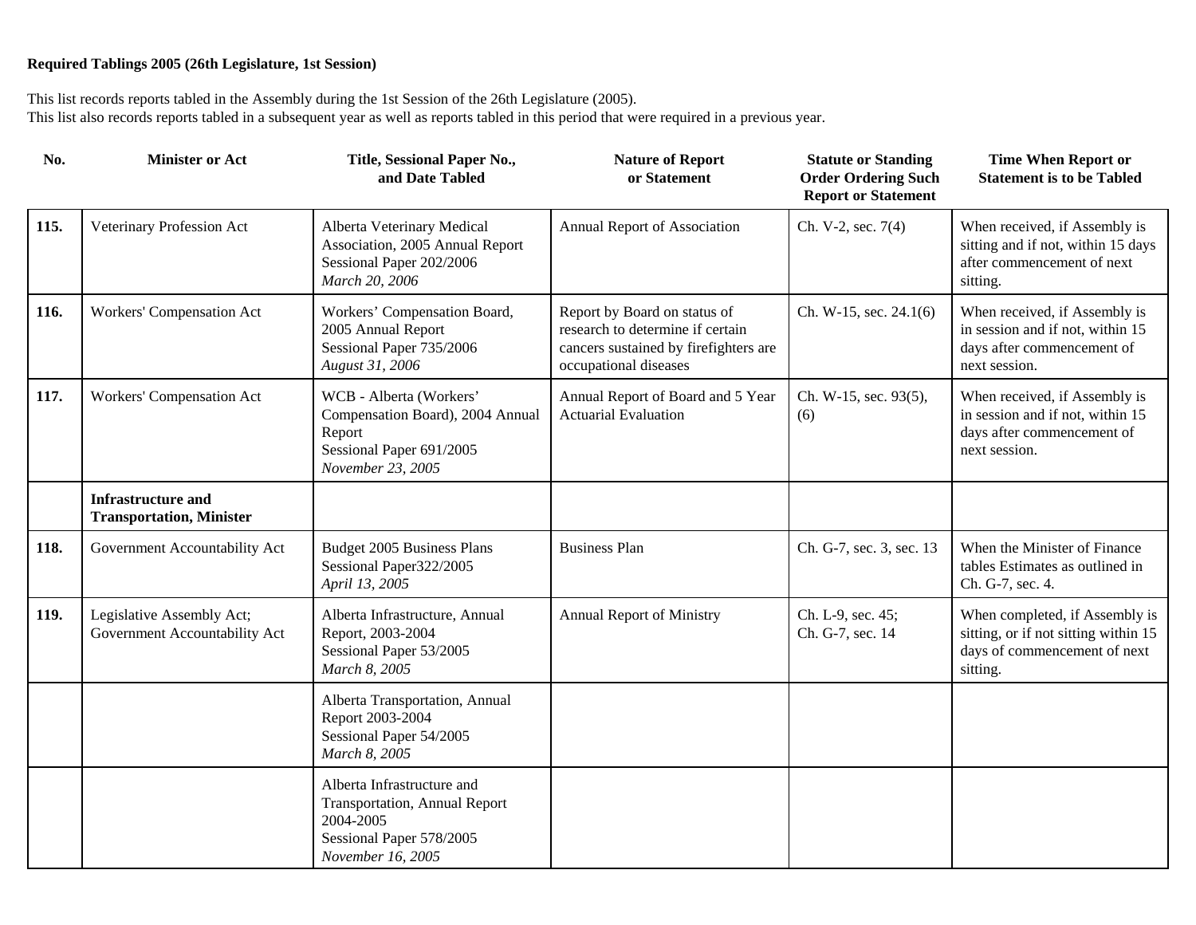**Required Tablings 2005 (26th Legislature, 1st Session)**

This list records reports tabled in the Assembly during the 1st Session of the 26th Legislature (2005).
This list also records reports tabled in a subsequent year as well as reports tabled in this period that were required in a previous year.

| No. | Minister or Act | Title, Sessional Paper No., and Date Tabled | Nature of Report or Statement | Statute or Standing Order Ordering Such Report or Statement | Time When Report or Statement is to be Tabled |
|---|---|---|---|---|---|
| **115.** | Veterinary Profession Act | Alberta Veterinary Medical Association, 2005 Annual Report<br>Sessional Paper 202/2006<br>*March 20, 2006* | Annual Report of Association | Ch. V-2, sec. 7(4) | When received, if Assembly is sitting and if not, within 15 days after commencement of next sitting. |
| **116.** | Workers' Compensation Act | Workers' Compensation Board, 2005 Annual Report<br>Sessional Paper 735/2006<br>*August 31, 2006* | Report by Board on status of research to determine if certain cancers sustained by firefighters are occupational diseases | Ch. W-15, sec. 24.1(6) | When received, if Assembly is in session and if not, within 15 days after commencement of next session. |
| **117.** | Workers' Compensation Act | WCB - Alberta (Workers' Compensation Board), 2004 Annual Report<br>Sessional Paper 691/2005<br>*November 23, 2005* | Annual Report of Board and 5 Year Actuarial Evaluation | Ch. W-15, sec. 93(5), (6) | When received, if Assembly is in session and if not, within 15 days after commencement of next session. |
| | **Infrastructure and Transportation, Minister** | | | | |
| **118.** | Government Accountability Act | Budget 2005 Business Plans<br>Sessional Paper322/2005<br>*April 13, 2005* | Business Plan | Ch. G-7, sec. 3, sec. 13 | When the Minister of Finance tables Estimates as outlined in Ch. G-7, sec. 4. |
| **119.** | Legislative Assembly Act; Government Accountability Act | Alberta Infrastructure, Annual Report, 2003-2004<br>Sessional Paper 53/2005<br>*March 8, 2005* | Annual Report of Ministry | Ch. L-9, sec. 45;<br>Ch. G-7, sec. 14 | When completed, if Assembly is sitting, or if not sitting within 15 days of commencement of next sitting. |
| | | Alberta Transportation, Annual Report 2003-2004<br>Sessional Paper 54/2005<br>*March 8, 2005* | | | |
| | | Alberta Infrastructure and Transportation, Annual Report 2004-2005<br>Sessional Paper 578/2005<br>*November 16, 2005* | | | |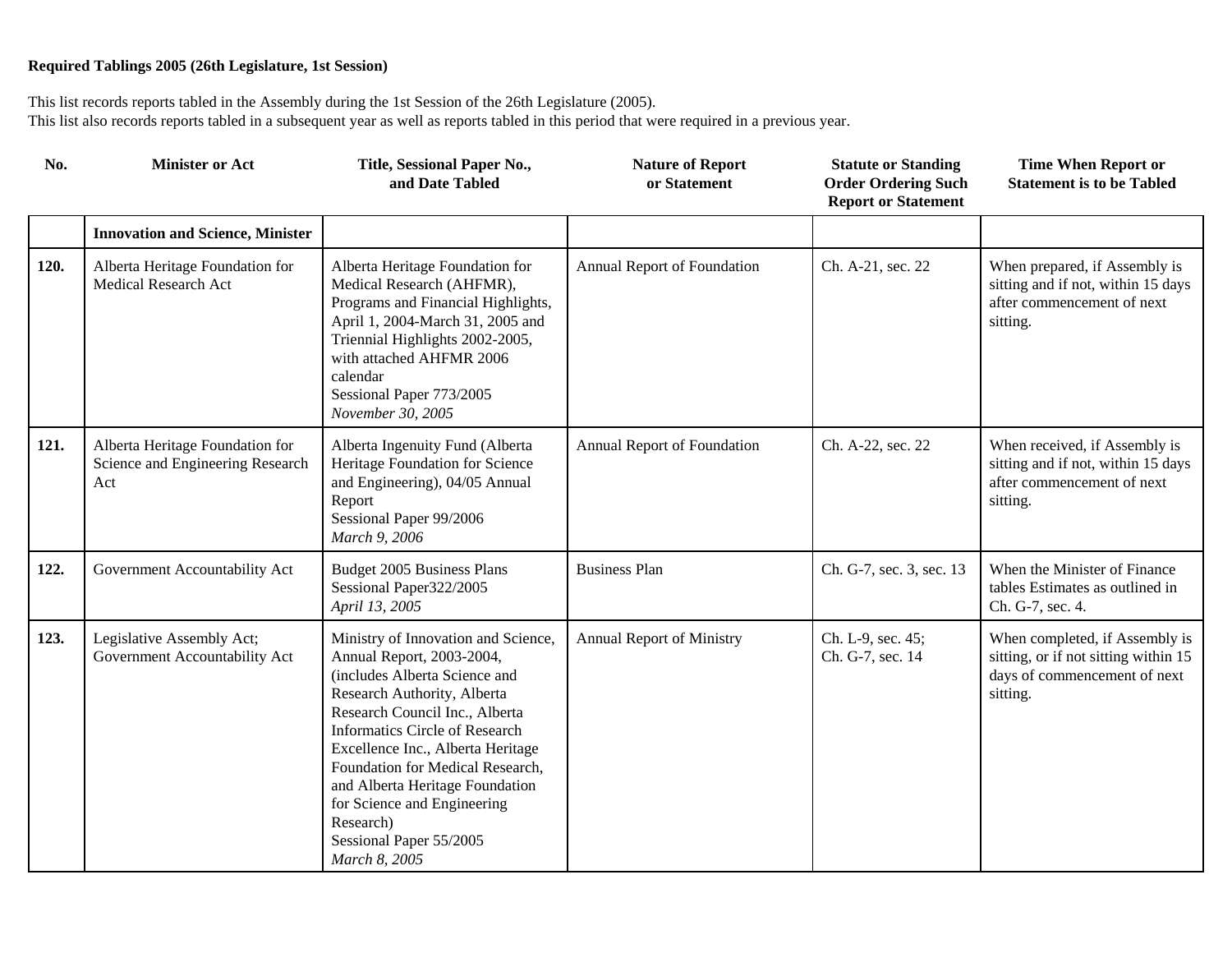**Required Tablings 2005 (26th Legislature, 1st Session)**

This list records reports tabled in the Assembly during the 1st Session of the 26th Legislature (2005).
This list also records reports tabled in a subsequent year as well as reports tabled in this period that were required in a previous year.

| No. | Minister or Act | Title, Sessional Paper No., and Date Tabled | Nature of Report or Statement | Statute or Standing Order Ordering Such Report or Statement | Time When Report or Statement is to be Tabled |
|---|---|---|---|---|---|
| | **Innovation and Science, Minister** | | | | |
| **120.** | Alberta Heritage Foundation for Medical Research Act | Alberta Heritage Foundation for Medical Research (AHFMR), Programs and Financial Highlights, April 1, 2004-March 31, 2005 and Triennial Highlights 2002-2005, with attached AHFMR 2006 calendar<br>Sessional Paper 773/2005<br>*November 30, 2005* | Annual Report of Foundation | Ch. A-21, sec. 22 | When prepared, if Assembly is sitting and if not, within 15 days after commencement of next sitting. |
| **121.** | Alberta Heritage Foundation for Science and Engineering Research Act | Alberta Ingenuity Fund (Alberta Heritage Foundation for Science and Engineering), 04/05 Annual Report<br>Sessional Paper 99/2006<br>*March 9, 2006* | Annual Report of Foundation | Ch. A-22, sec. 22 | When received, if Assembly is sitting and if not, within 15 days after commencement of next sitting. |
| **122.** | Government Accountability Act | Budget 2005 Business Plans<br>Sessional Paper322/2005<br>*April 13, 2005* | Business Plan | Ch. G-7, sec. 3, sec. 13 | When the Minister of Finance tables Estimates as outlined in Ch. G-7, sec. 4. |
| **123.** | Legislative Assembly Act; Government Accountability Act | Ministry of Innovation and Science, Annual Report, 2003-2004, (includes Alberta Science and Research Authority, Alberta Research Council Inc., Alberta Informatics Circle of Research Excellence Inc., Alberta Heritage Foundation for Medical Research, and Alberta Heritage Foundation for Science and Engineering Research)<br>Sessional Paper 55/2005<br>*March 8, 2005* | Annual Report of Ministry | Ch. L-9, sec. 45;<br>Ch. G-7, sec. 14 | When completed, if Assembly is sitting, or if not sitting within 15 days of commencement of next sitting. |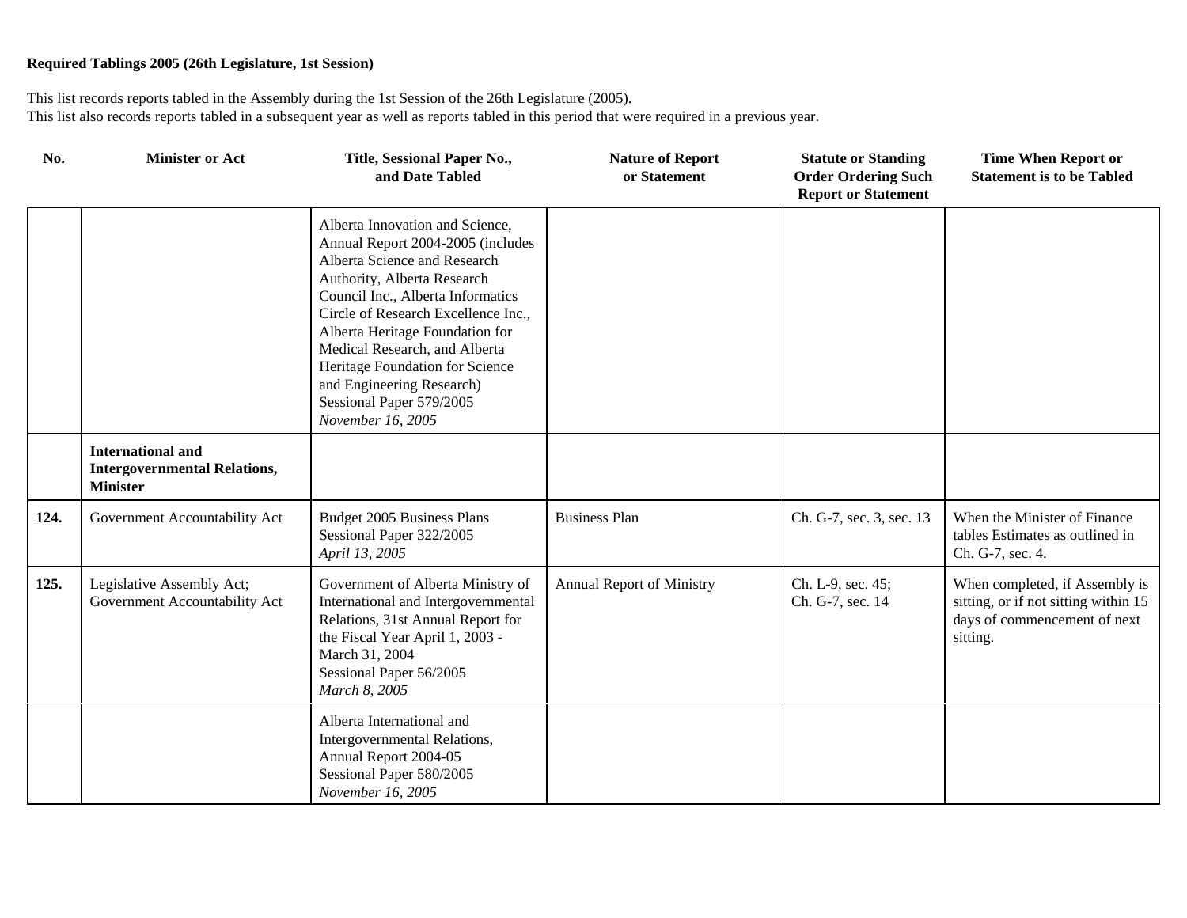**Required Tablings 2005 (26th Legislature, 1st Session)**

This list records reports tabled in the Assembly during the 1st Session of the 26th Legislature (2005).
This list also records reports tabled in a subsequent year as well as reports tabled in this period that were required in a previous year.

| No. | Minister or Act | Title, Sessional Paper No., and Date Tabled | Nature of Report or Statement | Statute or Standing Order Ordering Such Report or Statement | Time When Report or Statement is to be Tabled |
|---|---|---|---|---|---|
| | | Alberta Innovation and Science, Annual Report 2004-2005 (includes Alberta Science and Research Authority, Alberta Research Council Inc., Alberta Informatics Circle of Research Excellence Inc., Alberta Heritage Foundation for Medical Research, and Alberta Heritage Foundation for Science and Engineering Research) Sessional Paper 579/2005 *November 16, 2005* | | | |
| | **International and Intergovernmental Relations, Minister** | | | | |
| **124.** | Government Accountability Act | Budget 2005 Business Plans Sessional Paper 322/2005 *April 13, 2005* | Business Plan | Ch. G-7, sec. 3, sec. 13 | When the Minister of Finance tables Estimates as outlined in Ch. G-7, sec. 4. |
| **125.** | Legislative Assembly Act; Government Accountability Act | Government of Alberta Ministry of International and Intergovernmental Relations, 31st Annual Report for the Fiscal Year April 1, 2003 - March 31, 2004 Sessional Paper 56/2005 *March 8, 2005* | Annual Report of Ministry | Ch. L-9, sec. 45; Ch. G-7, sec. 14 | When completed, if Assembly is sitting, or if not sitting within 15 days of commencement of next sitting. |
| | | Alberta International and Intergovernmental Relations, Annual Report 2004-05 Sessional Paper 580/2005 *November 16, 2005* | | | |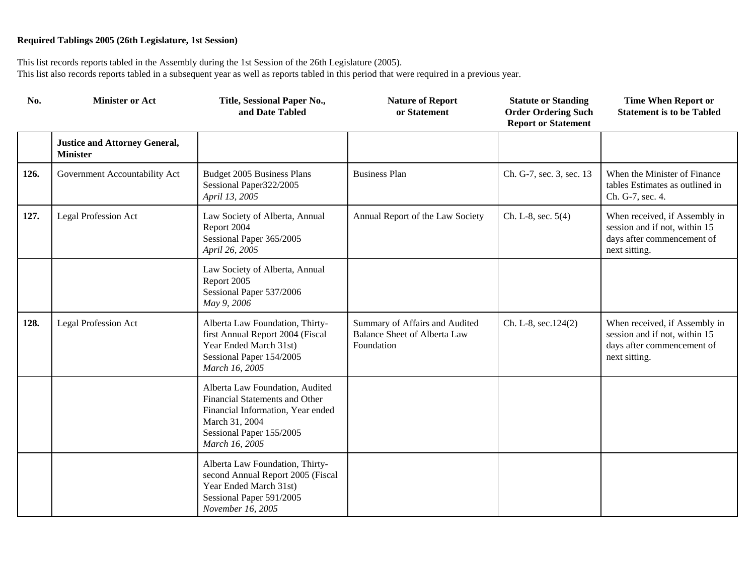**Required Tablings 2005 (26th Legislature, 1st Session)**

This list records reports tabled in the Assembly during the 1st Session of the 26th Legislature (2005).
This list also records reports tabled in a subsequent year as well as reports tabled in this period that were required in a previous year.

| No. | Minister or Act | Title, Sessional Paper No., and Date Tabled | Nature of Report or Statement | Statute or Standing Order Ordering Such Report or Statement | Time When Report or Statement is to be Tabled |
|---|---|---|---|---|---|
| | **Justice and Attorney General, Minister** | | | | |
| **126.** | Government Accountability Act | Budget 2005 Business Plans<br>Sessional Paper322/2005<br>*April 13, 2005* | Business Plan | Ch. G-7, sec. 3, sec. 13 | When the Minister of Finance tables Estimates as outlined in Ch. G-7, sec. 4. |
| **127.** | Legal Profession Act | Law Society of Alberta, Annual Report 2004<br>Sessional Paper 365/2005<br>*April 26, 2005* | Annual Report of the Law Society | Ch. L-8, sec. 5(4) | When received, if Assembly in session and if not, within 15 days after commencement of next sitting. |
| | | Law Society of Alberta, Annual Report 2005<br>Sessional Paper 537/2006<br>*May 9, 2006* | | | |
| **128.** | Legal Profession Act | Alberta Law Foundation, Thirty-first Annual Report 2004 (Fiscal Year Ended March 31st)<br>Sessional Paper 154/2005<br>*March 16, 2005* | Summary of Affairs and Audited Balance Sheet of Alberta Law Foundation | Ch. L-8, sec.124(2) | When received, if Assembly in session and if not, within 15 days after commencement of next sitting. |
| | | Alberta Law Foundation, Audited Financial Statements and Other Financial Information, Year ended March 31, 2004<br>Sessional Paper 155/2005<br>*March 16, 2005* | | | |
| | | Alberta Law Foundation, Thirty-second Annual Report 2005 (Fiscal Year Ended March 31st)<br>Sessional Paper 591/2005<br>*November 16, 2005* | | | |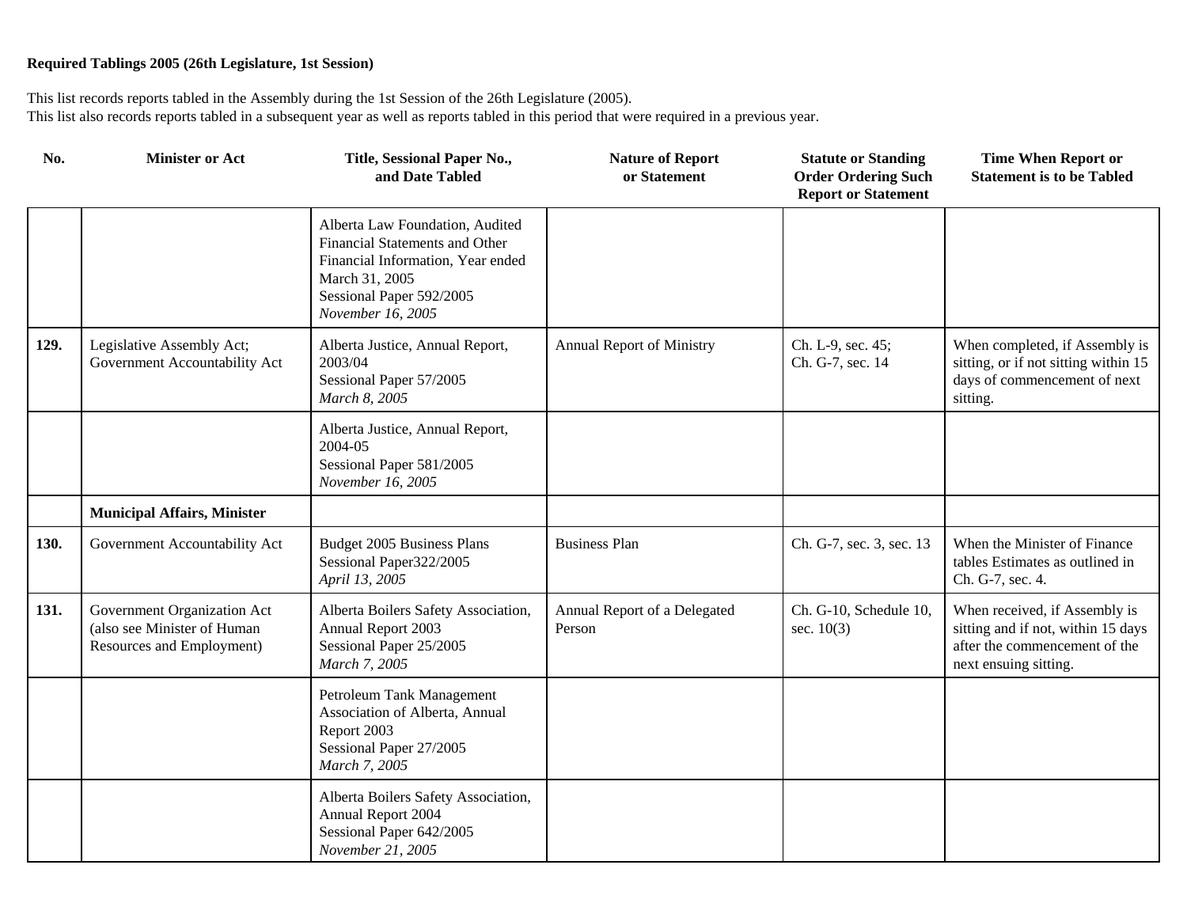**Required Tablings 2005 (26th Legislature, 1st Session)**

This list records reports tabled in the Assembly during the 1st Session of the 26th Legislature (2005).
This list also records reports tabled in a subsequent year as well as reports tabled in this period that were required in a previous year.

| No. | Minister or Act | Title, Sessional Paper No., and Date Tabled | Nature of Report or Statement | Statute or Standing Order Ordering Such Report or Statement | Time When Report or Statement is to be Tabled |
|---|---|---|---|---|---|
| | | Alberta Law Foundation, Audited Financial Statements and Other Financial Information, Year ended March 31, 2005<br>Sessional Paper 592/2005<br>*November 16, 2005* | | | |
| **129.** | Legislative Assembly Act; Government Accountability Act | Alberta Justice, Annual Report, 2003/04<br>Sessional Paper 57/2005<br>*March 8, 2005* | Annual Report of Ministry | Ch. L-9, sec. 45; Ch. G-7, sec. 14 | When completed, if Assembly is sitting, or if not sitting within 15 days of commencement of next sitting. |
| | | Alberta Justice, Annual Report, 2004-05<br>Sessional Paper 581/2005<br>*November 16, 2005* | | | |
| | **Municipal Affairs, Minister** | | | | |
| **130.** | Government Accountability Act | Budget 2005 Business Plans<br>Sessional Paper322/2005<br>*April 13, 2005* | Business Plan | Ch. G-7, sec. 3, sec. 13 | When the Minister of Finance tables Estimates as outlined in Ch. G-7, sec. 4. |
| **131.** | Government Organization Act (also see Minister of Human Resources and Employment) | Alberta Boilers Safety Association, Annual Report 2003<br>Sessional Paper 25/2005<br>*March 7, 2005* | Annual Report of a Delegated Person | Ch. G-10, Schedule 10, sec. 10(3) | When received, if Assembly is sitting and if not, within 15 days after the commencement of the next ensuing sitting. |
| | | Petroleum Tank Management Association of Alberta, Annual Report 2003<br>Sessional Paper 27/2005<br>*March 7, 2005* | | | |
| | | Alberta Boilers Safety Association, Annual Report 2004<br>Sessional Paper 642/2005<br>*November 21, 2005* | | | |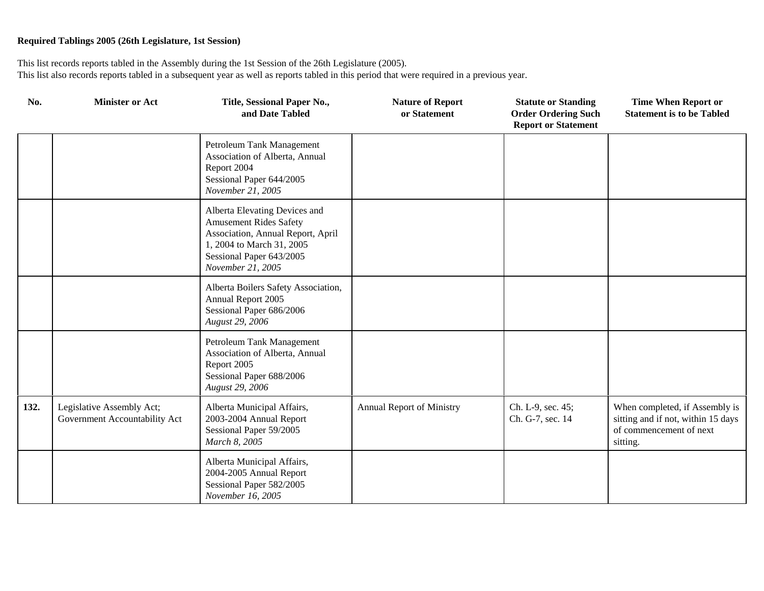**Required Tablings 2005 (26th Legislature, 1st Session)**

This list records reports tabled in the Assembly during the 1st Session of the 26th Legislature (2005).
This list also records reports tabled in a subsequent year as well as reports tabled in this period that were required in a previous year.

| No. | Minister or Act | Title, Sessional Paper No., and Date Tabled | Nature of Report or Statement | Statute or Standing Order Ordering Such Report or Statement | Time When Report or Statement is to be Tabled |
|---|---|---|---|---|---|
| | | Petroleum Tank Management Association of Alberta, Annual Report 2004<br>Sessional Paper 644/2005<br>*November 21, 2005* | | | |
| | | Alberta Elevating Devices and Amusement Rides Safety Association, Annual Report, April 1, 2004 to March 31, 2005<br>Sessional Paper 643/2005<br>*November 21, 2005* | | | |
| | | Alberta Boilers Safety Association, Annual Report 2005<br>Sessional Paper 686/2006<br>*August 29, 2006* | | | |
| | | Petroleum Tank Management Association of Alberta, Annual Report 2005<br>Sessional Paper 688/2006<br>*August 29, 2006* | | | |
| **132.** | Legislative Assembly Act; Government Accountability Act | Alberta Municipal Affairs, 2003-2004 Annual Report<br>Sessional Paper 59/2005<br>*March 8, 2005* | Annual Report of Ministry | Ch. L-9, sec. 45; Ch. G-7, sec. 14 | When completed, if Assembly is sitting and if not, within 15 days of commencement of next sitting. |
| | | Alberta Municipal Affairs, 2004-2005 Annual Report<br>Sessional Paper 582/2005<br>*November 16, 2005* | | | |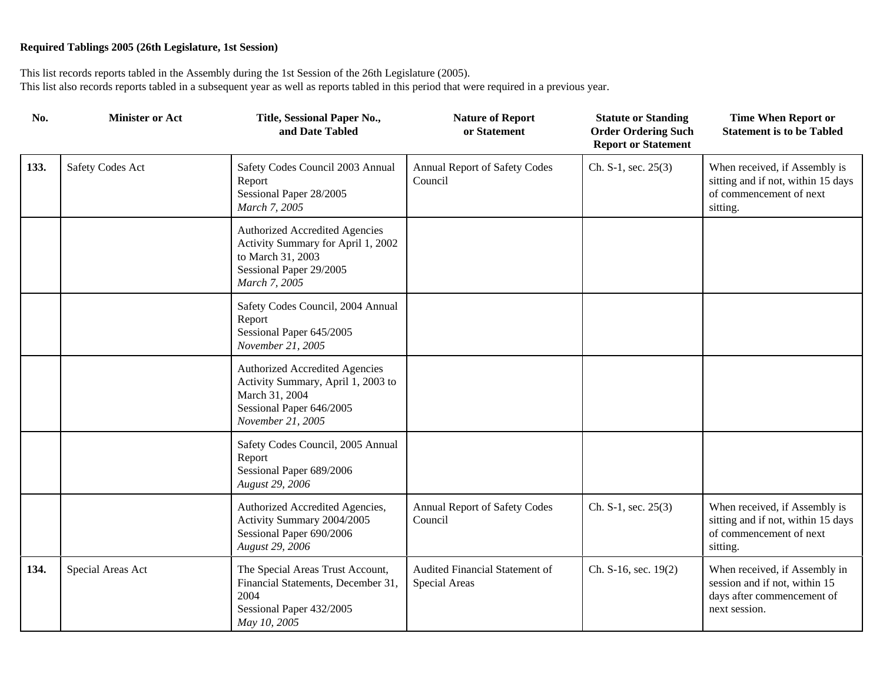**Required Tablings 2005 (26th Legislature, 1st Session)**

This list records reports tabled in the Assembly during the 1st Session of the 26th Legislature (2005).
This list also records reports tabled in a subsequent year as well as reports tabled in this period that were required in a previous year.

| No. | Minister or Act | Title, Sessional Paper No., and Date Tabled | Nature of Report or Statement | Statute or Standing Order Ordering Such Report or Statement | Time When Report or Statement is to be Tabled |
|---|---|---|---|---|---|
| **133.** | Safety Codes Act | Safety Codes Council 2003 Annual Report<br>Sessional Paper 28/2005<br>*March 7, 2005* | Annual Report of Safety Codes Council | Ch. S-1, sec. 25(3) | When received, if Assembly is sitting and if not, within 15 days of commencement of next sitting. |
| | | Authorized Accredited Agencies Activity Summary for April 1, 2002 to March 31, 2003<br>Sessional Paper 29/2005<br>*March 7, 2005* | | | |
| | | Safety Codes Council, 2004 Annual Report<br>Sessional Paper 645/2005<br>*November 21, 2005* | | | |
| | | Authorized Accredited Agencies Activity Summary, April 1, 2003 to March 31, 2004<br>Sessional Paper 646/2005<br>*November 21, 2005* | | | |
| | | Safety Codes Council, 2005 Annual Report<br>Sessional Paper 689/2006<br>*August 29, 2006* | | | |
| | | Authorized Accredited Agencies, Activity Summary 2004/2005<br>Sessional Paper 690/2006<br>*August 29, 2006* | Annual Report of Safety Codes Council | Ch. S-1, sec. 25(3) | When received, if Assembly is sitting and if not, within 15 days of commencement of next sitting. |
| **134.** | Special Areas Act | The Special Areas Trust Account, Financial Statements, December 31, 2004<br>Sessional Paper 432/2005<br>*May 10, 2005* | Audited Financial Statement of Special Areas | Ch. S-16, sec. 19(2) | When received, if Assembly in session and if not, within 15 days after commencement of next session. |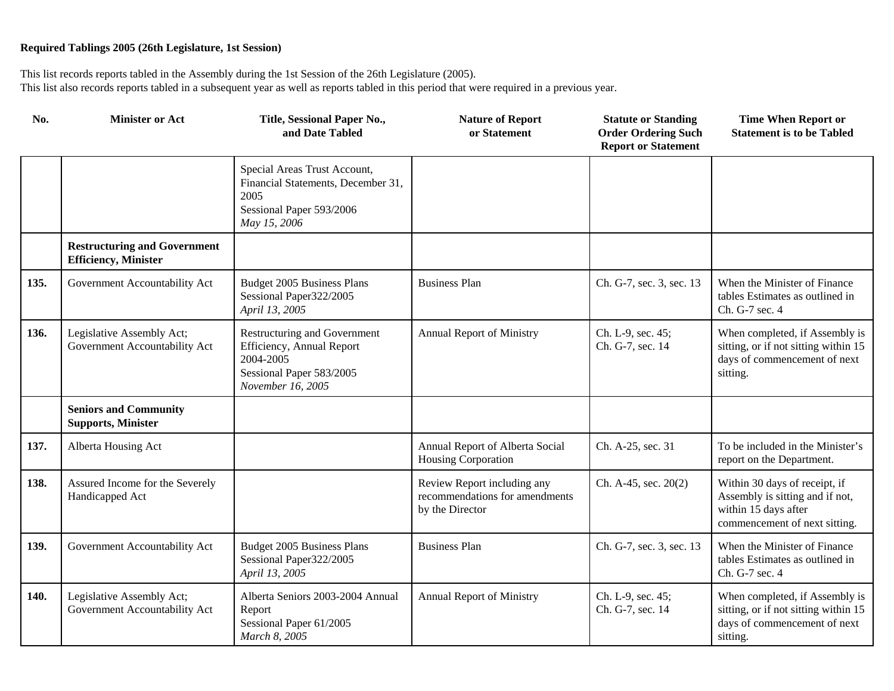**Required Tablings 2005 (26th Legislature, 1st Session)**

This list records reports tabled in the Assembly during the 1st Session of the 26th Legislature (2005).
This list also records reports tabled in a subsequent year as well as reports tabled in this period that were required in a previous year.

| No. | Minister or Act | Title, Sessional Paper No., and Date Tabled | Nature of Report or Statement | Statute or Standing Order Ordering Such Report or Statement | Time When Report or Statement is to be Tabled |
|---|---|---|---|---|---|
| | | Special Areas Trust Account, Financial Statements, December 31, 2005<br>Sessional Paper 593/2006<br>*May 15, 2006* | | | |
| | **Restructuring and Government Efficiency, Minister** | | | | |
| **135.** | Government Accountability Act | Budget 2005 Business Plans<br>Sessional Paper322/2005<br>*April 13, 2005* | Business Plan | Ch. G-7, sec. 3, sec. 13 | When the Minister of Finance tables Estimates as outlined in Ch. G-7 sec. 4 |
| **136.** | Legislative Assembly Act; Government Accountability Act | Restructuring and Government Efficiency, Annual Report 2004-2005<br>Sessional Paper 583/2005<br>*November 16, 2005* | Annual Report of Ministry | Ch. L-9, sec. 45; Ch. G-7, sec. 14 | When completed, if Assembly is sitting, or if not sitting within 15 days of commencement of next sitting. |
| | **Seniors and Community Supports, Minister** | | | | |
| **137.** | Alberta Housing Act | | Annual Report of Alberta Social Housing Corporation | Ch. A-25, sec. 31 | To be included in the Minister's report on the Department. |
| **138.** | Assured Income for the Severely Handicapped Act | | Review Report including any recommendations for amendments by the Director | Ch. A-45, sec. 20(2) | Within 30 days of receipt, if Assembly is sitting and if not, within 15 days after commencement of next sitting. |
| **139.** | Government Accountability Act | Budget 2005 Business Plans<br>Sessional Paper322/2005<br>*April 13, 2005* | Business Plan | Ch. G-7, sec. 3, sec. 13 | When the Minister of Finance tables Estimates as outlined in Ch. G-7 sec. 4 |
| **140.** | Legislative Assembly Act; Government Accountability Act | Alberta Seniors 2003-2004 Annual Report<br>Sessional Paper 61/2005<br>*March 8, 2005* | Annual Report of Ministry | Ch. L-9, sec. 45; Ch. G-7, sec. 14 | When completed, if Assembly is sitting, or if not sitting within 15 days of commencement of next sitting. |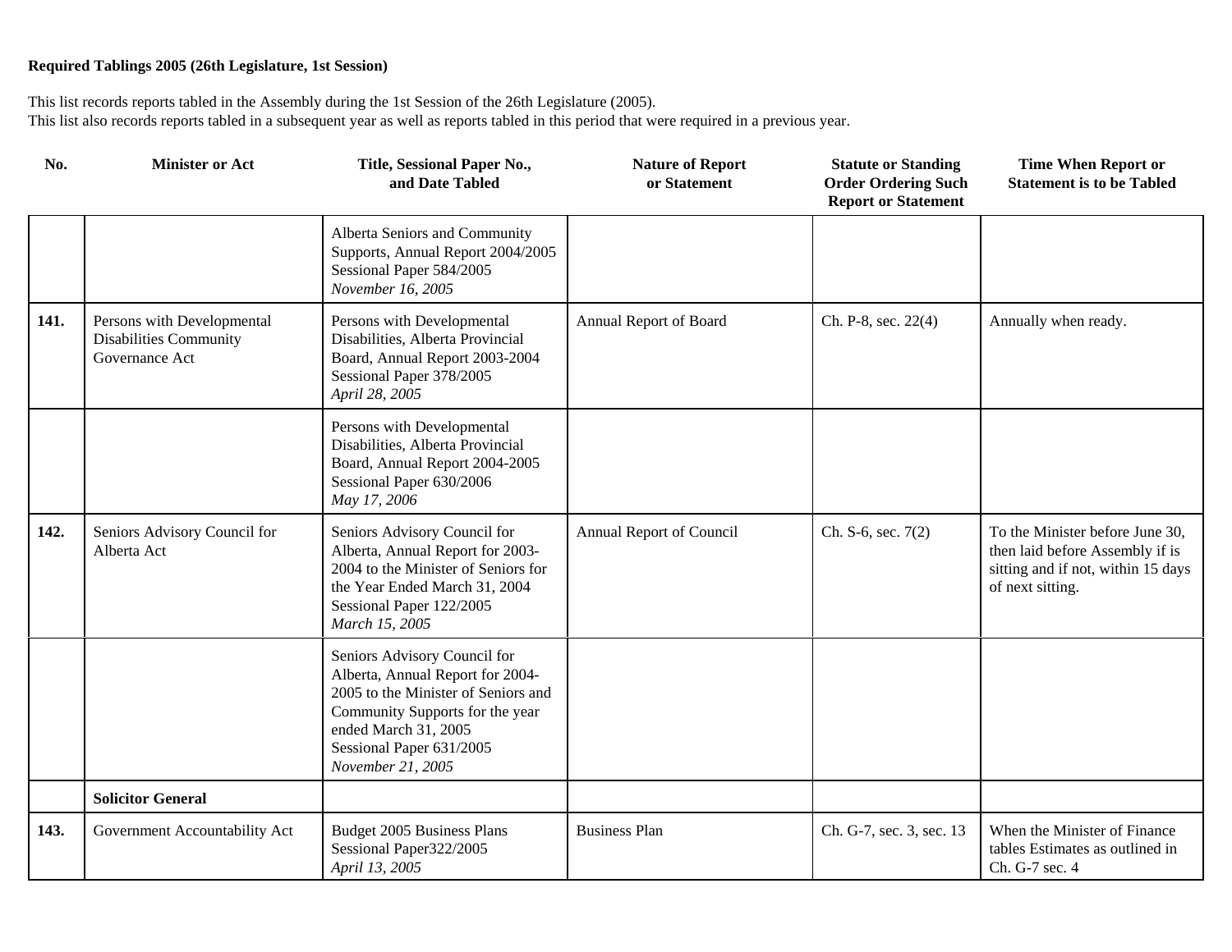**Required Tablings 2005 (26th Legislature, 1st Session)**

This list records reports tabled in the Assembly during the 1st Session of the 26th Legislature (2005).
This list also records reports tabled in a subsequent year as well as reports tabled in this period that were required in a previous year.

| No. | Minister or Act | Title, Sessional Paper No., and Date Tabled | Nature of Report or Statement | Statute or Standing Order Ordering Such Report or Statement | Time When Report or Statement is to be Tabled |
|---|---|---|---|---|---|
| | | Alberta Seniors and Community Supports, Annual Report 2004/2005 Sessional Paper 584/2005 *November 16, 2005* | | | |
| **141.** | Persons with Developmental Disabilities Community Governance Act | Persons with Developmental Disabilities, Alberta Provincial Board, Annual Report 2003-2004 Sessional Paper 378/2005 *April 28, 2005* | Annual Report of Board | Ch. P-8, sec. 22(4) | Annually when ready. |
| | | Persons with Developmental Disabilities, Alberta Provincial Board, Annual Report 2004-2005 Sessional Paper 630/2006 *May 17, 2006* | | | |
| **142.** | Seniors Advisory Council for Alberta Act | Seniors Advisory Council for Alberta, Annual Report for 2003-2004 to the Minister of Seniors for the Year Ended March 31, 2004 Sessional Paper 122/2005 *March 15, 2005* | Annual Report of Council | Ch. S-6, sec. 7(2) | To the Minister before June 30, then laid before Assembly if is sitting and if not, within 15 days of next sitting. |
| | | Seniors Advisory Council for Alberta, Annual Report for 2004-2005 to the Minister of Seniors and Community Supports for the year ended March 31, 2005 Sessional Paper 631/2005 *November 21, 2005* | | | |
| | **Solicitor General** | | | | |
| **143.** | Government Accountability Act | Budget 2005 Business Plans Sessional Paper322/2005 *April 13, 2005* | Business Plan | Ch. G-7, sec. 3, sec. 13 | When the Minister of Finance tables Estimates as outlined in Ch. G-7 sec. 4 |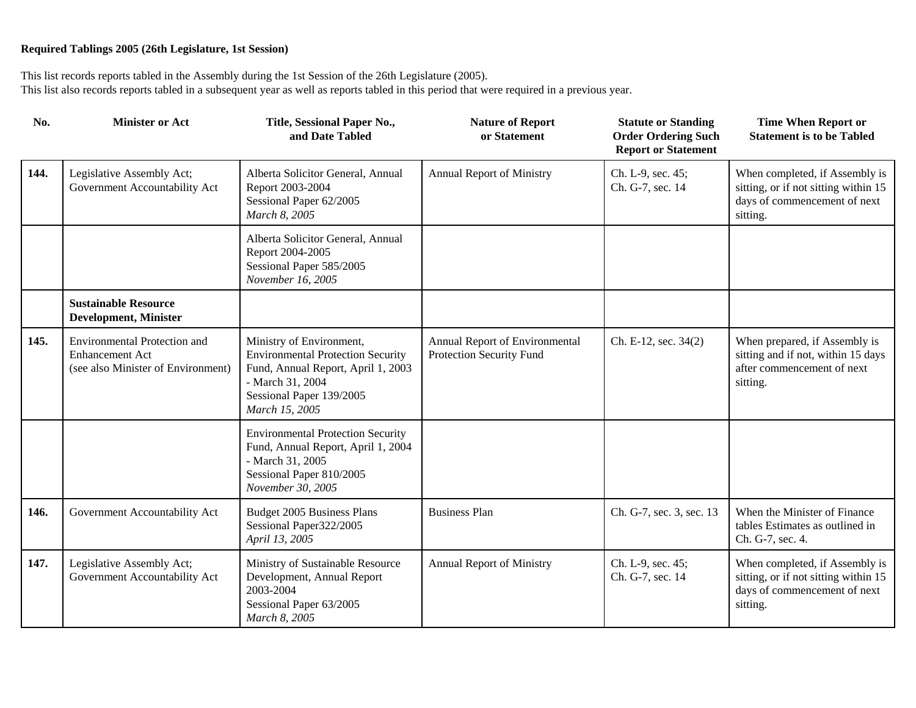**Required Tablings 2005 (26th Legislature, 1st Session)**

This list records reports tabled in the Assembly during the 1st Session of the 26th Legislature (2005).
This list also records reports tabled in a subsequent year as well as reports tabled in this period that were required in a previous year.

| No. | Minister or Act | Title, Sessional Paper No., and Date Tabled | Nature of Report or Statement | Statute or Standing Order Ordering Such Report or Statement | Time When Report or Statement is to be Tabled |
|---|---|---|---|---|---|
| **144.** | Legislative Assembly Act; Government Accountability Act | Alberta Solicitor General, Annual Report 2003-2004<br>Sessional Paper 62/2005<br>*March 8, 2005* | Annual Report of Ministry | Ch. L-9, sec. 45; Ch. G-7, sec. 14 | When completed, if Assembly is sitting, or if not sitting within 15 days of commencement of next sitting. |
| | | Alberta Solicitor General, Annual Report 2004-2005<br>Sessional Paper 585/2005<br>*November 16, 2005* | | | |
| | **Sustainable Resource Development, Minister** | | | | |
| **145.** | Environmental Protection and Enhancement Act (see also Minister of Environment) | Ministry of Environment, Environmental Protection Security Fund, Annual Report, April 1, 2003 - March 31, 2004<br>Sessional Paper 139/2005<br>*March 15, 2005* | Annual Report of Environmental Protection Security Fund | Ch. E-12, sec. 34(2) | When prepared, if Assembly is sitting and if not, within 15 days after commencement of next sitting. |
| | | Environmental Protection Security Fund, Annual Report, April 1, 2004 - March 31, 2005<br>Sessional Paper 810/2005<br>*November 30, 2005* | | | |
| **146.** | Government Accountability Act | Budget 2005 Business Plans<br>Sessional Paper322/2005<br>*April 13, 2005* | Business Plan | Ch. G-7, sec. 3, sec. 13 | When the Minister of Finance tables Estimates as outlined in Ch. G-7, sec. 4. |
| **147.** | Legislative Assembly Act; Government Accountability Act | Ministry of Sustainable Resource Development, Annual Report 2003-2004<br>Sessional Paper 63/2005<br>*March 8, 2005* | Annual Report of Ministry | Ch. L-9, sec. 45; Ch. G-7, sec. 14 | When completed, if Assembly is sitting, or if not sitting within 15 days of commencement of next sitting. |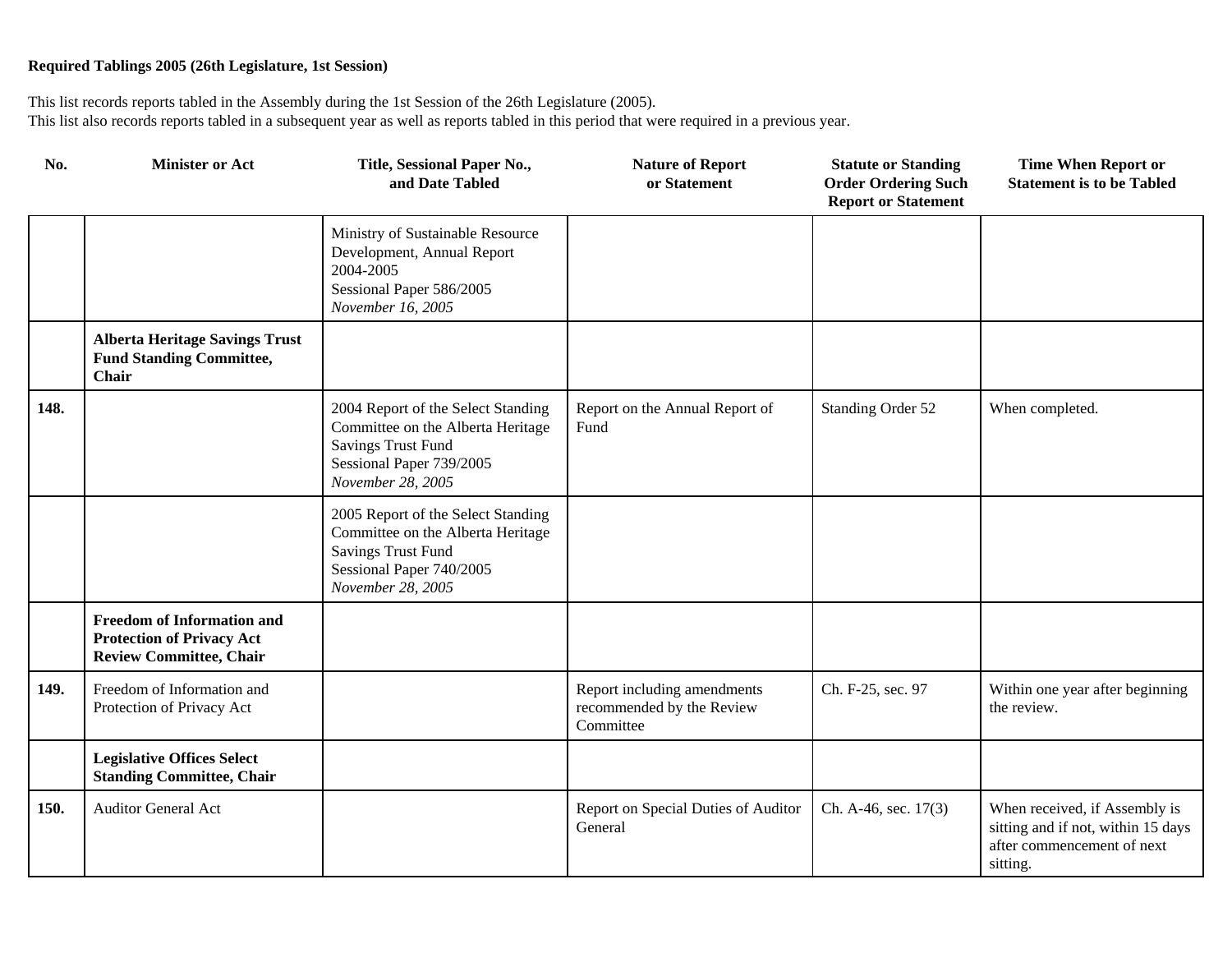**Required Tablings 2005 (26th Legislature, 1st Session)**

This list records reports tabled in the Assembly during the 1st Session of the 26th Legislature (2005).
This list also records reports tabled in a subsequent year as well as reports tabled in this period that were required in a previous year.

| No. | Minister or Act | Title, Sessional Paper No., and Date Tabled | Nature of Report or Statement | Statute or Standing Order Ordering Such Report or Statement | Time When Report or Statement is to be Tabled |
|---|---|---|---|---|---|
| | | Ministry of Sustainable Resource Development, Annual Report 2004-2005<br>Sessional Paper 586/2005<br>*November 16, 2005* | | | |
| | **Alberta Heritage Savings Trust Fund Standing Committee, Chair** | | | | |
| **148.** | | 2004 Report of the Select Standing Committee on the Alberta Heritage Savings Trust Fund<br>Sessional Paper 739/2005<br>*November 28, 2005* | Report on the Annual Report of Fund | Standing Order 52 | When completed. |
| | | 2005 Report of the Select Standing Committee on the Alberta Heritage Savings Trust Fund<br>Sessional Paper 740/2005<br>*November 28, 2005* | | | |
| | **Freedom of Information and Protection of Privacy Act Review Committee, Chair** | | | | |
| **149.** | Freedom of Information and Protection of Privacy Act | | Report including amendments recommended by the Review Committee | Ch. F-25, sec. 97 | Within one year after beginning the review. |
| | **Legislative Offices Select Standing Committee, Chair** | | | | |
| **150.** | Auditor General Act | | Report on Special Duties of Auditor General | Ch. A-46, sec. 17(3) | When received, if Assembly is sitting and if not, within 15 days after commencement of next sitting. |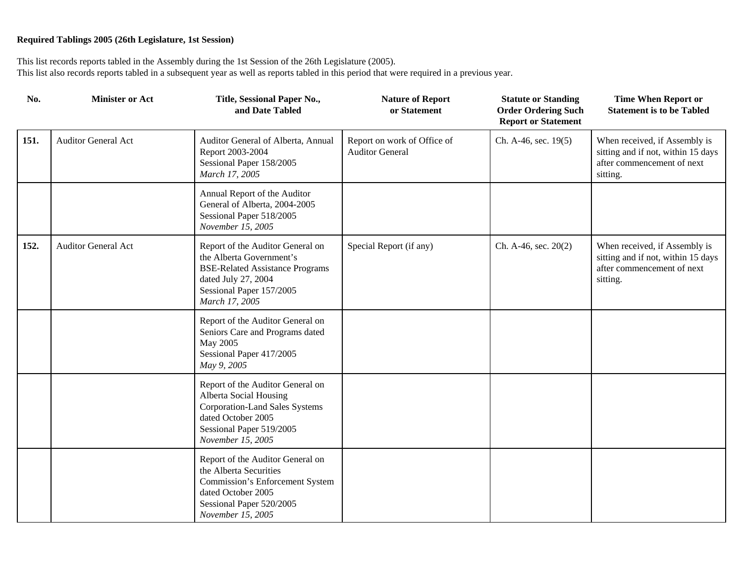**Required Tablings 2005 (26th Legislature, 1st Session)**

This list records reports tabled in the Assembly during the 1st Session of the 26th Legislature (2005).
This list also records reports tabled in a subsequent year as well as reports tabled in this period that were required in a previous year.

| No. | Minister or Act | Title, Sessional Paper No., and Date Tabled | Nature of Report or Statement | Statute or Standing Order Ordering Such Report or Statement | Time When Report or Statement is to be Tabled |
|---|---|---|---|---|---|
| **151.** | Auditor General Act | Auditor General of Alberta, Annual Report 2003-2004<br>Sessional Paper 158/2005<br>*March 17, 2005* | Report on work of Office of Auditor General | Ch. A-46, sec. 19(5) | When received, if Assembly is sitting and if not, within 15 days after commencement of next sitting. |
| | | Annual Report of the Auditor General of Alberta, 2004-2005<br>Sessional Paper 518/2005<br>*November 15, 2005* | | | |
| **152.** | Auditor General Act | Report of the Auditor General on the Alberta Government's BSE-Related Assistance Programs dated July 27, 2004<br>Sessional Paper 157/2005<br>*March 17, 2005* | Special Report (if any) | Ch. A-46, sec. 20(2) | When received, if Assembly is sitting and if not, within 15 days after commencement of next sitting. |
| | | Report of the Auditor General on Seniors Care and Programs dated May 2005<br>Sessional Paper 417/2005<br>*May 9, 2005* | | | |
| | | Report of the Auditor General on Alberta Social Housing Corporation-Land Sales Systems dated October 2005<br>Sessional Paper 519/2005<br>*November 15, 2005* | | | |
| | | Report of the Auditor General on the Alberta Securities Commission's Enforcement System dated October 2005<br>Sessional Paper 520/2005<br>*November 15, 2005* | | | |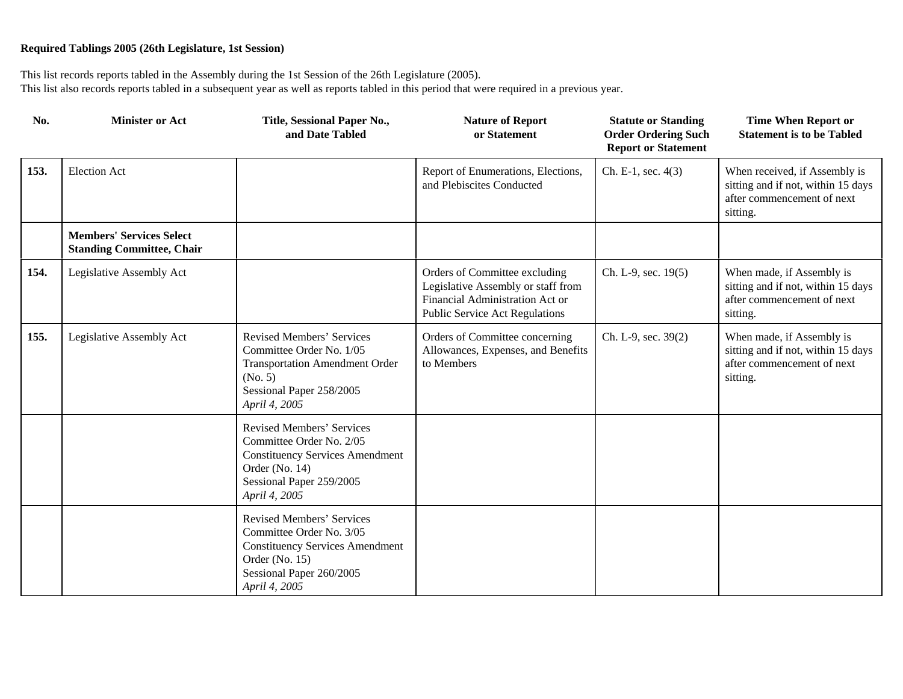**Required Tablings 2005 (26th Legislature, 1st Session)**

This list records reports tabled in the Assembly during the 1st Session of the 26th Legislature (2005).
This list also records reports tabled in a subsequent year as well as reports tabled in this period that were required in a previous year.

| No. | Minister or Act | Title, Sessional Paper No., and Date Tabled | Nature of Report or Statement | Statute or Standing Order Ordering Such Report or Statement | Time When Report or Statement is to be Tabled |
|---|---|---|---|---|---|
| **153.** | Election Act | | Report of Enumerations, Elections, and Plebiscites Conducted | Ch. E-1, sec. 4(3) | When received, if Assembly is sitting and if not, within 15 days after commencement of next sitting. |
| | **Members' Services Select Standing Committee, Chair** | | | | |
| **154.** | Legislative Assembly Act | | Orders of Committee excluding Legislative Assembly or staff from Financial Administration Act or Public Service Act Regulations | Ch. L-9, sec. 19(5) | When made, if Assembly is sitting and if not, within 15 days after commencement of next sitting. |
| **155.** | Legislative Assembly Act | Revised Members' Services Committee Order No. 1/05 Transportation Amendment Order (No. 5) Sessional Paper 258/2005 *April 4, 2005* | Orders of Committee concerning Allowances, Expenses, and Benefits to Members | Ch. L-9, sec. 39(2) | When made, if Assembly is sitting and if not, within 15 days after commencement of next sitting. |
| | | Revised Members' Services Committee Order No. 2/05 Constituency Services Amendment Order (No. 14) Sessional Paper 259/2005 *April 4, 2005* | | | |
| | | Revised Members' Services Committee Order No. 3/05 Constituency Services Amendment Order (No. 15) Sessional Paper 260/2005 *April 4, 2005* | | | |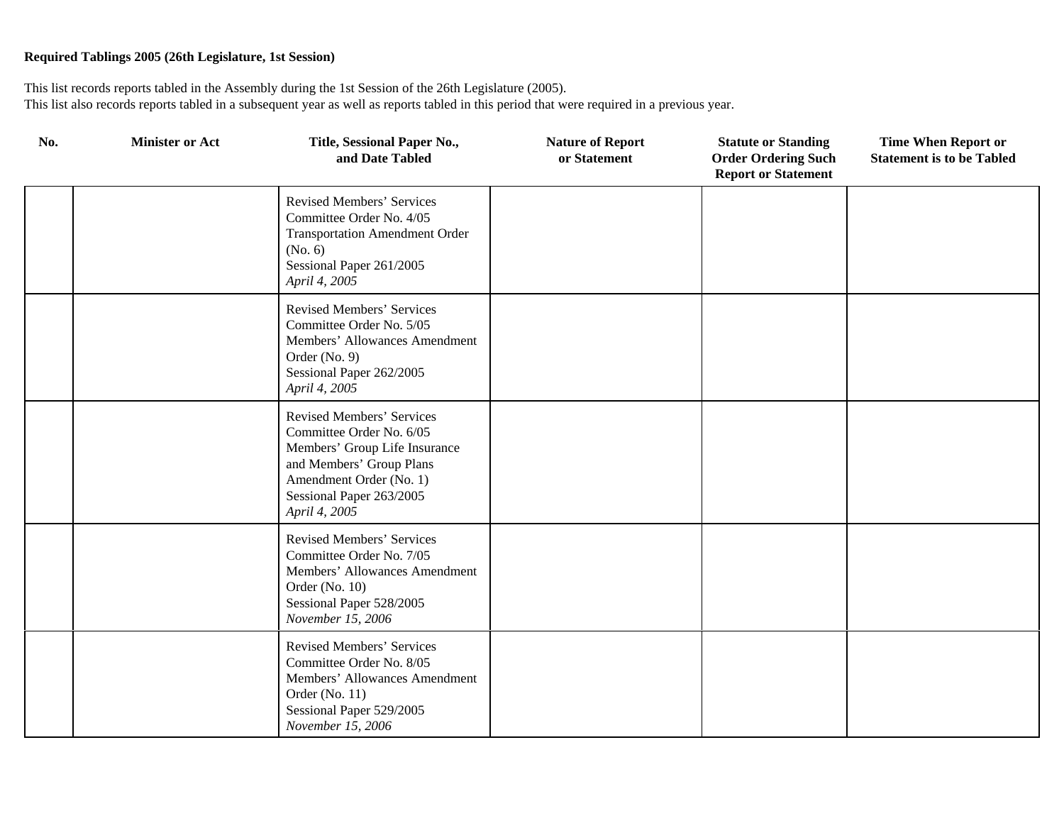**Required Tablings 2005 (26th Legislature, 1st Session)**

This list records reports tabled in the Assembly during the 1st Session of the 26th Legislature (2005).
This list also records reports tabled in a subsequent year as well as reports tabled in this period that were required in a previous year.

| No. | Minister or Act | Title, Sessional Paper No., and Date Tabled | Nature of Report or Statement | Statute or Standing Order Ordering Such Report or Statement | Time When Report or Statement is to be Tabled |
|---|---|---|---|---|---|
| | | Revised Members' Services Committee Order No. 4/05 Transportation Amendment Order (No. 6) Sessional Paper 261/2005 *April 4, 2005* | | | |
| | | Revised Members' Services Committee Order No. 5/05 Members' Allowances Amendment Order (No. 9) Sessional Paper 262/2005 *April 4, 2005* | | | |
| | | Revised Members' Services Committee Order No. 6/05 Members' Group Life Insurance and Members' Group Plans Amendment Order (No. 1) Sessional Paper 263/2005 *April 4, 2005* | | | |
| | | Revised Members' Services Committee Order No. 7/05 Members' Allowances Amendment Order (No. 10) Sessional Paper 528/2005 *November 15, 2006* | | | |
| | | Revised Members' Services Committee Order No. 8/05 Members' Allowances Amendment Order (No. 11) Sessional Paper 529/2005 *November 15, 2006* | | | |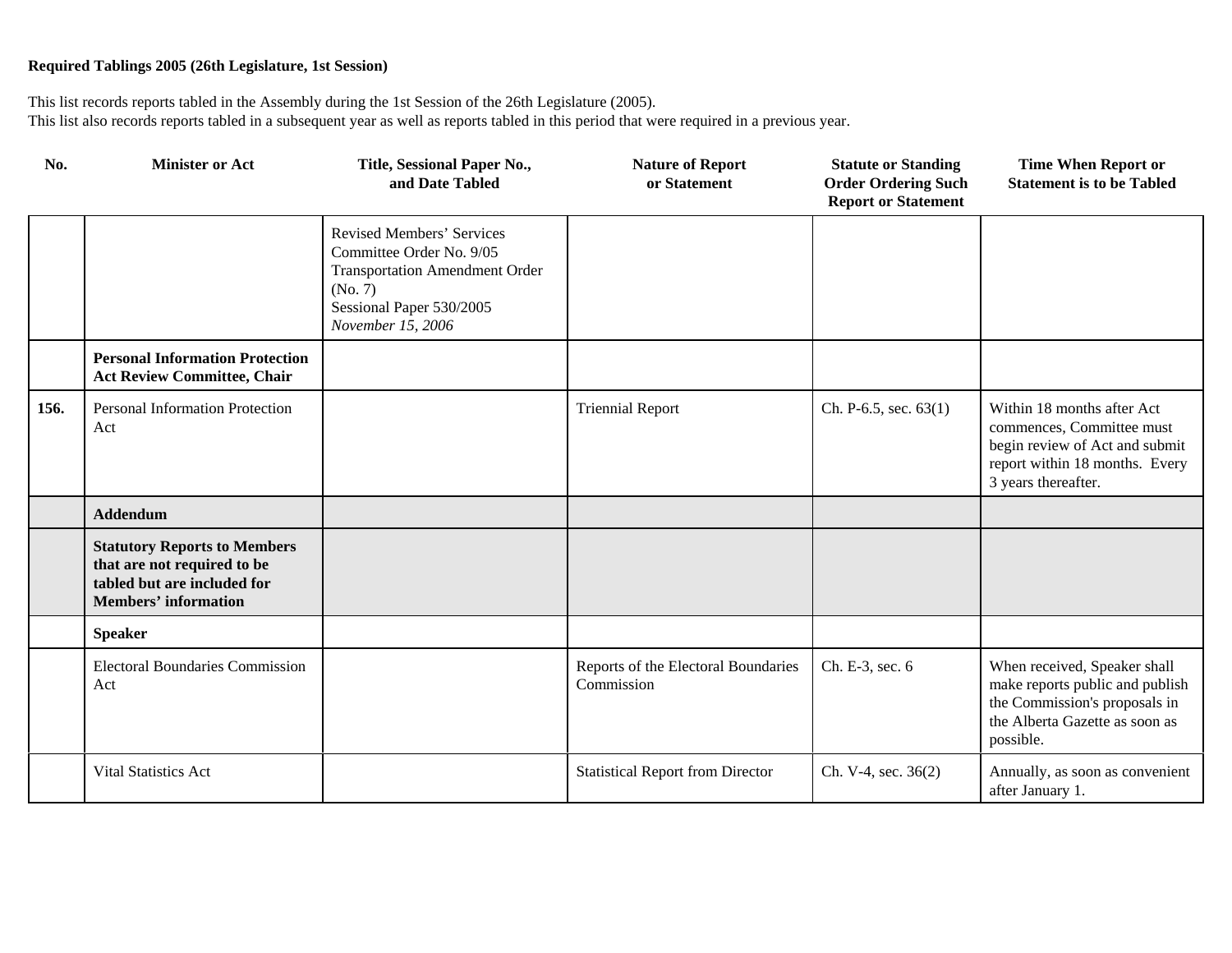**Required Tablings 2005 (26th Legislature, 1st Session)**

This list records reports tabled in the Assembly during the 1st Session of the 26th Legislature (2005).
This list also records reports tabled in a subsequent year as well as reports tabled in this period that were required in a previous year.

| No. | Minister or Act | Title, Sessional Paper No., and Date Tabled | Nature of Report or Statement | Statute or Standing Order Ordering Such Report or Statement | Time When Report or Statement is to be Tabled |
|---|---|---|---|---|---|
| | | Revised Members' Services Committee Order No. 9/05 Transportation Amendment Order (No. 7) Sessional Paper 530/2005 *November 15, 2006* | | | |
| | **Personal Information Protection Act Review Committee, Chair** | | | | |
| **156.** | Personal Information Protection Act | | Triennial Report | Ch. P-6.5, sec. 63(1) | Within 18 months after Act commences, Committee must begin review of Act and submit report within 18 months. Every 3 years thereafter. |
| | **Addendum** | | | | |
| | **Statutory Reports to Members that are not required to be tabled but are included for Members' information** | | | | |
| | **Speaker** | | | | |
| | Electoral Boundaries Commission Act | | Reports of the Electoral Boundaries Commission | Ch. E-3, sec. 6 | When received, Speaker shall make reports public and publish the Commission's proposals in the Alberta Gazette as soon as possible. |
| | Vital Statistics Act | | Statistical Report from Director | Ch. V-4, sec. 36(2) | Annually, as soon as convenient after January 1. |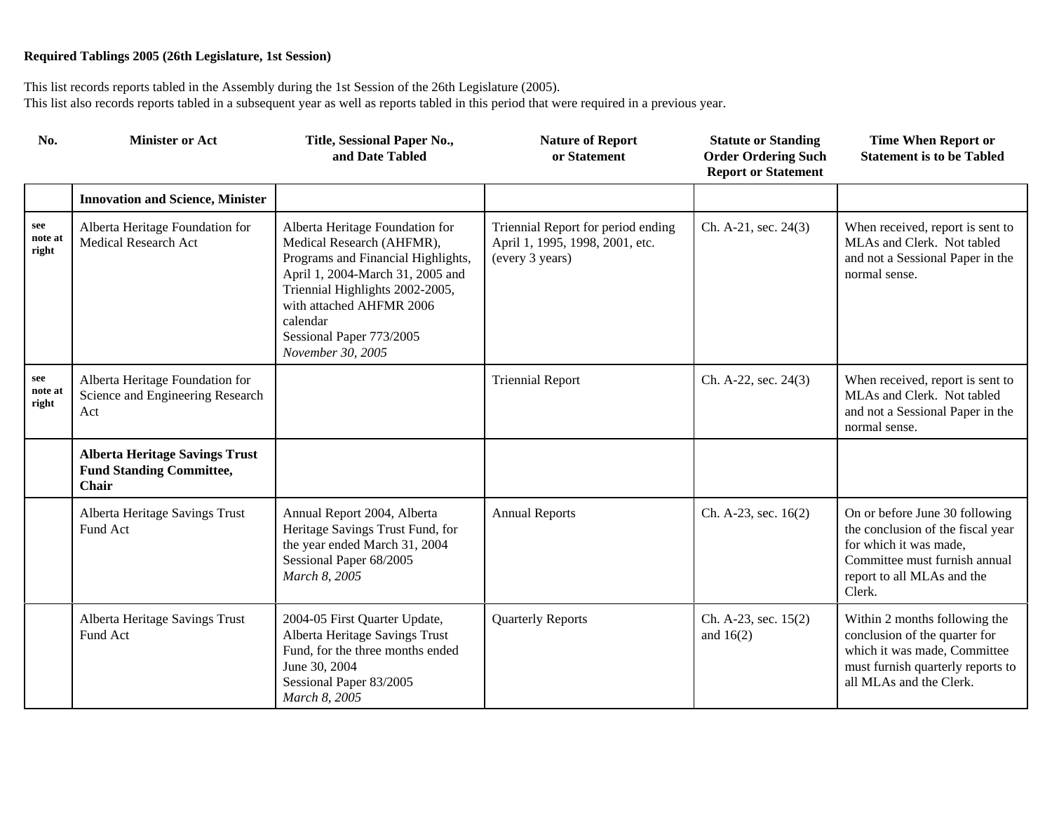**Required Tablings 2005 (26th Legislature, 1st Session)**

This list records reports tabled in the Assembly during the 1st Session of the 26th Legislature (2005).
This list also records reports tabled in a subsequent year as well as reports tabled in this period that were required in a previous year.

| No. | Minister or Act | Title, Sessional Paper No., and Date Tabled | Nature of Report or Statement | Statute or Standing Order Ordering Such Report or Statement | Time When Report or Statement is to be Tabled |
|---|---|---|---|---|---|
| | **Innovation and Science, Minister** | | | | |
| see note at right | Alberta Heritage Foundation for Medical Research Act | Alberta Heritage Foundation for Medical Research (AHFMR), Programs and Financial Highlights, April 1, 2004-March 31, 2005 and Triennial Highlights 2002-2005, with attached AHFMR 2006 calendar<br>Sessional Paper 773/2005<br>*November 30, 2005* | Triennial Report for period ending April 1, 1995, 1998, 2001, etc. (every 3 years) | Ch. A-21, sec. 24(3) | When received, report is sent to MLAs and Clerk. Not tabled and not a Sessional Paper in the normal sense. |
| see note at right | Alberta Heritage Foundation for Science and Engineering Research Act | | Triennial Report | Ch. A-22, sec. 24(3) | When received, report is sent to MLAs and Clerk. Not tabled and not a Sessional Paper in the normal sense. |
| | **Alberta Heritage Savings Trust Fund Standing Committee, Chair** | | | | |
| | Alberta Heritage Savings Trust Fund Act | Annual Report 2004, Alberta Heritage Savings Trust Fund, for the year ended March 31, 2004<br>Sessional Paper 68/2005<br>*March 8, 2005* | Annual Reports | Ch. A-23, sec. 16(2) | On or before June 30 following the conclusion of the fiscal year for which it was made, Committee must furnish annual report to all MLAs and the Clerk. |
| | Alberta Heritage Savings Trust Fund Act | 2004-05 First Quarter Update, Alberta Heritage Savings Trust Fund, for the three months ended June 30, 2004<br>Sessional Paper 83/2005<br>*March 8, 2005* | Quarterly Reports | Ch. A-23, sec. 15(2) and 16(2) | Within 2 months following the conclusion of the quarter for which it was made, Committee must furnish quarterly reports to all MLAs and the Clerk. |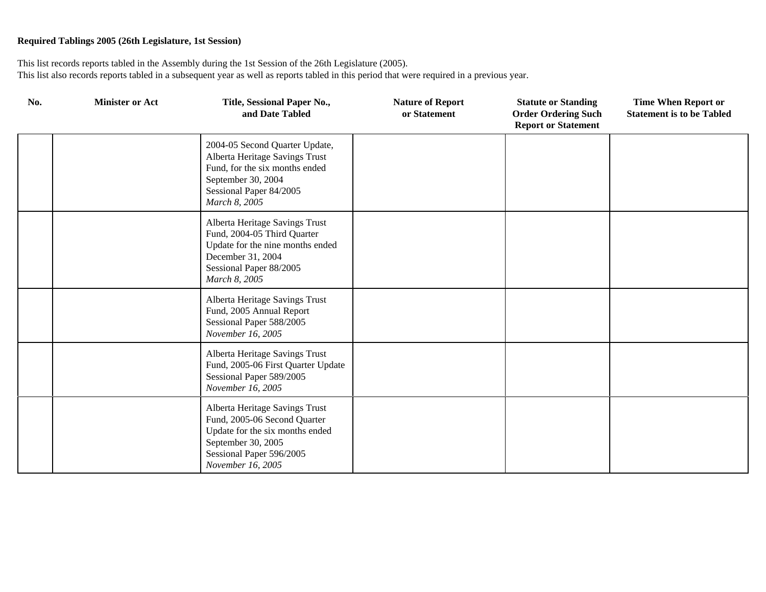**Required Tablings 2005 (26th Legislature, 1st Session)**

This list records reports tabled in the Assembly during the 1st Session of the 26th Legislature (2005).
This list also records reports tabled in a subsequent year as well as reports tabled in this period that were required in a previous year.

| No. | Minister or Act | Title, Sessional Paper No., and Date Tabled | Nature of Report or Statement | Statute or Standing Order Ordering Such Report or Statement | Time When Report or Statement is to be Tabled |
|---|---|---|---|---|---|
| | | 2004-05 Second Quarter Update, Alberta Heritage Savings Trust Fund, for the six months ended September 30, 2004<br>Sessional Paper 84/2005<br>*March 8, 2005* | | | |
| | | Alberta Heritage Savings Trust Fund, 2004-05 Third Quarter Update for the nine months ended December 31, 2004<br>Sessional Paper 88/2005<br>*March 8, 2005* | | | |
| | | Alberta Heritage Savings Trust Fund, 2005 Annual Report<br>Sessional Paper 588/2005<br>*November 16, 2005* | | | |
| | | Alberta Heritage Savings Trust Fund, 2005-06 First Quarter Update<br>Sessional Paper 589/2005<br>*November 16, 2005* | | | |
| | | Alberta Heritage Savings Trust Fund, 2005-06 Second Quarter Update for the six months ended September 30, 2005<br>Sessional Paper 596/2005<br>*November 16, 2005* | | | |